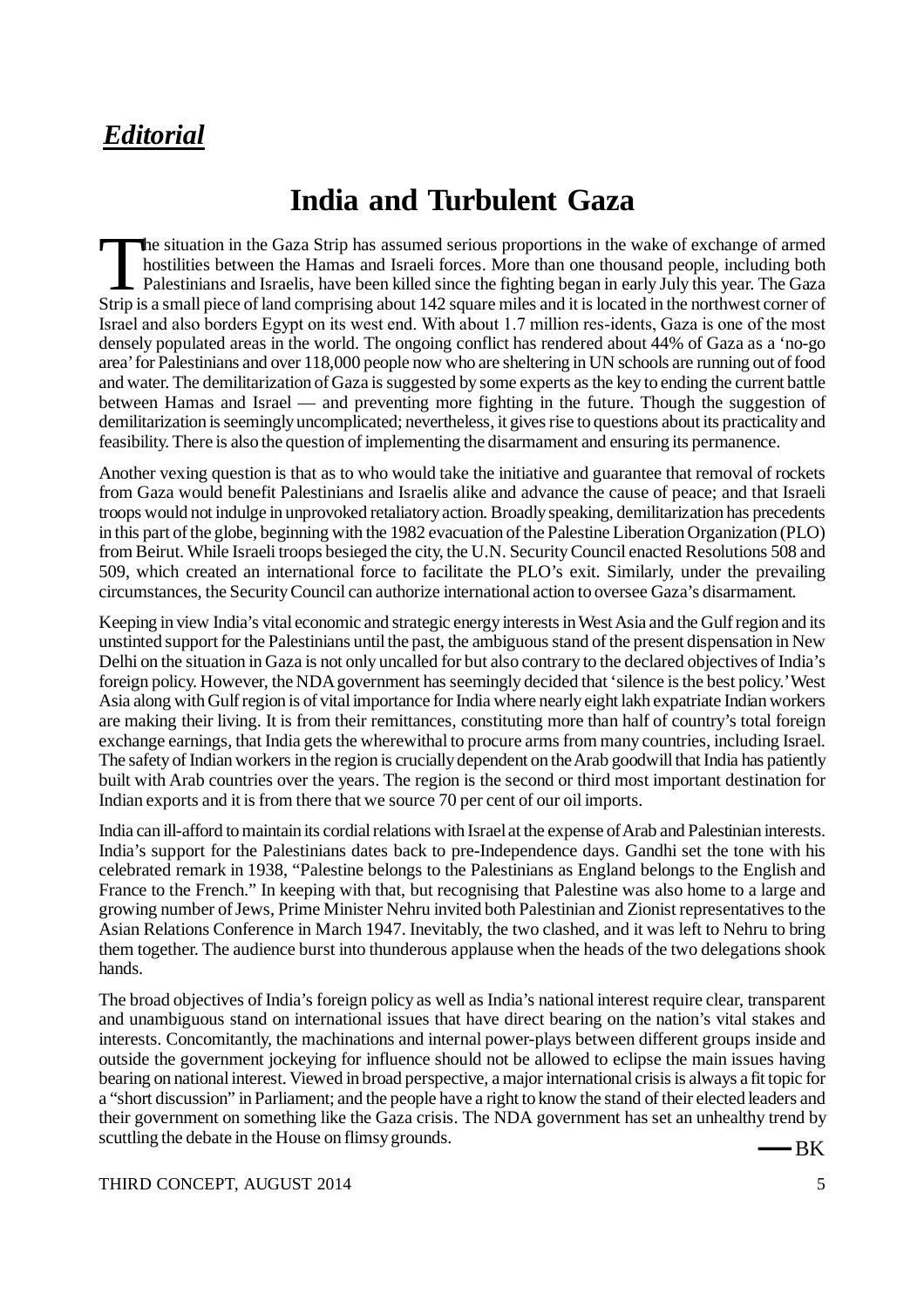***Editorial***

# India and Turbulent Gaza

The situation in the Gaza Strip has assumed serious proportions in the wake of exchange of armed hostilities between the Hamas and Israeli forces. More than one thousand people, including both Palestinians and Israelis, have been killed since the fighting began in early July this year. The Gaza Strip is a small piece of land comprising about 142 square miles and it is located in the northwest corner of Israel and also borders Egypt on its west end. With about 1.7 million res-idents, Gaza is one of the most densely populated areas in the world. The ongoing conflict has rendered about 44% of Gaza as a 'no-go area' for Palestinians and over 118,000 people now who are sheltering in UN schools are running out of food and water. The demilitarization of Gaza is suggested by some experts as the key to ending the current battle between Hamas and Israel — and preventing more fighting in the future. Though the suggestion of demilitarization is seemingly uncomplicated; nevertheless, it gives rise to questions about its practicality and feasibility. There is also the question of implementing the disarmament and ensuring its permanence.

Another vexing question is that as to who would take the initiative and guarantee that removal of rockets from Gaza would benefit Palestinians and Israelis alike and advance the cause of peace; and that Israeli troops would not indulge in unprovoked retaliatory action. Broadly speaking, demilitarization has precedents in this part of the globe, beginning with the 1982 evacuation of the Palestine Liberation Organization (PLO) from Beirut. While Israeli troops besieged the city, the U.N. Security Council enacted Resolutions 508 and 509, which created an international force to facilitate the PLO's exit. Similarly, under the prevailing circumstances, the Security Council can authorize international action to oversee Gaza's disarmament.

Keeping in view India's vital economic and strategic energy interests in West Asia and the Gulf region and its unstinted support for the Palestinians until the past, the ambiguous stand of the present dispensation in New Delhi on the situation in Gaza is not only uncalled for but also contrary to the declared objectives of India's foreign policy. However, the NDA government has seemingly decided that 'silence is the best policy.' West Asia along with Gulf region is of vital importance for India where nearly eight lakh expatriate Indian workers are making their living. It is from their remittances, constituting more than half of country's total foreign exchange earnings, that India gets the wherewithal to procure arms from many countries, including Israel. The safety of Indian workers in the region is crucially dependent on the Arab goodwill that India has patiently built with Arab countries over the years. The region is the second or third most important destination for Indian exports and it is from there that we source 70 per cent of our oil imports.

India can ill-afford to maintain its cordial relations with Israel at the expense of Arab and Palestinian interests. India's support for the Palestinians dates back to pre-Independence days. Gandhi set the tone with his celebrated remark in 1938, "Palestine belongs to the Palestinians as England belongs to the English and France to the French." In keeping with that, but recognising that Palestine was also home to a large and growing number of Jews, Prime Minister Nehru invited both Palestinian and Zionist representatives to the Asian Relations Conference in March 1947. Inevitably, the two clashed, and it was left to Nehru to bring them together. The audience burst into thunderous applause when the heads of the two delegations shook hands.

The broad objectives of India's foreign policy as well as India's national interest require clear, transparent and unambiguous stand on international issues that have direct bearing on the nation's vital stakes and interests. Concomitantly, the machinations and internal power-plays between different groups inside and outside the government jockeying for influence should not be allowed to eclipse the main issues having bearing on national interest. Viewed in broad perspective, a major international crisis is always a fit topic for a "short discussion" in Parliament; and the people have a right to know the stand of their elected leaders and their government on something like the Gaza crisis. The NDA government has set an unhealthy trend by scuttling the debate in the House on flimsy grounds.

— BK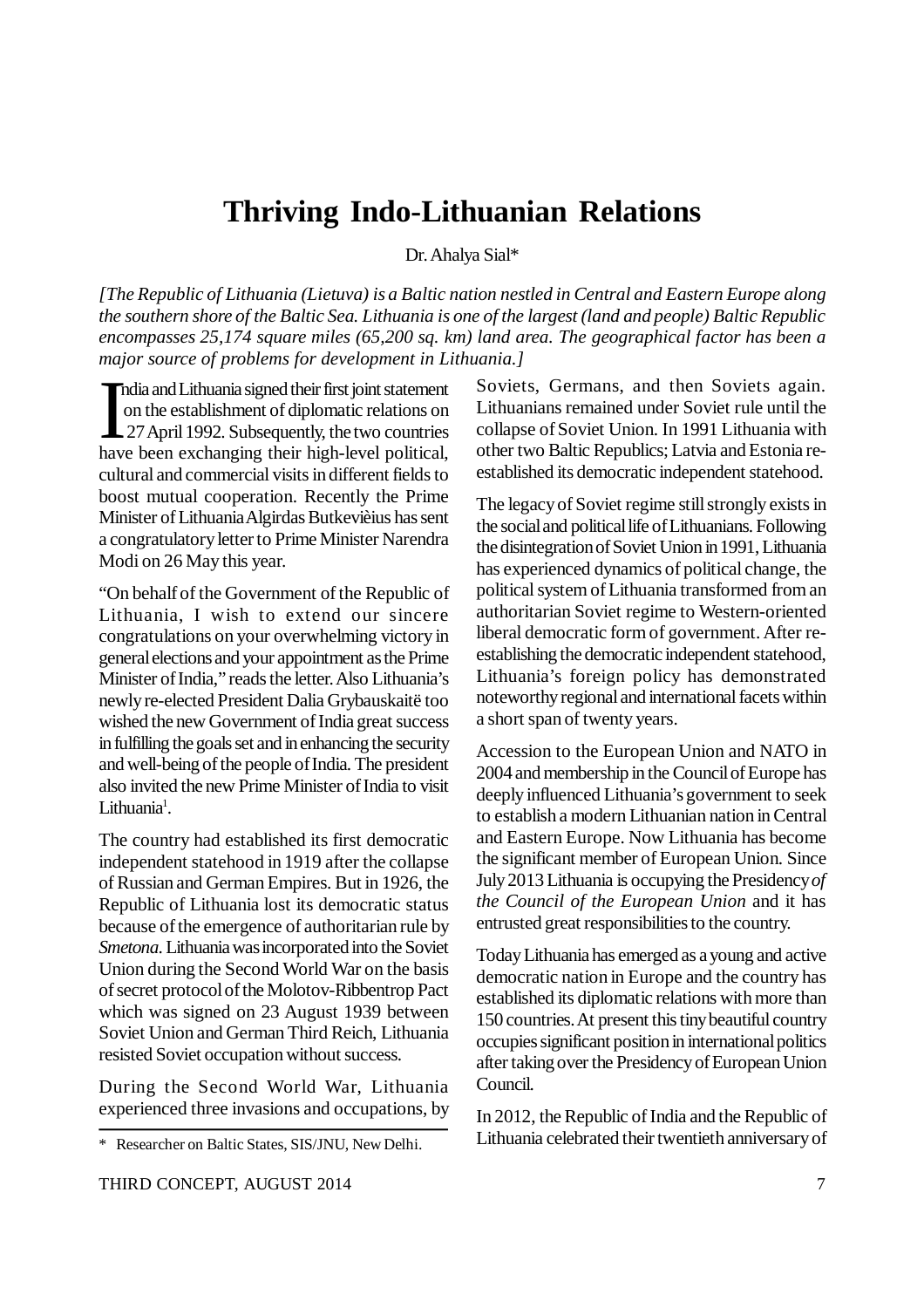# Thriving Indo-Lithuanian Relations

Dr. Ahalya Sial*

*[The Republic of Lithuania (Lietuva) is a Baltic nation nestled in Central and Eastern Europe along the southern shore of the Baltic Sea. Lithuania is one of the largest (land and people) Baltic Republic encompasses 25,174 square miles (65,200 sq. km) land area. The geographical factor has been a major source of problems for development in Lithuania.]*

India and Lithuania signed their first joint statement on the establishment of diplomatic relations on 27 April 1992. Subsequently, the two countries have been exchanging their high-level political, cultural and commercial visits in different fields to boost mutual cooperation. Recently the Prime Minister of Lithuania Algirdas Butkevièius has sent a congratulatory letter to Prime Minister Narendra Modi on 26 May this year.

"On behalf of the Government of the Republic of Lithuania, I wish to extend our sincere congratulations on your overwhelming victory in general elections and your appointment as the Prime Minister of India," reads the letter. Also Lithuania's newly re-elected President Dalia Grybauskaitë too wished the new Government of India great success in fulfilling the goals set and in enhancing the security and well-being of the people of India. The president also invited the new Prime Minister of India to visit Lithuania[1].

The country had established its first democratic independent statehood in 1919 after the collapse of Russian and German Empires. But in 1926, the Republic of Lithuania lost its democratic status because of the emergence of authoritarian rule by *Smetona*. Lithuania was incorporated into the Soviet Union during the Second World War on the basis of secret protocol of the Molotov-Ribbentrop Pact which was signed on 23 August 1939 between Soviet Union and German Third Reich, Lithuania resisted Soviet occupation without success.

During the Second World War, Lithuania experienced three invasions and occupations, by Soviets, Germans, and then Soviets again. Lithuanians remained under Soviet rule until the collapse of Soviet Union. In 1991 Lithuania with other two Baltic Republics; Latvia and Estonia re-established its democratic independent statehood.

The legacy of Soviet regime still strongly exists in the social and political life of Lithuanians. Following the disintegration of Soviet Union in 1991, Lithuania has experienced dynamics of political change, the political system of Lithuania transformed from an authoritarian Soviet regime to Western-oriented liberal democratic form of government. After re-establishing the democratic independent statehood, Lithuania's foreign policy has demonstrated noteworthy regional and international facets within a short span of twenty years.

Accession to the European Union and NATO in 2004 and membership in the Council of Europe has deeply influenced Lithuania's government to seek to establish a modern Lithuanian nation in Central and Eastern Europe. Now Lithuania has become the significant member of European Union. Since July 2013 Lithuania is occupying the Presidency *of the Council of the European Union* and it has entrusted great responsibilities to the country.

Today Lithuania has emerged as a young and active democratic nation in Europe and the country has established its diplomatic relations with more than 150 countries. At present this tiny beautiful country occupies significant position in international politics after taking over the Presidency of European Union Council.

In 2012, the Republic of India and the Republic of Lithuania celebrated their twentieth anniversary of

\* Researcher on Baltic States, SIS/JNU, New Delhi.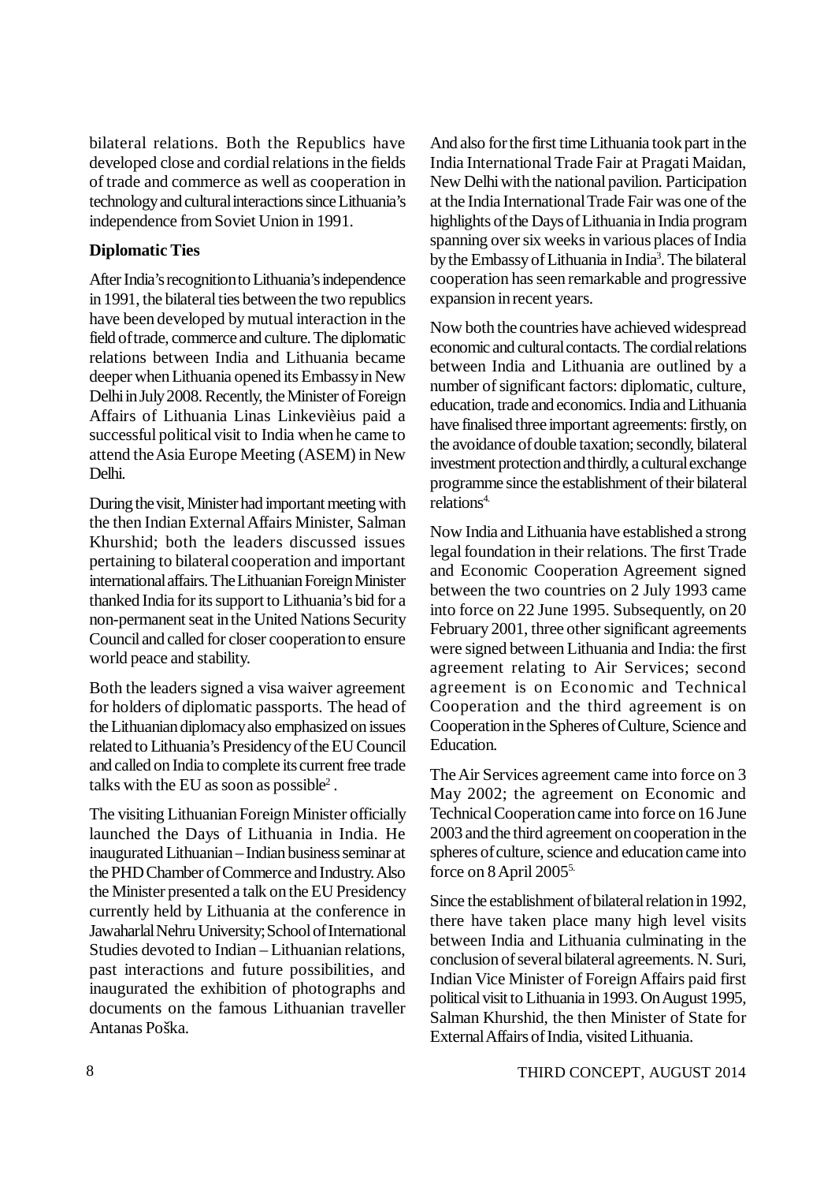bilateral relations. Both the Republics have developed close and cordial relations in the fields of trade and commerce as well as cooperation in technology and cultural interactions since Lithuania's independence from Soviet Union in 1991.

**Diplomatic Ties**

After India's recognition to Lithuania's independence in 1991, the bilateral ties between the two republics have been developed by mutual interaction in the field of trade, commerce and culture. The diplomatic relations between India and Lithuania became deeper when Lithuania opened its Embassy in New Delhi in July 2008. Recently, the Minister of Foreign Affairs of Lithuania Linas Linkevièius paid a successful political visit to India when he came to attend the Asia Europe Meeting (ASEM) in New Delhi.

During the visit, Minister had important meeting with the then Indian External Affairs Minister, Salman Khurshid; both the leaders discussed issues pertaining to bilateral cooperation and important international affairs. The Lithuanian Foreign Minister thanked India for its support to Lithuania's bid for a non-permanent seat in the United Nations Security Council and called for closer cooperation to ensure world peace and stability.

Both the leaders signed a visa waiver agreement for holders of diplomatic passports. The head of the Lithuanian diplomacy also emphasized on issues related to Lithuania's Presidency of the EU Council and called on India to complete its current free trade talks with the EU as soon as possible[2] .

The visiting Lithuanian Foreign Minister officially launched the Days of Lithuania in India. He inaugurated Lithuanian – Indian business seminar at the PHD Chamber of Commerce and Industry. Also the Minister presented a talk on the EU Presidency currently held by Lithuania at the conference in Jawaharlal Nehru University; School of International Studies devoted to Indian – Lithuanian relations, past interactions and future possibilities, and inaugurated the exhibition of photographs and documents on the famous Lithuanian traveller Antanas Poška.

And also for the first time Lithuania took part in the India International Trade Fair at Pragati Maidan, New Delhi with the national pavilion. Participation at the India International Trade Fair was one of the highlights of the Days of Lithuania in India program spanning over six weeks in various places of India by the Embassy of Lithuania in India[3]. The bilateral cooperation has seen remarkable and progressive expansion in recent years.

Now both the countries have achieved widespread economic and cultural contacts. The cordial relations between India and Lithuania are outlined by a number of significant factors: diplomatic, culture, education, trade and economics. India and Lithuania have finalised three important agreements: firstly, on the avoidance of double taxation; secondly, bilateral investment protection and thirdly, a cultural exchange programme since the establishment of their bilateral relations[4].

Now India and Lithuania have established a strong legal foundation in their relations. The first Trade and Economic Cooperation Agreement signed between the two countries on 2 July 1993 came into force on 22 June 1995. Subsequently, on 20 February 2001, three other significant agreements were signed between Lithuania and India: the first agreement relating to Air Services; second agreement is on Economic and Technical Cooperation and the third agreement is on Cooperation in the Spheres of Culture, Science and Education.

The Air Services agreement came into force on 3 May 2002; the agreement on Economic and Technical Cooperation came into force on 16 June 2003 and the third agreement on cooperation in the spheres of culture, science and education came into force on 8 April 2005[5].

Since the establishment of bilateral relation in 1992, there have taken place many high level visits between India and Lithuania culminating in the conclusion of several bilateral agreements. N. Suri, Indian Vice Minister of Foreign Affairs paid first political visit to Lithuania in 1993. On August 1995, Salman Khurshid, the then Minister of State for External Affairs of India, visited Lithuania.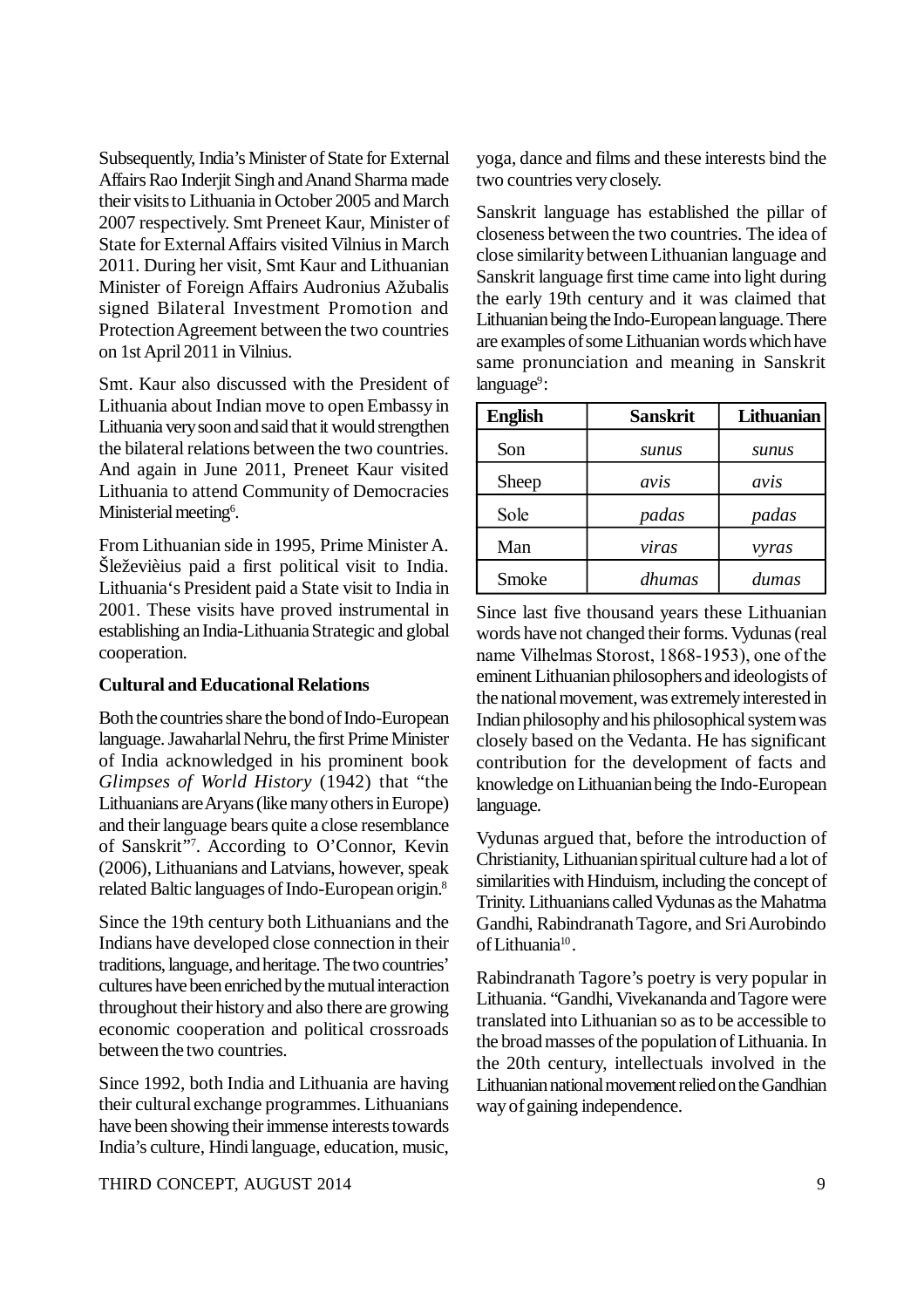Subsequently, India's Minister of State for External Affairs Rao Inderjit Singh and Anand Sharma made their visits to Lithuania in October 2005 and March 2007 respectively. Smt Preneet Kaur, Minister of State for External Affairs visited Vilnius in March 2011. During her visit, Smt Kaur and Lithuanian Minister of Foreign Affairs Audronius Ažubalis signed Bilateral Investment Promotion and Protection Agreement between the two countries on 1st April 2011 in Vilnius.

Smt. Kaur also discussed with the President of Lithuania about Indian move to open Embassy in Lithuania very soon and said that it would strengthen the bilateral relations between the two countries. And again in June 2011, Preneet Kaur visited Lithuania to attend Community of Democracies Ministerial meeting[6].

From Lithuanian side in 1995, Prime Minister A. Šleževièius paid a first political visit to India. Lithuania's President paid a State visit to India in 2001. These visits have proved instrumental in establishing an India-Lithuania Strategic and global cooperation.

**Cultural and Educational Relations**

Both the countries share the bond of Indo-European language. Jawaharlal Nehru, the first Prime Minister of India acknowledged in his prominent book *Glimpses of World History* (1942) that "the Lithuanians are Aryans (like many others in Europe) and their language bears quite a close resemblance of Sanskrit"[7]. According to O'Connor, Kevin (2006), Lithuanians and Latvians, however, speak related Baltic languages of Indo-European origin.[8]

Since the 19th century both Lithuanians and the Indians have developed close connection in their traditions, language, and heritage. The two countries' cultures have been enriched by the mutual interaction throughout their history and also there are growing economic cooperation and political crossroads between the two countries.

Since 1992, both India and Lithuania are having their cultural exchange programmes. Lithuanians have been showing their immense interests towards India's culture, Hindi language, education, music, yoga, dance and films and these interests bind the two countries very closely.

Sanskrit language has established the pillar of closeness between the two countries. The idea of close similarity between Lithuanian language and Sanskrit language first time came into light during the early 19th century and it was claimed that Lithuanian being the Indo-European language. There are examples of some Lithuanian words which have same pronunciation and meaning in Sanskrit language[9]:

| English | Sanskrit | Lithuanian |
|---|---|---|
| Son | *sunus* | *sunus* |
| Sheep | *avis* | *avis* |
| Sole | *padas* | *padas* |
| Man | *viras* | *vyras* |
| Smoke | *dhumas* | *dumas* |

Since last five thousand years these Lithuanian words have not changed their forms. Vydunas (real name Vilhelmas Storost, 1868-1953), one of the eminent Lithuanian philosophers and ideologists of the national movement, was extremely interested in Indian philosophy and his philosophical system was closely based on the Vedanta. He has significant contribution for the development of facts and knowledge on Lithuanian being the Indo-European language.

Vydunas argued that, before the introduction of Christianity, Lithuanian spiritual culture had a lot of similarities with Hinduism, including the concept of Trinity. Lithuanians called Vydunas as the Mahatma Gandhi, Rabindranath Tagore, and Sri Aurobindo of Lithuania[10].

Rabindranath Tagore's poetry is very popular in Lithuania. "Gandhi, Vivekananda and Tagore were translated into Lithuanian so as to be accessible to the broad masses of the population of Lithuania. In the 20th century, intellectuals involved in the Lithuanian national movement relied on the Gandhian way of gaining independence.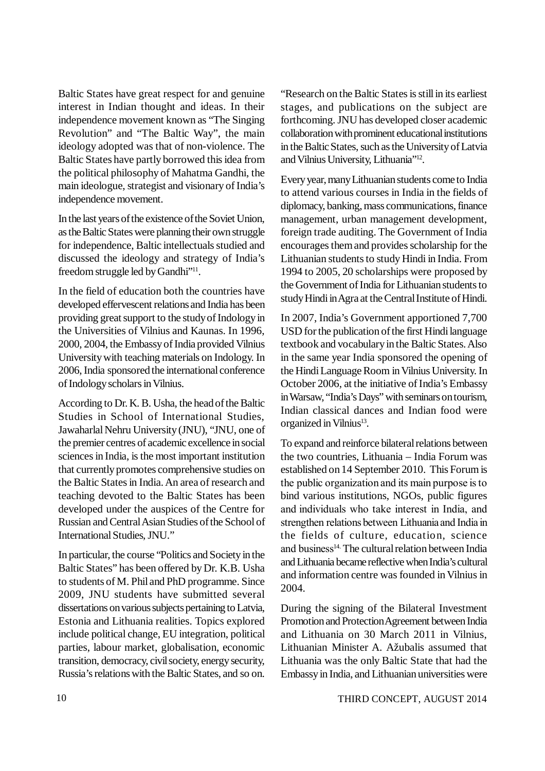Baltic States have great respect for and genuine interest in Indian thought and ideas. In their independence movement known as "The Singing Revolution" and "The Baltic Way", the main ideology adopted was that of non-violence. The Baltic States have partly borrowed this idea from the political philosophy of Mahatma Gandhi, the main ideologue, strategist and visionary of India's independence movement.

In the last years of the existence of the Soviet Union, as the Baltic States were planning their own struggle for independence, Baltic intellectuals studied and discussed the ideology and strategy of India's freedom struggle led by Gandhi"[11].

In the field of education both the countries have developed effervescent relations and India has been providing great support to the study of Indology in the Universities of Vilnius and Kaunas. In 1996, 2000, 2004, the Embassy of India provided Vilnius University with teaching materials on Indology. In 2006, India sponsored the international conference of Indology scholars in Vilnius.

According to Dr. K. B. Usha, the head of the Baltic Studies in School of International Studies, Jawaharlal Nehru University (JNU), "JNU, one of the premier centres of academic excellence in social sciences in India, is the most important institution that currently promotes comprehensive studies on the Baltic States in India. An area of research and teaching devoted to the Baltic States has been developed under the auspices of the Centre for Russian and Central Asian Studies of the School of International Studies, JNU."

In particular, the course "Politics and Society in the Baltic States" has been offered by Dr. K.B. Usha to students of M. Phil and PhD programme. Since 2009, JNU students have submitted several dissertations on various subjects pertaining to Latvia, Estonia and Lithuania realities. Topics explored include political change, EU integration, political parties, labour market, globalisation, economic transition, democracy, civil society, energy security, Russia's relations with the Baltic States, and so on. "Research on the Baltic States is still in its earliest stages, and publications on the subject are forthcoming. JNU has developed closer academic collaboration with prominent educational institutions in the Baltic States, such as the University of Latvia and Vilnius University, Lithuania"[12].

Every year, many Lithuanian students come to India to attend various courses in India in the fields of diplomacy, banking, mass communications, finance management, urban management development, foreign trade auditing. The Government of India encourages them and provides scholarship for the Lithuanian students to study Hindi in India. From 1994 to 2005, 20 scholarships were proposed by the Government of India for Lithuanian students to study Hindi in Agra at the Central Institute of Hindi.

In 2007, India's Government apportioned 7,700 USD for the publication of the first Hindi language textbook and vocabulary in the Baltic States. Also in the same year India sponsored the opening of the Hindi Language Room in Vilnius University. In October 2006, at the initiative of India's Embassy in Warsaw, "India's Days" with seminars on tourism, Indian classical dances and Indian food were organized in Vilnius[13].

To expand and reinforce bilateral relations between the two countries, Lithuania – India Forum was established on 14 September 2010. This Forum is the public organization and its main purpose is to bind various institutions, NGOs, public figures and individuals who take interest in India, and strengthen relations between Lithuania and India in the fields of culture, education, science and business[14]. The cultural relation between India and Lithuania became reflective when India's cultural and information centre was founded in Vilnius in 2004.

During the signing of the Bilateral Investment Promotion and Protection Agreement between India and Lithuania on 30 March 2011 in Vilnius, Lithuanian Minister A. Ažubalis assumed that Lithuania was the only Baltic State that had the Embassy in India, and Lithuanian universities were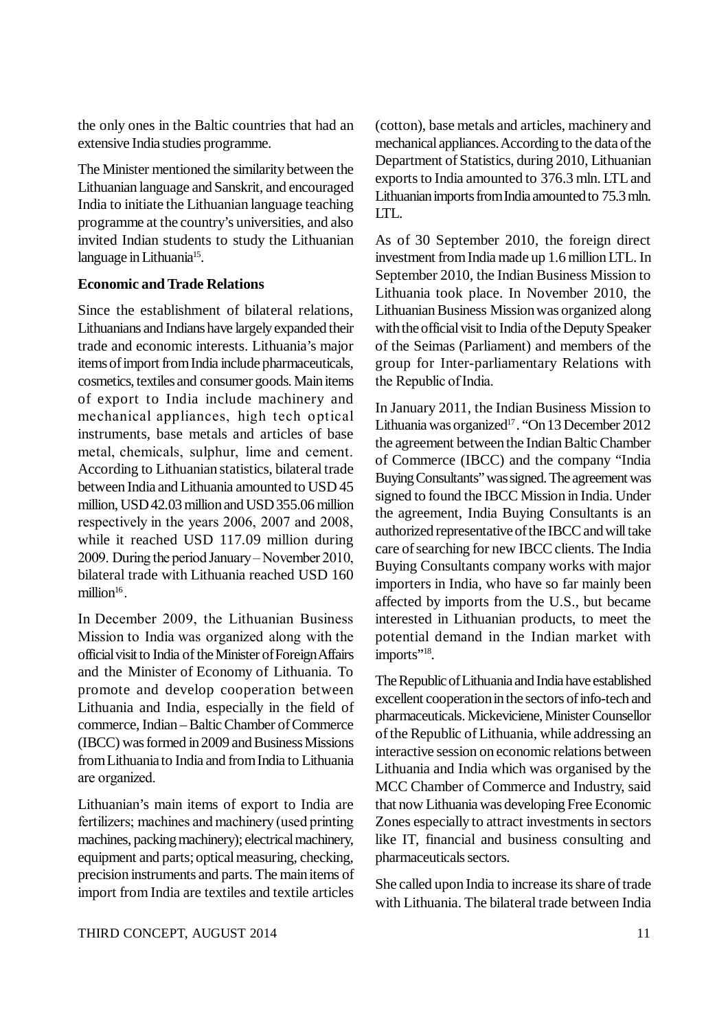the only ones in the Baltic countries that had an extensive India studies programme.

The Minister mentioned the similarity between the Lithuanian language and Sanskrit, and encouraged India to initiate the Lithuanian language teaching programme at the country's universities, and also invited Indian students to study the Lithuanian language in Lithuania[15].

**Economic and Trade Relations**

Since the establishment of bilateral relations, Lithuanians and Indians have largely expanded their trade and economic interests. Lithuania's major items of import from India include pharmaceuticals, cosmetics, textiles and consumer goods. Main items of export to India include machinery and mechanical appliances, high tech optical instruments, base metals and articles of base metal, chemicals, sulphur, lime and cement. According to Lithuanian statistics, bilateral trade between India and Lithuania amounted to USD 45 million, USD 42.03 million and USD 355.06 million respectively in the years 2006, 2007 and 2008, while it reached USD 117.09 million during 2009. During the period January – November 2010, bilateral trade with Lithuania reached USD 160 million[16].

In December 2009, the Lithuanian Business Mission to India was organized along with the official visit to India of the Minister of Foreign Affairs and the Minister of Economy of Lithuania. To promote and develop cooperation between Lithuania and India, especially in the field of commerce, Indian – Baltic Chamber of Commerce (IBCC) was formed in 2009 and Business Missions from Lithuania to India and from India to Lithuania are organized.

Lithuanian's main items of export to India are fertilizers; machines and machinery (used printing machines, packing machinery); electrical machinery, equipment and parts; optical measuring, checking, precision instruments and parts. The main items of import from India are textiles and textile articles (cotton), base metals and articles, machinery and mechanical appliances. According to the data of the Department of Statistics, during 2010, Lithuanian exports to India amounted to 376.3 mln. LTL and Lithuanian imports from India amounted to 75.3 mln. LTL.

As of 30 September 2010, the foreign direct investment from India made up 1.6 million LTL. In September 2010, the Indian Business Mission to Lithuania took place. In November 2010, the Lithuanian Business Mission was organized along with the official visit to India of the Deputy Speaker of the Seimas (Parliament) and members of the group for Inter-parliamentary Relations with the Republic of India.

In January 2011, the Indian Business Mission to Lithuania was organized[17]. "On 13 December 2012 the agreement between the Indian Baltic Chamber of Commerce (IBCC) and the company "India Buying Consultants" was signed. The agreement was signed to found the IBCC Mission in India. Under the agreement, India Buying Consultants is an authorized representative of the IBCC and will take care of searching for new IBCC clients. The India Buying Consultants company works with major importers in India, who have so far mainly been affected by imports from the U.S., but became interested in Lithuanian products, to meet the potential demand in the Indian market with imports"[18].

The Republic of Lithuania and India have established excellent cooperation in the sectors of info-tech and pharmaceuticals. Mickeviciene, Minister Counsellor of the Republic of Lithuania, while addressing an interactive session on economic relations between Lithuania and India which was organised by the MCC Chamber of Commerce and Industry, said that now Lithuania was developing Free Economic Zones especially to attract investments in sectors like IT, financial and business consulting and pharmaceuticals sectors.

She called upon India to increase its share of trade with Lithuania. The bilateral trade between India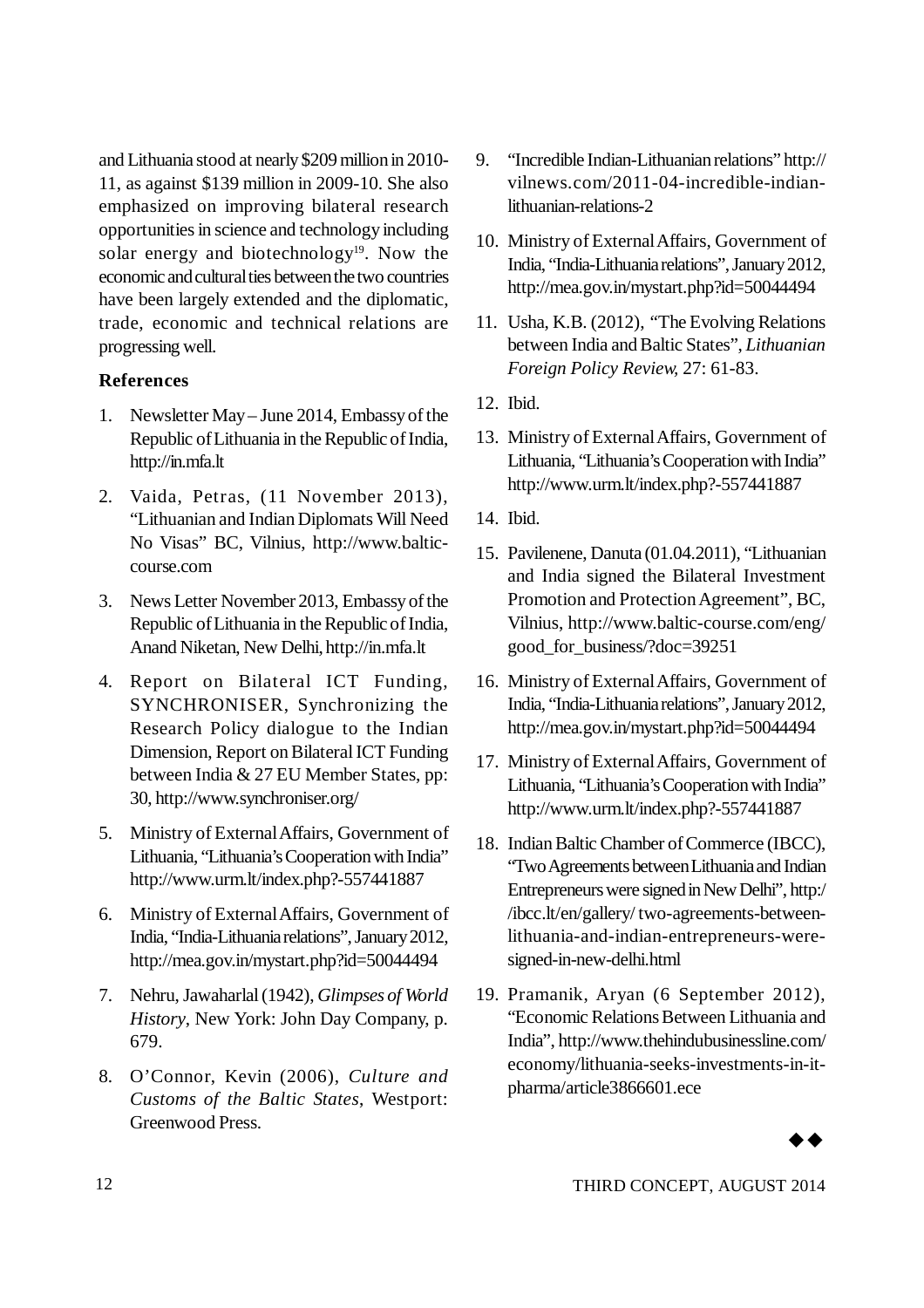and Lithuania stood at nearly $209 million in 2010-11, as against $139 million in 2009-10. She also emphasized on improving bilateral research opportunities in science and technology including solar energy and biotechnology[19]. Now the economic and cultural ties between the two countries have been largely extended and the diplomatic, trade, economic and technical relations are progressing well.

### References

1. Newsletter May – June 2014, Embassy of the Republic of Lithuania in the Republic of India, http://in.mfa.lt
2. Vaida, Petras, (11 November 2013), "Lithuanian and Indian Diplomats Will Need No Visas" BC, Vilnius, http://www.baltic-course.com
3. News Letter November 2013, Embassy of the Republic of Lithuania in the Republic of India, Anand Niketan, New Delhi, http://in.mfa.lt
4. Report on Bilateral ICT Funding, SYNCHRONISER, Synchronizing the Research Policy dialogue to the Indian Dimension, Report on Bilateral ICT Funding between India & 27 EU Member States, pp: 30, http://www.synchroniser.org/
5. Ministry of External Affairs, Government of Lithuania, "Lithuania's Cooperation with India" http://www.urm.lt/index.php?-557441887
6. Ministry of External Affairs, Government of India, "India-Lithuania relations", January 2012, http://mea.gov.in/mystart.php?id=50044494
7. Nehru, Jawaharlal (1942), *Glimpses of World History*, New York: John Day Company, p. 679.
8. O'Connor, Kevin (2006), *Culture and Customs of the Baltic States*, Westport: Greenwood Press.
9. "Incredible Indian-Lithuanian relations" http://vilnews.com/2011-04-incredible-indian-lithuanian-relations-2
10. Ministry of External Affairs, Government of India, "India-Lithuania relations", January 2012, http://mea.gov.in/mystart.php?id=50044494
11. Usha, K.B. (2012), "The Evolving Relations between India and Baltic States", *Lithuanian Foreign Policy Review*, 27: 61-83.
12. Ibid.
13. Ministry of External Affairs, Government of Lithuania, "Lithuania's Cooperation with India" http://www.urm.lt/index.php?-557441887
14. Ibid.
15. Pavilenene, Danuta (01.04.2011), "Lithuanian and India signed the Bilateral Investment Promotion and Protection Agreement", BC, Vilnius, http://www.baltic-course.com/eng/good_for_business/?doc=39251
16. Ministry of External Affairs, Government of India, "India-Lithuania relations", January 2012, http://mea.gov.in/mystart.php?id=50044494
17. Ministry of External Affairs, Government of Lithuania, "Lithuania's Cooperation with India" http://www.urm.lt/index.php?-557441887
18. Indian Baltic Chamber of Commerce (IBCC), "Two Agreements between Lithuania and Indian Entrepreneurs were signed in New Delhi", http://ibcc.lt/en/gallery/ two-agreements-between-lithuania-and-indian-entrepreneurs-were-signed-in-new-delhi.html
19. Pramanik, Aryan (6 September 2012), "Economic Relations Between Lithuania and India", http://www.thehindubusinessline.com/economy/lithuania-seeks-investments-in-it-pharma/article3866601.ece

◆◆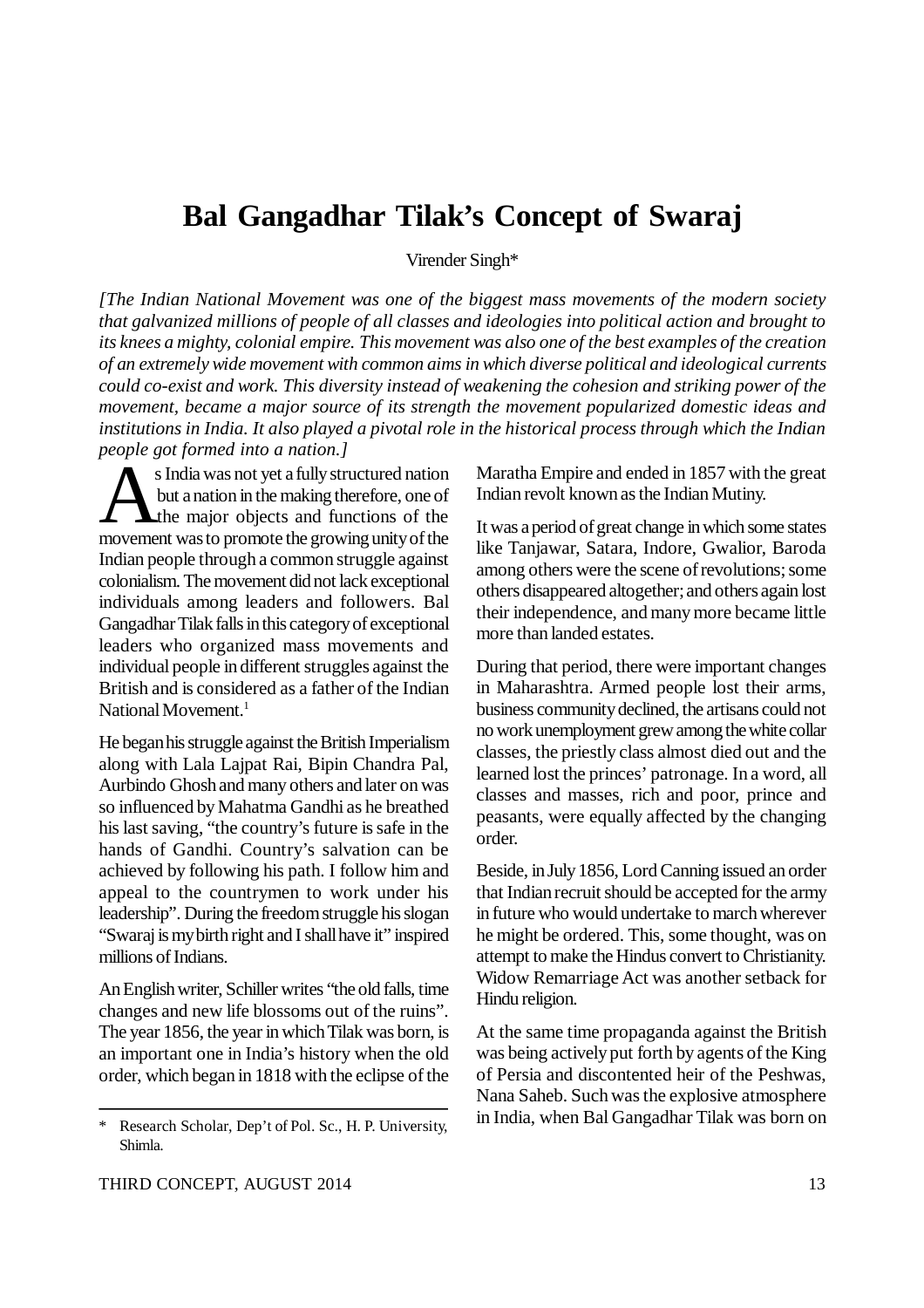# Bal Gangadhar Tilak's Concept of Swaraj

Virender Singh*

*[The Indian National Movement was one of the biggest mass movements of the modern society that galvanized millions of people of all classes and ideologies into political action and brought to its knees a mighty, colonial empire. This movement was also one of the best examples of the creation of an extremely wide movement with common aims in which diverse political and ideological currents could co-exist and work. This diversity instead of weakening the cohesion and striking power of the movement, became a major source of its strength the movement popularized domestic ideas and institutions in India. It also played a pivotal role in the historical process through which the Indian people got formed into a nation.]*

As India was not yet a fully structured nation but a nation in the making therefore, one of the major objects and functions of the movement was to promote the growing unity of the Indian people through a common struggle against colonialism. The movement did not lack exceptional individuals among leaders and followers. Bal Gangadhar Tilak falls in this category of exceptional leaders who organized mass movements and individual people in different struggles against the British and is considered as a father of the Indian National Movement.[1]

He began his struggle against the British Imperialism along with Lala Lajpat Rai, Bipin Chandra Pal, Aurbindo Ghosh and many others and later on was so influenced by Mahatma Gandhi as he breathed his last saving, "the country's future is safe in the hands of Gandhi. Country's salvation can be achieved by following his path. I follow him and appeal to the countrymen to work under his leadership". During the freedom struggle his slogan "Swaraj is my birth right and I shall have it" inspired millions of Indians.

An English writer, Schiller writes "the old falls, time changes and new life blossoms out of the ruins". The year 1856, the year in which Tilak was born, is an important one in India's history when the old order, which began in 1818 with the eclipse of the Maratha Empire and ended in 1857 with the great Indian revolt known as the Indian Mutiny.

It was a period of great change in which some states like Tanjawar, Satara, Indore, Gwalior, Baroda among others were the scene of revolutions; some others disappeared altogether; and others again lost their independence, and many more became little more than landed estates.

During that period, there were important changes in Maharashtra. Armed people lost their arms, business community declined, the artisans could not no work unemployment grew among the white collar classes, the priestly class almost died out and the learned lost the princes' patronage. In a word, all classes and masses, rich and poor, prince and peasants, were equally affected by the changing order.

Beside, in July 1856, Lord Canning issued an order that Indian recruit should be accepted for the army in future who would undertake to march wherever he might be ordered. This, some thought, was on attempt to make the Hindus convert to Christianity. Widow Remarriage Act was another setback for Hindu religion.

At the same time propaganda against the British was being actively put forth by agents of the King of Persia and discontented heir of the Peshwas, Nana Saheb. Such was the explosive atmosphere in India, when Bal Gangadhar Tilak was born on

---

\* Research Scholar, Dep't of Pol. Sc., H. P. University, Shimla.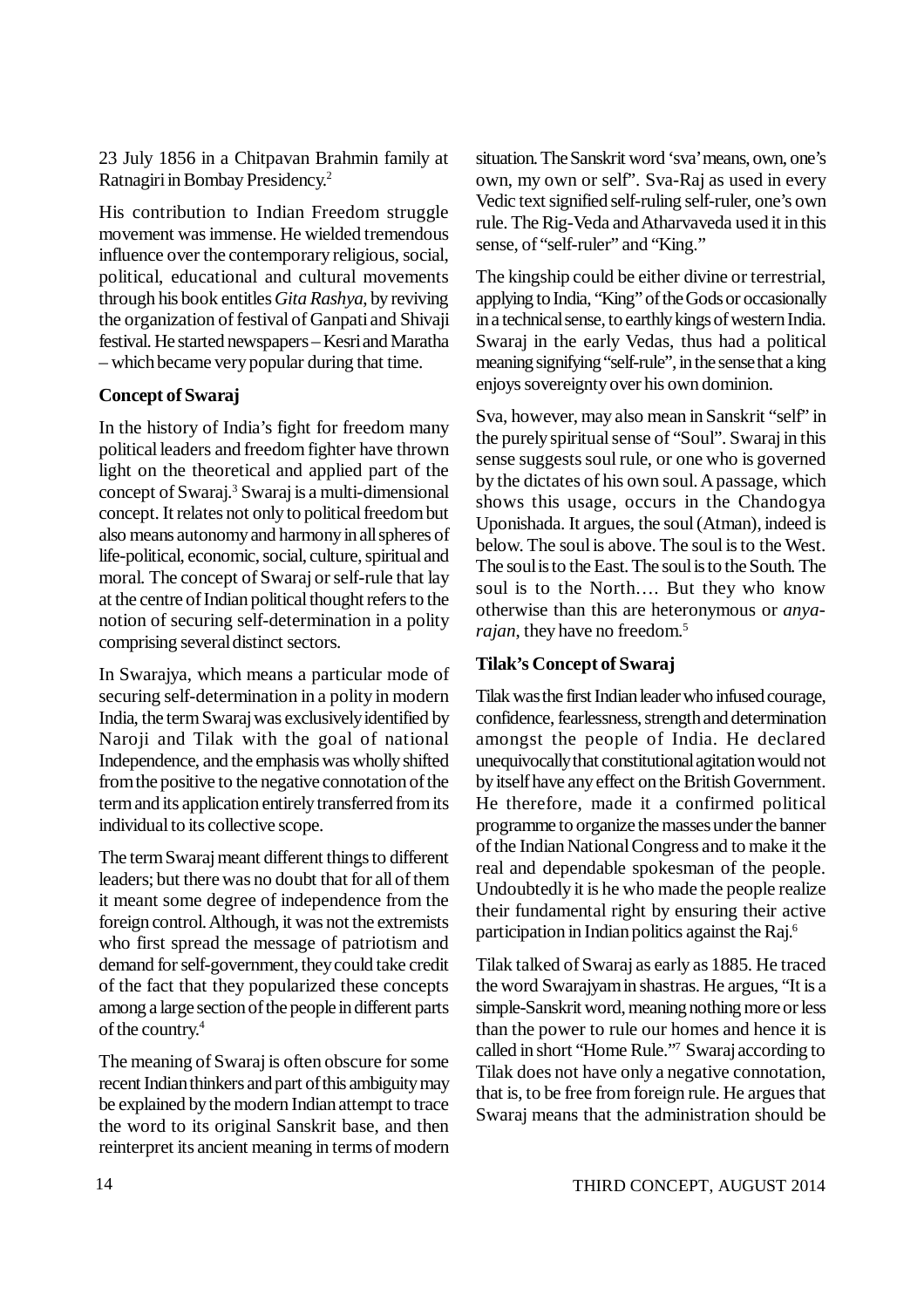23 July 1856 in a Chitpavan Brahmin family at Ratnagiri in Bombay Presidency.[2]

His contribution to Indian Freedom struggle movement was immense. He wielded tremendous influence over the contemporary religious, social, political, educational and cultural movements through his book entitles *Gita Rashya*, by reviving the organization of festival of Ganpati and Shivaji festival. He started newspapers – Kesri and Maratha – which became very popular during that time.

**Concept of Swaraj**

In the history of India's fight for freedom many political leaders and freedom fighter have thrown light on the theoretical and applied part of the concept of Swaraj.[3] Swaraj is a multi-dimensional concept. It relates not only to political freedom but also means autonomy and harmony in all spheres of life-political, economic, social, culture, spiritual and moral. The concept of Swaraj or self-rule that lay at the centre of Indian political thought refers to the notion of securing self-determination in a polity comprising several distinct sectors.

In Swarajya, which means a particular mode of securing self-determination in a polity in modern India, the term Swaraj was exclusively identified by Naroji and Tilak with the goal of national Independence, and the emphasis was wholly shifted from the positive to the negative connotation of the term and its application entirely transferred from its individual to its collective scope.

The term Swaraj meant different things to different leaders; but there was no doubt that for all of them it meant some degree of independence from the foreign control. Although, it was not the extremists who first spread the message of patriotism and demand for self-government, they could take credit of the fact that they popularized these concepts among a large section of the people in different parts of the country.[4]

The meaning of Swaraj is often obscure for some recent Indian thinkers and part of this ambiguity may be explained by the modern Indian attempt to trace the word to its original Sanskrit base, and then reinterpret its ancient meaning in terms of modern situation. The Sanskrit word 'sva' means, own, one's own, my own or self". Sva-Raj as used in every Vedic text signified self-ruling self-ruler, one's own rule. The Rig-Veda and Atharvaveda used it in this sense, of "self-ruler" and "King."

The kingship could be either divine or terrestrial, applying to India, "King" of the Gods or occasionally in a technical sense, to earthly kings of western India. Swaraj in the early Vedas, thus had a political meaning signifying "self-rule", in the sense that a king enjoys sovereignty over his own dominion.

Sva, however, may also mean in Sanskrit "self" in the purely spiritual sense of "Soul". Swaraj in this sense suggests soul rule, or one who is governed by the dictates of his own soul. A passage, which shows this usage, occurs in the Chandogya Uponishada. It argues, the soul (Atman), indeed is below. The soul is above. The soul is to the West. The soul is to the East. The soul is to the South. The soul is to the North…. But they who know otherwise than this are heteronymous or *anya-rajan*, they have no freedom.[5]

**Tilak's Concept of Swaraj**

Tilak was the first Indian leader who infused courage, confidence, fearlessness, strength and determination amongst the people of India. He declared unequivocally that constitutional agitation would not by itself have any effect on the British Government. He therefore, made it a confirmed political programme to organize the masses under the banner of the Indian National Congress and to make it the real and dependable spokesman of the people. Undoubtedly it is he who made the people realize their fundamental right by ensuring their active participation in Indian politics against the Raj.[6]

Tilak talked of Swaraj as early as 1885. He traced the word Swarajyam in shastras. He argues, "It is a simple-Sanskrit word, meaning nothing more or less than the power to rule our homes and hence it is called in short "Home Rule."[7] Swaraj according to Tilak does not have only a negative connotation, that is, to be free from foreign rule. He argues that Swaraj means that the administration should be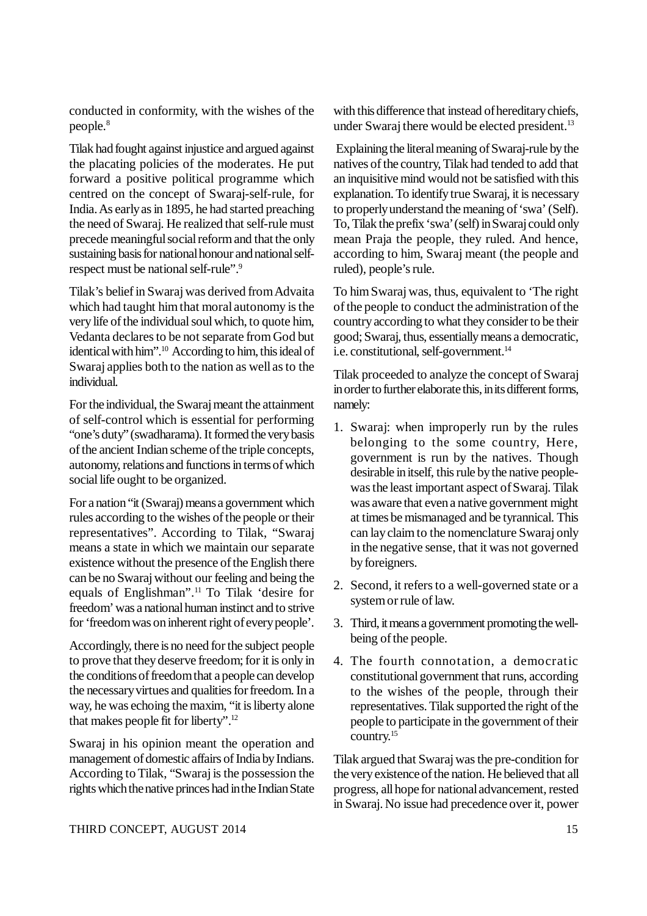conducted in conformity, with the wishes of the people.[8]

Tilak had fought against injustice and argued against the placating policies of the moderates. He put forward a positive political programme which centred on the concept of Swaraj-self-rule, for India. As early as in 1895, he had started preaching the need of Swaraj. He realized that self-rule must precede meaningful social reform and that the only sustaining basis for national honour and national self-respect must be national self-rule".[9]

Tilak's belief in Swaraj was derived from Advaita which had taught him that moral autonomy is the very life of the individual soul which, to quote him, Vedanta declares to be not separate from God but identical with him".[10] According to him, this ideal of Swaraj applies both to the nation as well as to the individual.

For the individual, the Swaraj meant the attainment of self-control which is essential for performing "one's duty" (swadharama). It formed the very basis of the ancient Indian scheme of the triple concepts, autonomy, relations and functions in terms of which social life ought to be organized.

For a nation "it (Swaraj) means a government which rules according to the wishes of the people or their representatives". According to Tilak, "Swaraj means a state in which we maintain our separate existence without the presence of the English there can be no Swaraj without our feeling and being the equals of Englishman".[11] To Tilak 'desire for freedom' was a national human instinct and to strive for 'freedom was on inherent right of every people'.

Accordingly, there is no need for the subject people to prove that they deserve freedom; for it is only in the conditions of freedom that a people can develop the necessary virtues and qualities for freedom. In a way, he was echoing the maxim, "it is liberty alone that makes people fit for liberty".[12]

Swaraj in his opinion meant the operation and management of domestic affairs of India by Indians. According to Tilak, "Swaraj is the possession the rights which the native princes had in the Indian State with this difference that instead of hereditary chiefs, under Swaraj there would be elected president.[13]

Explaining the literal meaning of Swaraj-rule by the natives of the country, Tilak had tended to add that an inquisitive mind would not be satisfied with this explanation. To identify true Swaraj, it is necessary to properly understand the meaning of 'swa' (Self). To, Tilak the prefix 'swa' (self) in Swaraj could only mean Praja the people, they ruled. And hence, according to him, Swaraj meant (the people and ruled), people's rule.

To him Swaraj was, thus, equivalent to 'The right of the people to conduct the administration of the country according to what they consider to be their good; Swaraj, thus, essentially means a democratic, i.e. constitutional, self-government.[14]

Tilak proceeded to analyze the concept of Swaraj in order to further elaborate this, in its different forms, namely:

1. Swaraj: when improperly run by the rules belonging to the some country, Here, government is run by the natives. Though desirable in itself, this rule by the native people-was the least important aspect of Swaraj. Tilak was aware that even a native government might at times be mismanaged and be tyrannical. This can lay claim to the nomenclature Swaraj only in the negative sense, that it was not governed by foreigners.
2. Second, it refers to a well-governed state or a system or rule of law.
3. Third, it means a government promoting the well-being of the people.
4. The fourth connotation, a democratic constitutional government that runs, according to the wishes of the people, through their representatives. Tilak supported the right of the people to participate in the government of their country.[15]

Tilak argued that Swaraj was the pre-condition for the very existence of the nation. He believed that all progress, all hope for national advancement, rested in Swaraj. No issue had precedence over it, power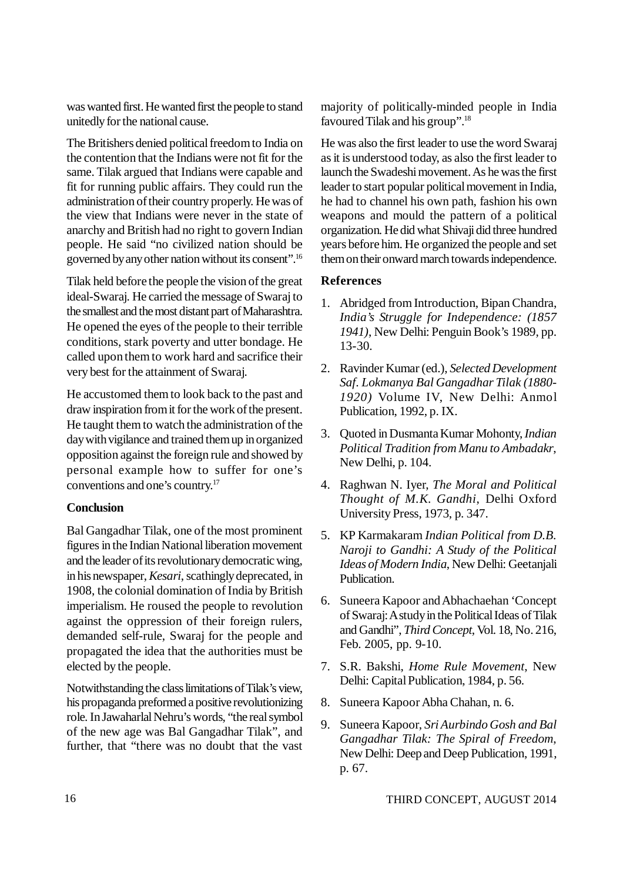was wanted first. He wanted first the people to stand unitedly for the national cause.

The Britishers denied political freedom to India on the contention that the Indians were not fit for the same. Tilak argued that Indians were capable and fit for running public affairs. They could run the administration of their country properly. He was of the view that Indians were never in the state of anarchy and British had no right to govern Indian people. He said "no civilized nation should be governed by any other nation without its consent".[16]

Tilak held before the people the vision of the great ideal-Swaraj. He carried the message of Swaraj to the smallest and the most distant part of Maharashtra. He opened the eyes of the people to their terrible conditions, stark poverty and utter bondage. He called upon them to work hard and sacrifice their very best for the attainment of Swaraj.

He accustomed them to look back to the past and draw inspiration from it for the work of the present. He taught them to watch the administration of the day with vigilance and trained them up in organized opposition against the foreign rule and showed by personal example how to suffer for one's conventions and one's country.[17]

### Conclusion

Bal Gangadhar Tilak, one of the most prominent figures in the Indian National liberation movement and the leader of its revolutionary democratic wing, in his newspaper, *Kesari*, scathingly deprecated, in 1908, the colonial domination of India by British imperialism. He roused the people to revolution against the oppression of their foreign rulers, demanded self-rule, Swaraj for the people and propagated the idea that the authorities must be elected by the people.

Notwithstanding the class limitations of Tilak's view, his propaganda preformed a positive revolutionizing role. In Jawaharlal Nehru's words, "the real symbol of the new age was Bal Gangadhar Tilak", and further, that "there was no doubt that the vast majority of politically-minded people in India favoured Tilak and his group".[18]

He was also the first leader to use the word Swaraj as it is understood today, as also the first leader to launch the Swadeshi movement. As he was the first leader to start popular political movement in India, he had to channel his own path, fashion his own weapons and mould the pattern of a political organization. He did what Shivaji did three hundred years before him. He organized the people and set them on their onward march towards independence.

### References

1. Abridged from Introduction, Bipan Chandra, *India's Struggle for Independence: (1857 1941)*, New Delhi: Penguin Book's 1989, pp. 13-30.
2. Ravinder Kumar (ed.), *Selected Development Saf. Lokmanya Bal Gangadhar Tilak (1880-1920)* Volume IV, New Delhi: Anmol Publication, 1992, p. IX.
3. Quoted in Dusmanta Kumar Mohonty, *Indian Political Tradition from Manu to Ambadakr*, New Delhi, p. 104.
4. Raghwan N. Iyer, *The Moral and Political Thought of M.K. Gandhi*, Delhi Oxford University Press, 1973, p. 347.
5. KP Karmakaram *Indian Political from D.B. Naroji to Gandhi: A Study of the Political Ideas of Modern India*, New Delhi: Geetanjali Publication.
6. Suneera Kapoor and Abhachaehan 'Concept of Swaraj: A study in the Political Ideas of Tilak and Gandhi", *Third Concept*, Vol. 18, No. 216, Feb. 2005, pp. 9-10.
7. S.R. Bakshi, *Home Rule Movement*, New Delhi: Capital Publication, 1984, p. 56.
8. Suneera Kapoor Abha Chahan, n. 6.
9. Suneera Kapoor, *Sri Aurbindo Gosh and Bal Gangadhar Tilak: The Spiral of Freedom*, New Delhi: Deep and Deep Publication, 1991, p. 67.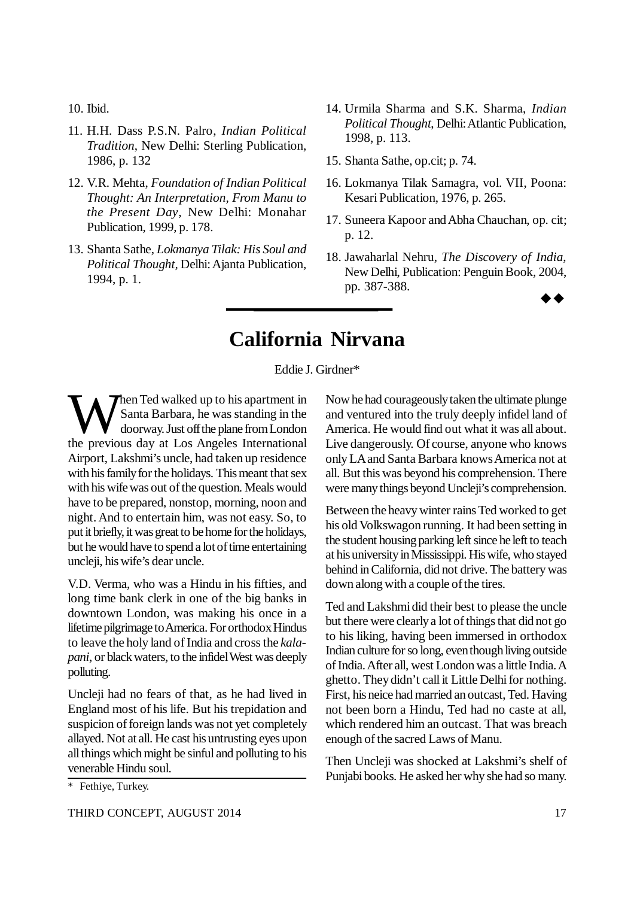10. Ibid.

11. H.H. Dass P.S.N. Palro, *Indian Political Tradition*, New Delhi: Sterling Publication, 1986, p. 132

12. V.R. Mehta, *Foundation of Indian Political Thought: An Interpretation, From Manu to the Present Day*, New Delhi: Monahar Publication, 1999, p. 178.

13. Shanta Sathe, *Lokmanya Tilak: His Soul and Political Thought*, Delhi: Ajanta Publication, 1994, p. 1.

14. Urmila Sharma and S.K. Sharma, *Indian Political Thought*, Delhi: Atlantic Publication, 1998, p. 113.

15. Shanta Sathe, op.cit; p. 74.

16. Lokmanya Tilak Samagra, vol. VII, Poona: Kesari Publication, 1976, p. 265.

17. Suneera Kapoor and Abha Chauchan, op. cit; p. 12.

18. Jawaharlal Nehru, *The Discovery of India*, New Delhi, Publication: Penguin Book, 2004, pp. 387-388.

◆◆

# California Nirvana

Eddie J. Girdner*

When Ted walked up to his apartment in Santa Barbara, he was standing in the doorway. Just off the plane from London the previous day at Los Angeles International Airport, Lakshmi's uncle, had taken up residence with his family for the holidays. This meant that sex with his wife was out of the question. Meals would have to be prepared, nonstop, morning, noon and night. And to entertain him, was not easy. So, to put it briefly, it was great to be home for the holidays, but he would have to spend a lot of time entertaining uncleji, his wife's dear uncle.

V.D. Verma, who was a Hindu in his fifties, and long time bank clerk in one of the big banks in downtown London, was making his once in a lifetime pilgrimage to America. For orthodox Hindus to leave the holy land of India and cross the *kala-pani*, or black waters, to the infidel West was deeply polluting.

Uncleji had no fears of that, as he had lived in England most of his life. But his trepidation and suspicion of foreign lands was not yet completely allayed. Not at all. He cast his untrusting eyes upon all things which might be sinful and polluting to his venerable Hindu soul.

Now he had courageously taken the ultimate plunge and ventured into the truly deeply infidel land of America. He would find out what it was all about. Live dangerously. Of course, anyone who knows only LA and Santa Barbara knows America not at all. But this was beyond his comprehension. There were many things beyond Uncleji's comprehension.

Between the heavy winter rains Ted worked to get his old Volkswagon running. It had been setting in the student housing parking left since he left to teach at his university in Mississippi. His wife, who stayed behind in California, did not drive. The battery was down along with a couple of the tires.

Ted and Lakshmi did their best to please the uncle but there were clearly a lot of things that did not go to his liking, having been immersed in orthodox Indian culture for so long, even though living outside of India. After all, west London was a little India. A ghetto. They didn't call it Little Delhi for nothing. First, his neice had married an outcast, Ted. Having not been born a Hindu, Ted had no caste at all, which rendered him an outcast. That was breach enough of the sacred Laws of Manu.

Then Uncleji was shocked at Lakshmi's shelf of Punjabi books. He asked her why she had so many.

\* Fethiye, Turkey.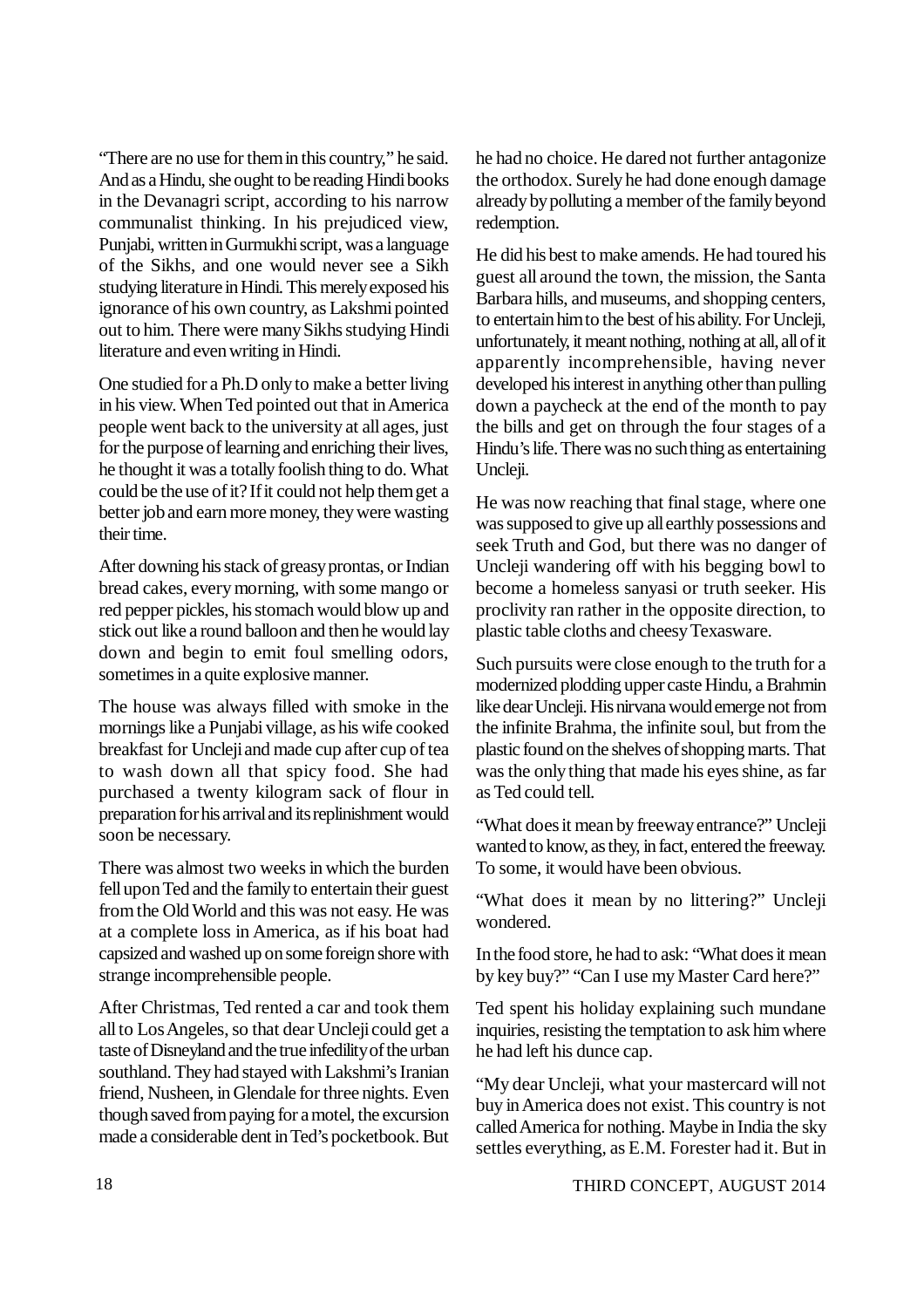"There are no use for them in this country," he said. And as a Hindu, she ought to be reading Hindi books in the Devanagri script, according to his narrow communalist thinking. In his prejudiced view, Punjabi, written in Gurmukhi script, was a language of the Sikhs, and one would never see a Sikh studying literature in Hindi. This merely exposed his ignorance of his own country, as Lakshmi pointed out to him. There were many Sikhs studying Hindi literature and even writing in Hindi.

One studied for a Ph.D only to make a better living in his view. When Ted pointed out that in America people went back to the university at all ages, just for the purpose of learning and enriching their lives, he thought it was a totally foolish thing to do. What could be the use of it? If it could not help them get a better job and earn more money, they were wasting their time.

After downing his stack of greasy prontas, or Indian bread cakes, every morning, with some mango or red pepper pickles, his stomach would blow up and stick out like a round balloon and then he would lay down and begin to emit foul smelling odors, sometimes in a quite explosive manner.

The house was always filled with smoke in the mornings like a Punjabi village, as his wife cooked breakfast for Uncleji and made cup after cup of tea to wash down all that spicy food. She had purchased a twenty kilogram sack of flour in preparation for his arrival and its replinishment would soon be necessary.

There was almost two weeks in which the burden fell upon Ted and the family to entertain their guest from the Old World and this was not easy. He was at a complete loss in America, as if his boat had capsized and washed up on some foreign shore with strange incomprehensible people.

After Christmas, Ted rented a car and took them all to Los Angeles, so that dear Uncleji could get a taste of Disneyland and the true infedility of the urban southland. They had stayed with Lakshmi's Iranian friend, Nusheen, in Glendale for three nights. Even though saved from paying for a motel, the excursion made a considerable dent in Ted's pocketbook. But he had no choice. He dared not further antagonize the orthodox. Surely he had done enough damage already by polluting a member of the family beyond redemption.

He did his best to make amends. He had toured his guest all around the town, the mission, the Santa Barbara hills, and museums, and shopping centers, to entertain him to the best of his ability. For Uncleji, unfortunately, it meant nothing, nothing at all, all of it apparently incomprehensible, having never developed his interest in anything other than pulling down a paycheck at the end of the month to pay the bills and get on through the four stages of a Hindu's life. There was no such thing as entertaining Uncleji.

He was now reaching that final stage, where one was supposed to give up all earthly possessions and seek Truth and God, but there was no danger of Uncleji wandering off with his begging bowl to become a homeless sanyasi or truth seeker. His proclivity ran rather in the opposite direction, to plastic table cloths and cheesy Texasware.

Such pursuits were close enough to the truth for a modernized plodding upper caste Hindu, a Brahmin like dear Uncleji. His nirvana would emerge not from the infinite Brahma, the infinite soul, but from the plastic found on the shelves of shopping marts. That was the only thing that made his eyes shine, as far as Ted could tell.

"What does it mean by freeway entrance?" Uncleji wanted to know, as they, in fact, entered the freeway. To some, it would have been obvious.

"What does it mean by no littering?" Uncleji wondered.

In the food store, he had to ask: "What does it mean by key buy?" "Can I use my Master Card here?"

Ted spent his holiday explaining such mundane inquiries, resisting the temptation to ask him where he had left his dunce cap.

"My dear Uncleji, what your mastercard will not buy in America does not exist. This country is not called America for nothing. Maybe in India the sky settles everything, as E.M. Forester had it. But in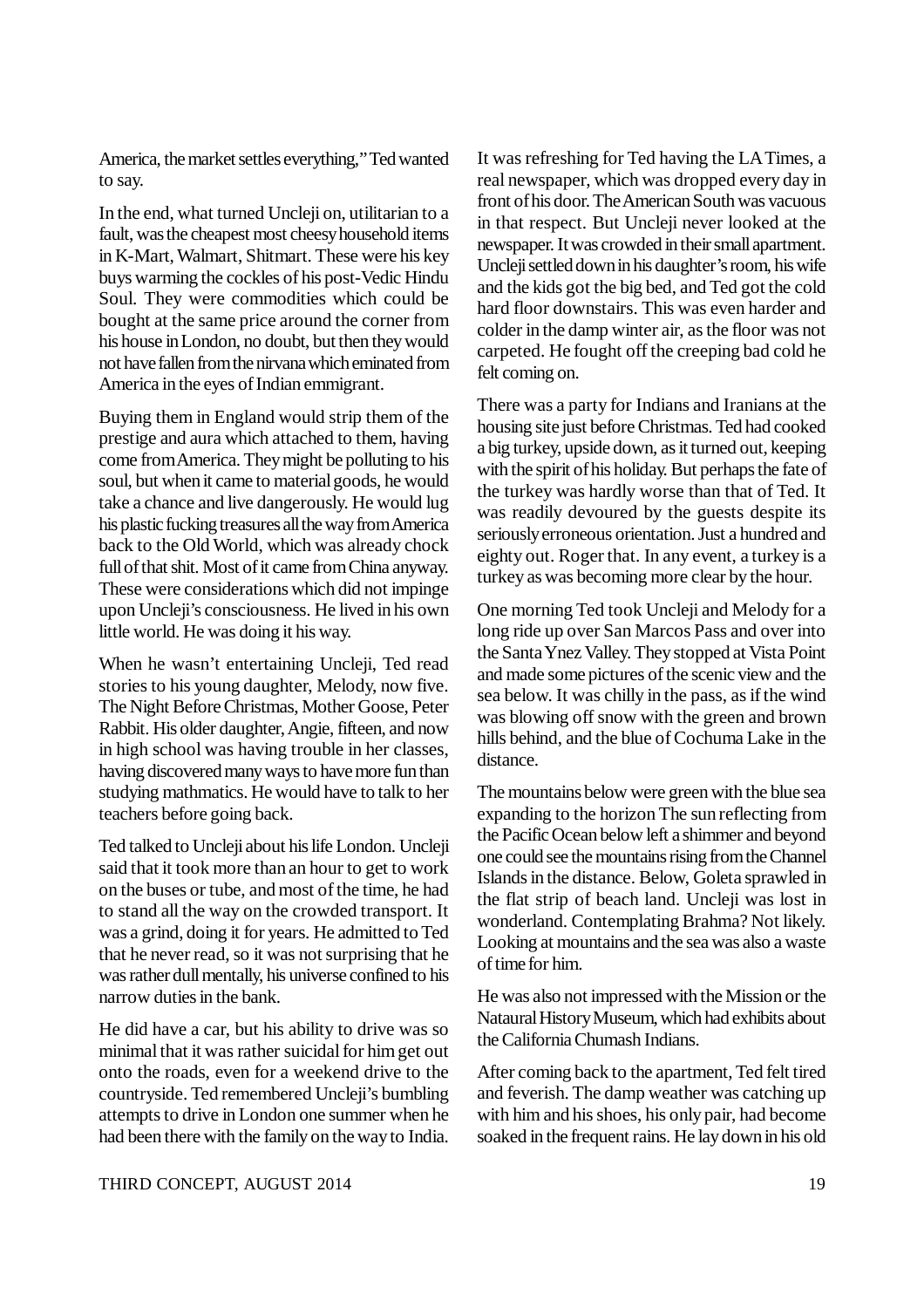America, the market settles everything," Ted wanted to say.

In the end, what turned Uncleji on, utilitarian to a fault, was the cheapest most cheesy household items in K-Mart, Walmart, Shitmart. These were his key buys warming the cockles of his post-Vedic Hindu Soul. They were commodities which could be bought at the same price around the corner from his house in London, no doubt, but then they would not have fallen from the nirvana which eminated from America in the eyes of Indian emmigrant.

Buying them in England would strip them of the prestige and aura which attached to them, having come from America. They might be polluting to his soul, but when it came to material goods, he would take a chance and live dangerously. He would lug his plastic fucking treasures all the way from America back to the Old World, which was already chock full of that shit. Most of it came from China anyway. These were considerations which did not impinge upon Uncleji's consciousness. He lived in his own little world. He was doing it his way.

When he wasn't entertaining Uncleji, Ted read stories to his young daughter, Melody, now five. The Night Before Christmas, Mother Goose, Peter Rabbit. His older daughter, Angie, fifteen, and now in high school was having trouble in her classes, having discovered many ways to have more fun than studying mathmatics. He would have to talk to her teachers before going back.

Ted talked to Uncleji about his life London. Uncleji said that it took more than an hour to get to work on the buses or tube, and most of the time, he had to stand all the way on the crowded transport. It was a grind, doing it for years. He admitted to Ted that he never read, so it was not surprising that he was rather dull mentally, his universe confined to his narrow duties in the bank.

He did have a car, but his ability to drive was so minimal that it was rather suicidal for him get out onto the roads, even for a weekend drive to the countryside. Ted remembered Uncleji's bumbling attempts to drive in London one summer when he had been there with the family on the way to India.

It was refreshing for Ted having the LA Times, a real newspaper, which was dropped every day in front of his door. The American South was vacuous in that respect. But Uncleji never looked at the newspaper. It was crowded in their small apartment. Uncleji settled down in his daughter's room, his wife and the kids got the big bed, and Ted got the cold hard floor downstairs. This was even harder and colder in the damp winter air, as the floor was not carpeted. He fought off the creeping bad cold he felt coming on.

There was a party for Indians and Iranians at the housing site just before Christmas. Ted had cooked a big turkey, upside down, as it turned out, keeping with the spirit of his holiday. But perhaps the fate of the turkey was hardly worse than that of Ted. It was readily devoured by the guests despite its seriously erroneous orientation. Just a hundred and eighty out. Roger that. In any event, a turkey is a turkey as was becoming more clear by the hour.

One morning Ted took Uncleji and Melody for a long ride up over San Marcos Pass and over into the Santa Ynez Valley. They stopped at Vista Point and made some pictures of the scenic view and the sea below. It was chilly in the pass, as if the wind was blowing off snow with the green and brown hills behind, and the blue of Cochuma Lake in the distance.

The mountains below were green with the blue sea expanding to the horizon The sun reflecting from the Pacific Ocean below left a shimmer and beyond one could see the mountains rising from the Channel Islands in the distance. Below, Goleta sprawled in the flat strip of beach land. Uncleji was lost in wonderland. Contemplating Brahma? Not likely. Looking at mountains and the sea was also a waste of time for him.

He was also not impressed with the Mission or the Nataural History Museum, which had exhibits about the California Chumash Indians.

After coming back to the apartment, Ted felt tired and feverish. The damp weather was catching up with him and his shoes, his only pair, had become soaked in the frequent rains. He lay down in his old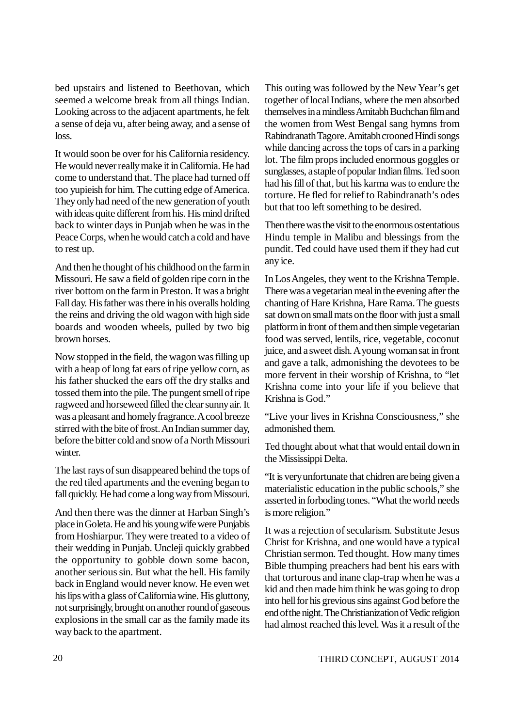bed upstairs and listened to Beethovan, which seemed a welcome break from all things Indian. Looking across to the adjacent apartments, he felt a sense of deja vu, after being away, and a sense of loss.

It would soon be over for his California residency. He would never really make it in California. He had come to understand that. The place had turned off too yupieish for him. The cutting edge of America. They only had need of the new generation of youth with ideas quite different from his. His mind drifted back to winter days in Punjab when he was in the Peace Corps, when he would catch a cold and have to rest up.

And then he thought of his childhood on the farm in Missouri. He saw a field of golden ripe corn in the river bottom on the farm in Preston. It was a bright Fall day. His father was there in his overalls holding the reins and driving the old wagon with high side boards and wooden wheels, pulled by two big brown horses.

Now stopped in the field, the wagon was filling up with a heap of long fat ears of ripe yellow corn, as his father shucked the ears off the dry stalks and tossed them into the pile. The pungent smell of ripe ragweed and horseweed filled the clear sunny air. It was a pleasant and homely fragrance. A cool breeze stirred with the bite of frost. An Indian summer day, before the bitter cold and snow of a North Missouri winter.

The last rays of sun disappeared behind the tops of the red tiled apartments and the evening began to fall quickly. He had come a long way from Missouri.

And then there was the dinner at Harban Singh's place in Goleta. He and his young wife were Punjabis from Hoshiarpur. They were treated to a video of their wedding in Punjab. Uncleji quickly grabbed the opportunity to gobble down some bacon, another serious sin. But what the hell. His family back in England would never know. He even wet his lips with a glass of California wine. His gluttony, not surprisingly, brought on another round of gaseous explosions in the small car as the family made its way back to the apartment.

This outing was followed by the New Year's get together of local Indians, where the men absorbed themselves in a mindless Amitabh Buchchan film and the women from West Bengal sang hymns from Rabindranath Tagore. Amitabh crooned Hindi songs while dancing across the tops of cars in a parking lot. The film props included enormous goggles or sunglasses, a staple of popular Indian films. Ted soon had his fill of that, but his karma was to endure the torture. He fled for relief to Rabindranath's odes but that too left something to be desired.

Then there was the visit to the enormous ostentatious Hindu temple in Malibu and blessings from the pundit. Ted could have used them if they had cut any ice.

In Los Angeles, they went to the Krishna Temple. There was a vegetarian meal in the evening after the chanting of Hare Krishna, Hare Rama. The guests sat down on small mats on the floor with just a small platform in front of them and then simple vegetarian food was served, lentils, rice, vegetable, coconut juice, and a sweet dish. A young woman sat in front and gave a talk, admonishing the devotees to be more fervent in their worship of Krishna, to "let Krishna come into your life if you believe that Krishna is God."

"Live your lives in Krishna Consciousness," she admonished them.

Ted thought about what that would entail down in the Mississippi Delta.

"It is very unfortunate that chidren are being given a materialistic education in the public schools," she asserted in forboding tones. "What the world needs is more religion."

It was a rejection of secularism. Substitute Jesus Christ for Krishna, and one would have a typical Christian sermon. Ted thought. How many times Bible thumping preachers had bent his ears with that torturous and inane clap-trap when he was a kid and then made him think he was going to drop into hell for his grevious sins against God before the end of the night. The Christianization of Vedic religion had almost reached this level. Was it a result of the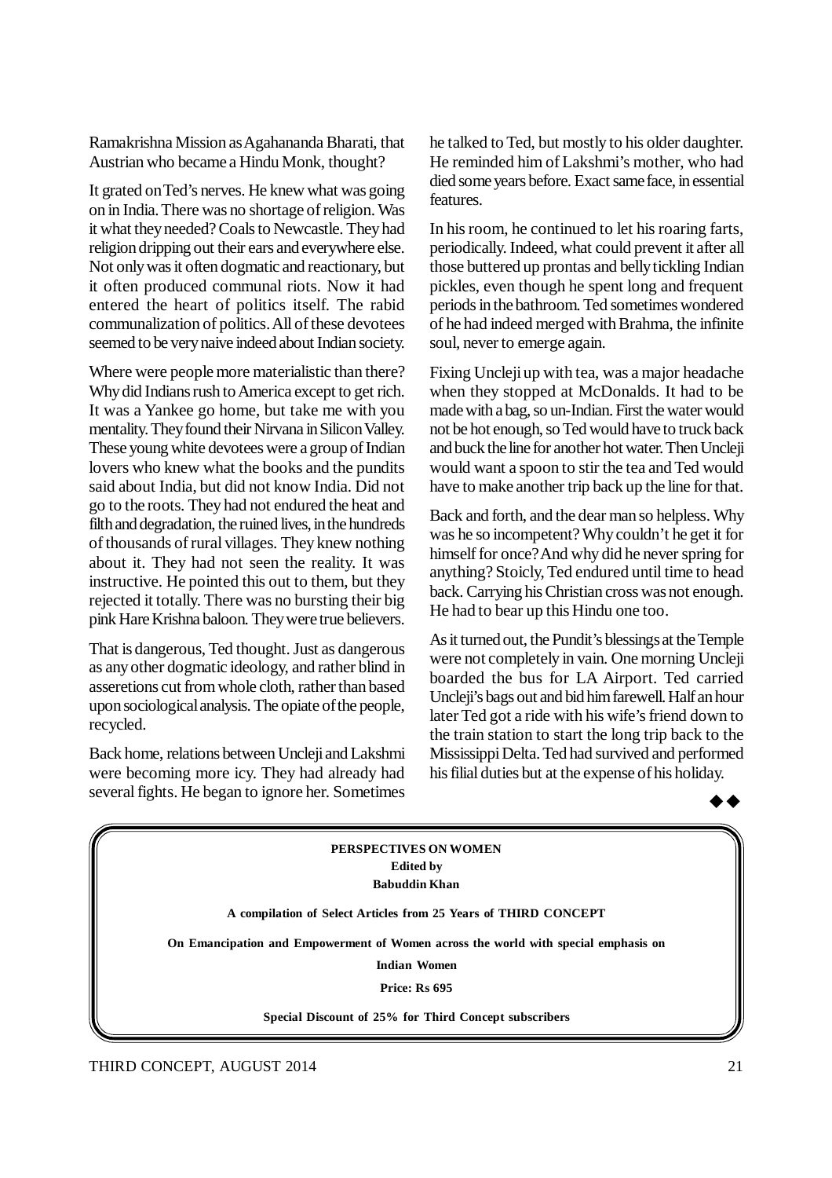Ramakrishna Mission as Agahananda Bharati, that Austrian who became a Hindu Monk, thought?

It grated on Ted's nerves. He knew what was going on in India. There was no shortage of religion. Was it what they needed? Coals to Newcastle. They had religion dripping out their ears and everywhere else. Not only was it often dogmatic and reactionary, but it often produced communal riots. Now it had entered the heart of politics itself. The rabid communalization of politics. All of these devotees seemed to be very naive indeed about Indian society.

Where were people more materialistic than there? Why did Indians rush to America except to get rich. It was a Yankee go home, but take me with you mentality. They found their Nirvana in Silicon Valley. These young white devotees were a group of Indian lovers who knew what the books and the pundits said about India, but did not know India. Did not go to the roots. They had not endured the heat and filth and degradation, the ruined lives, in the hundreds of thousands of rural villages. They knew nothing about it. They had not seen the reality. It was instructive. He pointed this out to them, but they rejected it totally. There was no bursting their big pink Hare Krishna baloon. They were true believers.

That is dangerous, Ted thought. Just as dangerous as any other dogmatic ideology, and rather blind in asseretions cut from whole cloth, rather than based upon sociological analysis. The opiate of the people, recycled.

Back home, relations between Uncleji and Lakshmi were becoming more icy. They had already had several fights. He began to ignore her. Sometimes he talked to Ted, but mostly to his older daughter. He reminded him of Lakshmi's mother, who had died some years before. Exact same face, in essential features.

In his room, he continued to let his roaring farts, periodically. Indeed, what could prevent it after all those buttered up prontas and belly tickling Indian pickles, even though he spent long and frequent periods in the bathroom. Ted sometimes wondered of he had indeed merged with Brahma, the infinite soul, never to emerge again.

Fixing Uncleji up with tea, was a major headache when they stopped at McDonalds. It had to be made with a bag, so un-Indian. First the water would not be hot enough, so Ted would have to truck back and buck the line for another hot water. Then Uncleji would want a spoon to stir the tea and Ted would have to make another trip back up the line for that.

Back and forth, and the dear man so helpless. Why was he so incompetent? Why couldn't he get it for himself for once? And why did he never spring for anything? Stoicly, Ted endured until time to head back. Carrying his Christian cross was not enough. He had to bear up this Hindu one too.

As it turned out, the Pundit's blessings at the Temple were not completely in vain. One morning Uncleji boarded the bus for LA Airport. Ted carried Uncleji's bags out and bid him farewell. Half an hour later Ted got a ride with his wife's friend down to the train station to start the long trip back to the Mississippi Delta. Ted had survived and performed his filial duties but at the expense of his holiday.

◆◆

**PERSPECTIVES ON WOMEN**
**Edited by**
**Babuddin Khan**

**A compilation of Select Articles from 25 Years of THIRD CONCEPT**

**On Emancipation and Empowerment of Women across the world with special emphasis on Indian Women**

**Price: Rs 695**

**Special Discount of 25% for Third Concept subscribers**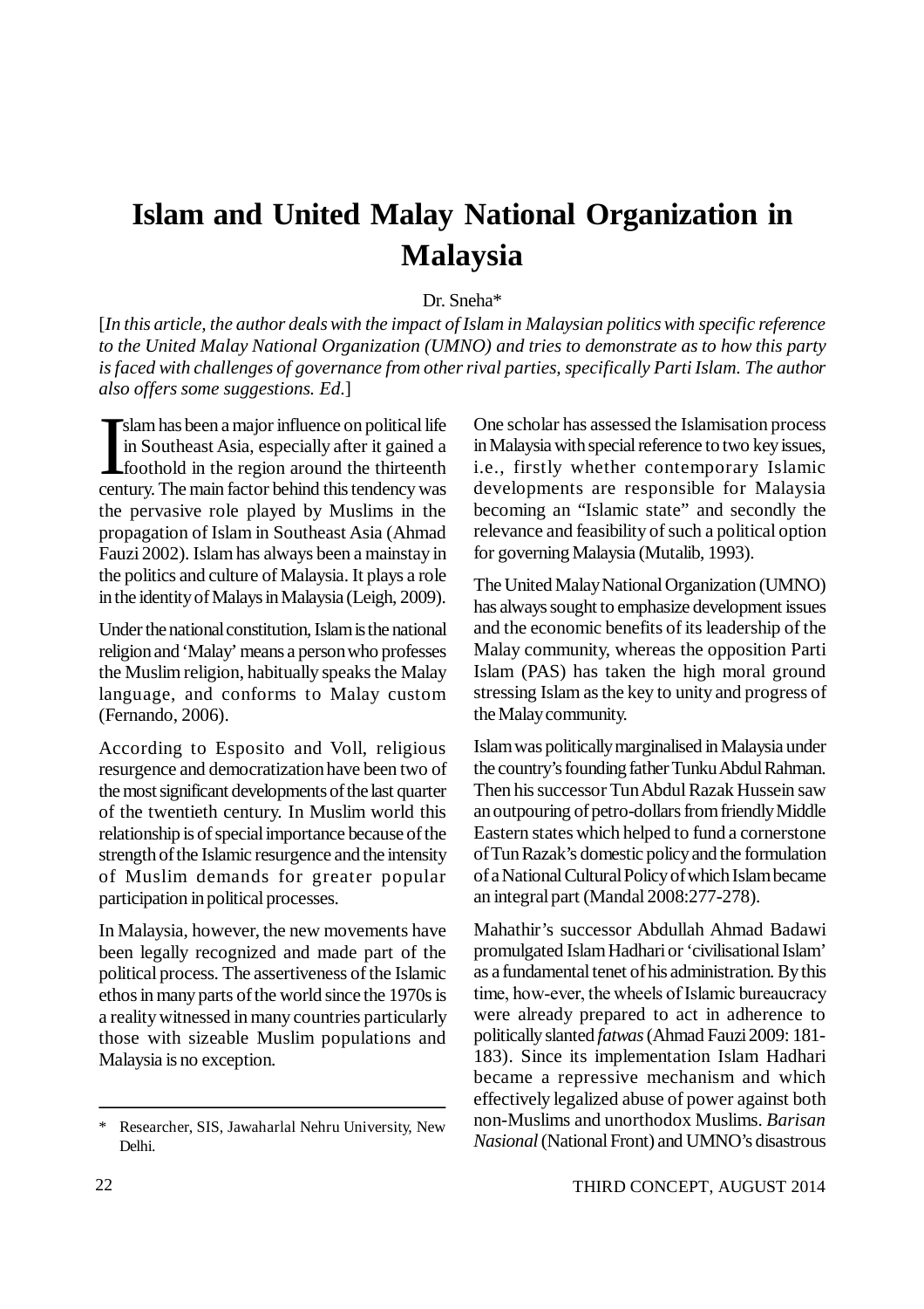# Islam and United Malay National Organization in Malaysia

Dr. Sneha*

[*In this article, the author deals with the impact of Islam in Malaysian politics with specific reference to the United Malay National Organization (UMNO) and tries to demonstrate as to how this party is faced with challenges of governance from other rival parties, specifically Parti Islam. The author also offers some suggestions. Ed*.]

Islam has been a major influence on political life in Southeast Asia, especially after it gained a foothold in the region around the thirteenth century. The main factor behind this tendency was the pervasive role played by Muslims in the propagation of Islam in Southeast Asia (Ahmad Fauzi 2002). Islam has always been a mainstay in the politics and culture of Malaysia. It plays a role in the identity of Malays in Malaysia (Leigh, 2009).

Under the national constitution, Islam is the national religion and 'Malay' means a person who professes the Muslim religion, habitually speaks the Malay language, and conforms to Malay custom (Fernando, 2006).

According to Esposito and Voll, religious resurgence and democratization have been two of the most significant developments of the last quarter of the twentieth century. In Muslim world this relationship is of special importance because of the strength of the Islamic resurgence and the intensity of Muslim demands for greater popular participation in political processes.

In Malaysia, however, the new movements have been legally recognized and made part of the political process. The assertiveness of the Islamic ethos in many parts of the world since the 1970s is a reality witnessed in many countries particularly those with sizeable Muslim populations and Malaysia is no exception.

One scholar has assessed the Islamisation process in Malaysia with special reference to two key issues, i.e., firstly whether contemporary Islamic developments are responsible for Malaysia becoming an "Islamic state" and secondly the relevance and feasibility of such a political option for governing Malaysia (Mutalib, 1993).

The United Malay National Organization (UMNO) has always sought to emphasize development issues and the economic benefits of its leadership of the Malay community, whereas the opposition Parti Islam (PAS) has taken the high moral ground stressing Islam as the key to unity and progress of the Malay community.

Islam was politically marginalised in Malaysia under the country's founding father Tunku Abdul Rahman. Then his successor Tun Abdul Razak Hussein saw an outpouring of petro-dollars from friendly Middle Eastern states which helped to fund a cornerstone of Tun Razak's domestic policy and the formulation of a National Cultural Policy of which Islam became an integral part (Mandal 2008:277-278).

Mahathir's successor Abdullah Ahmad Badawi promulgated Islam Hadhari or 'civilisational Islam' as a fundamental tenet of his administration. By this time, how-ever, the wheels of Islamic bureaucracy were already prepared to act in adherence to politically slanted *fatwas* (Ahmad Fauzi 2009: 181-183). Since its implementation Islam Hadhari became a repressive mechanism and which effectively legalized abuse of power against both non-Muslims and unorthodox Muslims. *Barisan Nasional* (National Front) and UMNO's disastrous

---

\* Researcher, SIS, Jawaharlal Nehru University, New Delhi.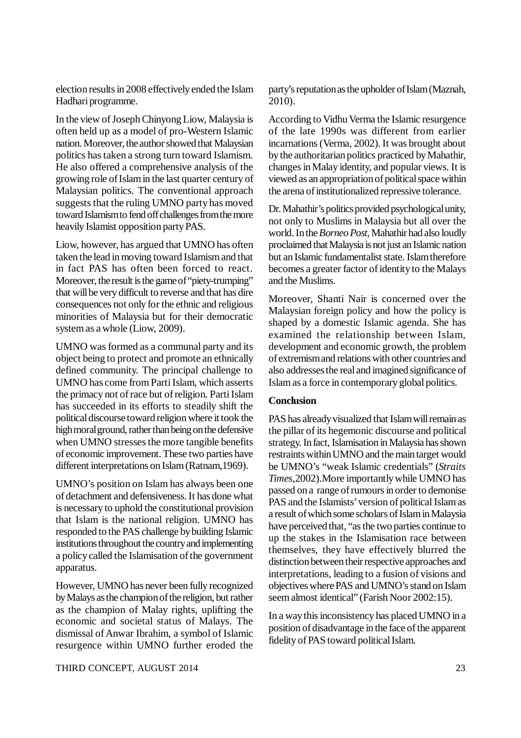election results in 2008 effectively ended the Islam Hadhari programme.

In the view of Joseph Chinyong Liow, Malaysia is often held up as a model of pro-Western Islamic nation. Moreover, the author showed that Malaysian politics has taken a strong turn toward Islamism. He also offered a comprehensive analysis of the growing role of Islam in the last quarter century of Malaysian politics. The conventional approach suggests that the ruling UMNO party has moved toward Islamism to fend off challenges from the more heavily Islamist opposition party PAS.

Liow, however, has argued that UMNO has often taken the lead in moving toward Islamism and that in fact PAS has often been forced to react. Moreover, the result is the game of "piety-trumping" that will be very difficult to reverse and that has dire consequences not only for the ethnic and religious minorities of Malaysia but for their democratic system as a whole (Liow, 2009).

UMNO was formed as a communal party and its object being to protect and promote an ethnically defined community. The principal challenge to UMNO has come from Parti Islam, which asserts the primacy not of race but of religion. Parti Islam has succeeded in its efforts to steadily shift the political discourse toward religion where it took the high moral ground, rather than being on the defensive when UMNO stresses the more tangible benefits of economic improvement. These two parties have different interpretations on Islam (Ratnam,1969).

UMNO's position on Islam has always been one of detachment and defensiveness. It has done what is necessary to uphold the constitutional provision that Islam is the national religion. UMNO has responded to the PAS challenge by building Islamic institutions throughout the country and implementing a policy called the Islamisation of the government apparatus.

However, UMNO has never been fully recognized by Malays as the champion of the religion, but rather as the champion of Malay rights, uplifting the economic and societal status of Malays. The dismissal of Anwar Ibrahim, a symbol of Islamic resurgence within UMNO further eroded the party's reputation as the upholder of Islam (Maznah, 2010).

According to Vidhu Verma the Islamic resurgence of the late 1990s was different from earlier incarnations (Verma, 2002). It was brought about by the authoritarian politics practiced by Mahathir, changes in Malay identity, and popular views. It is viewed as an appropriation of political space within the arena of institutionalized repressive tolerance.

Dr. Mahathir's politics provided psychological unity, not only to Muslims in Malaysia but all over the world. In the *Borneo Post*, Mahathir had also loudly proclaimed that Malaysia is not just an Islamic nation but an Islamic fundamentalist state. Islam therefore becomes a greater factor of identity to the Malays and the Muslims.

Moreover, Shanti Nair is concerned over the Malaysian foreign policy and how the policy is shaped by a domestic Islamic agenda. She has examined the relationship between Islam, development and economic growth, the problem of extremism and relations with other countries and also addresses the real and imagined significance of Islam as a force in contemporary global politics.

**Conclusion**

PAS has already visualized that Islam will remain as the pillar of its hegemonic discourse and political strategy. In fact, Islamisation in Malaysia has shown restraints within UMNO and the main target would be UMNO's "weak Islamic credentials" (*Straits Times*,2002).More importantly while UMNO has passed on a range of rumours in order to demonise PAS and the Islamists' version of political Islam as a result of which some scholars of Islam in Malaysia have perceived that, "as the two parties continue to up the stakes in the Islamisation race between themselves, they have effectively blurred the distinction between their respective approaches and interpretations, leading to a fusion of visions and objectives where PAS and UMNO's stand on Islam seem almost identical" (Farish Noor 2002:15).

In a way this inconsistency has placed UMNO in a position of disadvantage in the face of the apparent fidelity of PAS toward political Islam.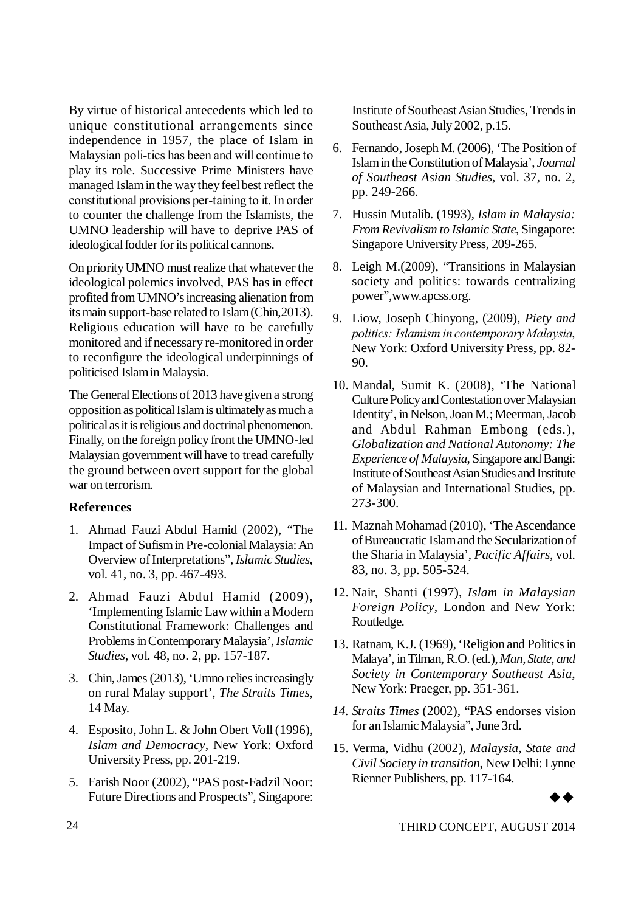By virtue of historical antecedents which led to unique constitutional arrangements since independence in 1957, the place of Islam in Malaysian poli-tics has been and will continue to play its role. Successive Prime Ministers have managed Islam in the way they feel best reflect the constitutional provisions per-taining to it. In order to counter the challenge from the Islamists, the UMNO leadership will have to deprive PAS of ideological fodder for its political cannons.

On priority UMNO must realize that whatever the ideological polemics involved, PAS has in effect profited from UMNO's increasing alienation from its main support-base related to Islam (Chin,2013). Religious education will have to be carefully monitored and if necessary re-monitored in order to reconfigure the ideological underpinnings of politicised Islam in Malaysia.

The General Elections of 2013 have given a strong opposition as political Islam is ultimately as much a political as it is religious and doctrinal phenomenon. Finally, on the foreign policy front the UMNO-led Malaysian government will have to tread carefully the ground between overt support for the global war on terrorism.

### References

1. Ahmad Fauzi Abdul Hamid (2002), "The Impact of Sufism in Pre-colonial Malaysia: An Overview of Interpretations", *Islamic Studies*, vol. 41, no. 3, pp. 467-493.
2. Ahmad Fauzi Abdul Hamid (2009), 'Implementing Islamic Law within a Modern Constitutional Framework: Challenges and Problems in Contemporary Malaysia', *Islamic Studies*, vol. 48, no. 2, pp. 157-187.
3. Chin, James (2013), 'Umno relies increasingly on rural Malay support', *The Straits Times*, 14 May.
4. Esposito, John L. & John Obert Voll (1996), *Islam and Democracy*, New York: Oxford University Press, pp. 201-219.
5. Farish Noor (2002), "PAS post-Fadzil Noor: Future Directions and Prospects", Singapore: Institute of Southeast Asian Studies, Trends in Southeast Asia, July 2002, p.15.
6. Fernando, Joseph M. (2006), 'The Position of Islam in the Constitution of Malaysia', *Journal of Southeast Asian Studies*, vol. 37, no. 2, pp. 249-266.
7. Hussin Mutalib. (1993), *Islam in Malaysia: From Revivalism to Islamic State*, Singapore: Singapore University Press, 209-265.
8. Leigh M.(2009), "Transitions in Malaysian society and politics: towards centralizing power",www.apcss.org.
9. Liow, Joseph Chinyong, (2009), *Piety and politics: Islamism in contemporary Malaysia*, New York: Oxford University Press, pp. 82-90.
10. Mandal, Sumit K. (2008), 'The National Culture Policy and Contestation over Malaysian Identity', in Nelson, Joan M.; Meerman, Jacob and Abdul Rahman Embong (eds.), *Globalization and National Autonomy: The Experience of Malaysia*, Singapore and Bangi: Institute of Southeast Asian Studies and Institute of Malaysian and International Studies, pp. 273-300.
11. Maznah Mohamad (2010), 'The Ascendance of Bureaucratic Islam and the Secularization of the Sharia in Malaysia', *Pacific Affairs*, vol. 83, no. 3, pp. 505-524.
12. Nair, Shanti (1997), *Islam in Malaysian Foreign Policy*, London and New York: Routledge.
13. Ratnam, K.J. (1969), 'Religion and Politics in Malaya', in Tilman, R.O. (ed.), *Man, State, and Society in Contemporary Southeast Asia*, New York: Praeger, pp. 351-361.
14. *Straits Times* (2002), "PAS endorses vision for an Islamic Malaysia", June 3rd.
15. Verma, Vidhu (2002), *Malaysia, State and Civil Society in transition*, New Delhi: Lynne Rienner Publishers, pp. 117-164.

◆◆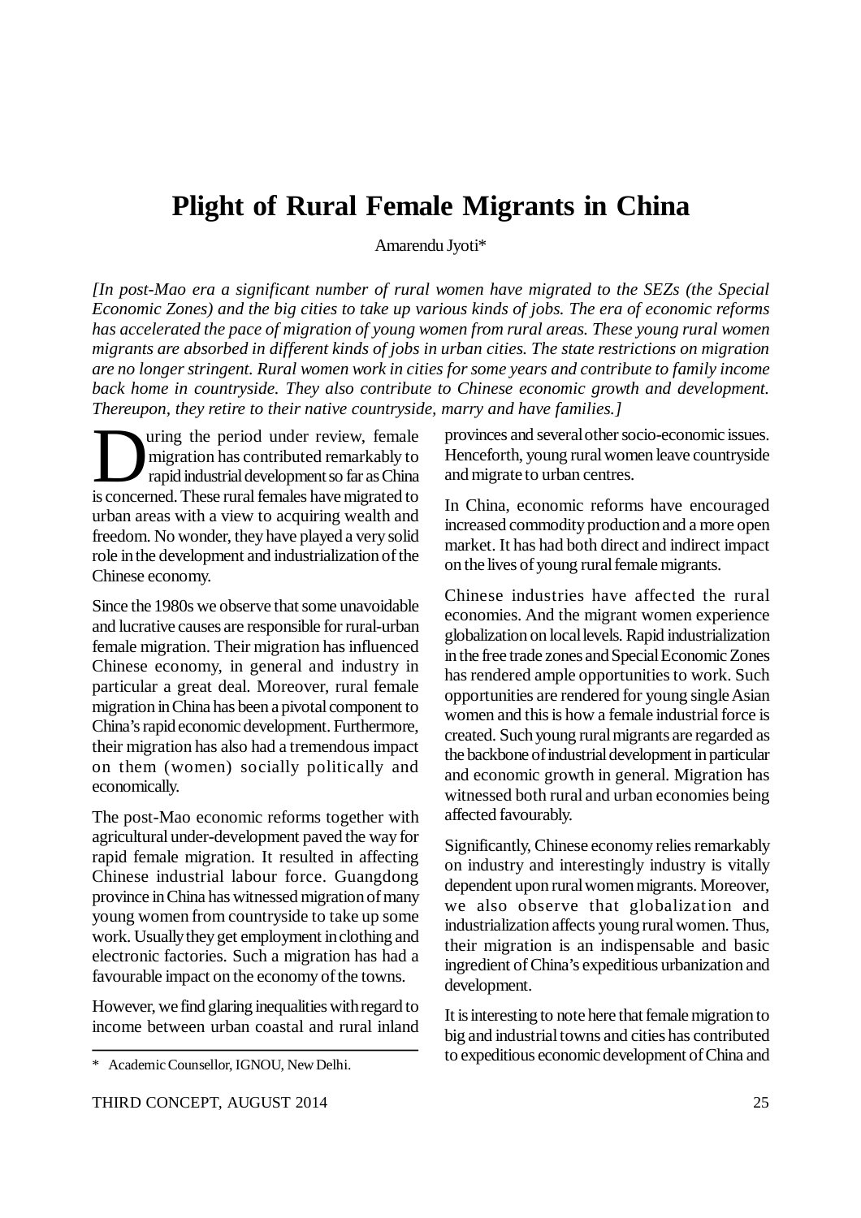# Plight of Rural Female Migrants in China

Amarendu Jyoti*

*[In post-Mao era a significant number of rural women have migrated to the SEZs (the Special Economic Zones) and the big cities to take up various kinds of jobs. The era of economic reforms has accelerated the pace of migration of young women from rural areas. These young rural women migrants are absorbed in different kinds of jobs in urban cities. The state restrictions on migration are no longer stringent. Rural women work in cities for some years and contribute to family income back home in countryside. They also contribute to Chinese economic growth and development. Thereupon, they retire to their native countryside, marry and have families.]*

During the period under review, female migration has contributed remarkably to rapid industrial development so far as China is concerned. These rural females have migrated to urban areas with a view to acquiring wealth and freedom. No wonder, they have played a very solid role in the development and industrialization of the Chinese economy.

Since the 1980s we observe that some unavoidable and lucrative causes are responsible for rural-urban female migration. Their migration has influenced Chinese economy, in general and industry in particular a great deal. Moreover, rural female migration in China has been a pivotal component to China's rapid economic development. Furthermore, their migration has also had a tremendous impact on them (women) socially politically and economically.

The post-Mao economic reforms together with agricultural under-development paved the way for rapid female migration. It resulted in affecting Chinese industrial labour force. Guangdong province in China has witnessed migration of many young women from countryside to take up some work. Usually they get employment in clothing and electronic factories. Such a migration has had a favourable impact on the economy of the towns.

However, we find glaring inequalities with regard to income between urban coastal and rural inland provinces and several other socio-economic issues. Henceforth, young rural women leave countryside and migrate to urban centres.

In China, economic reforms have encouraged increased commodity production and a more open market. It has had both direct and indirect impact on the lives of young rural female migrants.

Chinese industries have affected the rural economies. And the migrant women experience globalization on local levels. Rapid industrialization in the free trade zones and Special Economic Zones has rendered ample opportunities to work. Such opportunities are rendered for young single Asian women and this is how a female industrial force is created. Such young rural migrants are regarded as the backbone of industrial development in particular and economic growth in general. Migration has witnessed both rural and urban economies being affected favourably.

Significantly, Chinese economy relies remarkably on industry and interestingly industry is vitally dependent upon rural women migrants. Moreover, we also observe that globalization and industrialization affects young rural women. Thus, their migration is an indispensable and basic ingredient of China's expeditious urbanization and development.

It is interesting to note here that female migration to big and industrial towns and cities has contributed to expeditious economic development of China and

---

* Academic Counsellor, IGNOU, New Delhi.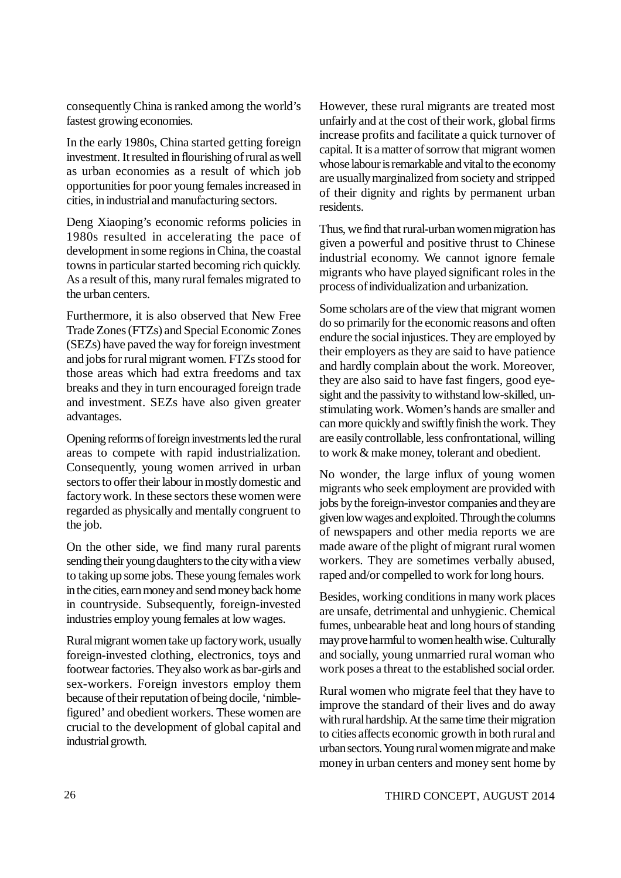consequently China is ranked among the world's fastest growing economies.

In the early 1980s, China started getting foreign investment. It resulted in flourishing of rural as well as urban economies as a result of which job opportunities for poor young females increased in cities, in industrial and manufacturing sectors.

Deng Xiaoping's economic reforms policies in 1980s resulted in accelerating the pace of development in some regions in China, the coastal towns in particular started becoming rich quickly. As a result of this, many rural females migrated to the urban centers.

Furthermore, it is also observed that New Free Trade Zones (FTZs) and Special Economic Zones (SEZs) have paved the way for foreign investment and jobs for rural migrant women. FTZs stood for those areas which had extra freedoms and tax breaks and they in turn encouraged foreign trade and investment. SEZs have also given greater advantages.

Opening reforms of foreign investments led the rural areas to compete with rapid industrialization. Consequently, young women arrived in urban sectors to offer their labour in mostly domestic and factory work. In these sectors these women were regarded as physically and mentally congruent to the job.

On the other side, we find many rural parents sending their young daughters to the city with a view to taking up some jobs. These young females work in the cities, earn money and send money back home in countryside. Subsequently, foreign-invested industries employ young females at low wages.

Rural migrant women take up factory work, usually foreign-invested clothing, electronics, toys and footwear factories. They also work as bar-girls and sex-workers. Foreign investors employ them because of their reputation of being docile, 'nimble-figured' and obedient workers. These women are crucial to the development of global capital and industrial growth.

However, these rural migrants are treated most unfairly and at the cost of their work, global firms increase profits and facilitate a quick turnover of capital. It is a matter of sorrow that migrant women whose labour is remarkable and vital to the economy are usually marginalized from society and stripped of their dignity and rights by permanent urban residents.

Thus, we find that rural-urban women migration has given a powerful and positive thrust to Chinese industrial economy. We cannot ignore female migrants who have played significant roles in the process of individualization and urbanization.

Some scholars are of the view that migrant women do so primarily for the economic reasons and often endure the social injustices. They are employed by their employers as they are said to have patience and hardly complain about the work. Moreover, they are also said to have fast fingers, good eye-sight and the passivity to withstand low-skilled, un-stimulating work. Women's hands are smaller and can more quickly and swiftly finish the work. They are easily controllable, less confrontational, willing to work & make money, tolerant and obedient.

No wonder, the large influx of young women migrants who seek employment are provided with jobs by the foreign-investor companies and they are given low wages and exploited. Through the columns of newspapers and other media reports we are made aware of the plight of migrant rural women workers. They are sometimes verbally abused, raped and/or compelled to work for long hours.

Besides, working conditions in many work places are unsafe, detrimental and unhygienic. Chemical fumes, unbearable heat and long hours of standing may prove harmful to women health wise. Culturally and socially, young unmarried rural woman who work poses a threat to the established social order.

Rural women who migrate feel that they have to improve the standard of their lives and do away with rural hardship. At the same time their migration to cities affects economic growth in both rural and urban sectors. Young rural women migrate and make money in urban centers and money sent home by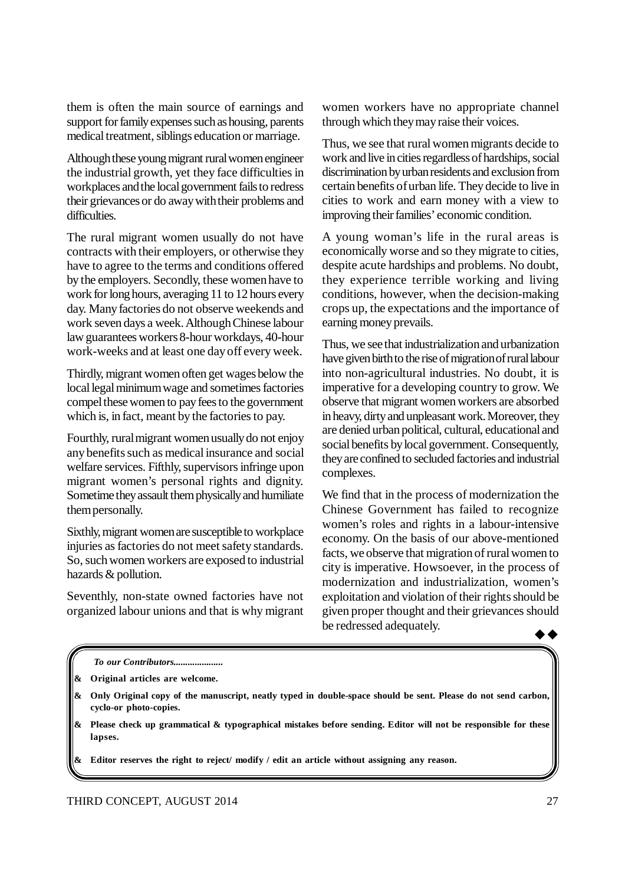them is often the main source of earnings and support for family expenses such as housing, parents medical treatment, siblings education or marriage.

Although these young migrant rural women engineer the industrial growth, yet they face difficulties in workplaces and the local government fails to redress their grievances or do away with their problems and difficulties.

The rural migrant women usually do not have contracts with their employers, or otherwise they have to agree to the terms and conditions offered by the employers. Secondly, these women have to work for long hours, averaging 11 to 12 hours every day. Many factories do not observe weekends and work seven days a week. Although Chinese labour law guarantees workers 8-hour workdays, 40-hour work-weeks and at least one day off every week.

Thirdly, migrant women often get wages below the local legal minimum wage and sometimes factories compel these women to pay fees to the government which is, in fact, meant by the factories to pay.

Fourthly, rural migrant women usually do not enjoy any benefits such as medical insurance and social welfare services. Fifthly, supervisors infringe upon migrant women's personal rights and dignity. Sometime they assault them physically and humiliate them personally.

Sixthly, migrant women are susceptible to workplace injuries as factories do not meet safety standards. So, such women workers are exposed to industrial hazards & pollution.

Seventhly, non-state owned factories have not organized labour unions and that is why migrant women workers have no appropriate channel through which they may raise their voices.

Thus, we see that rural women migrants decide to work and live in cities regardless of hardships, social discrimination by urban residents and exclusion from certain benefits of urban life. They decide to live in cities to work and earn money with a view to improving their families' economic condition.

A young woman's life in the rural areas is economically worse and so they migrate to cities, despite acute hardships and problems. No doubt, they experience terrible working and living conditions, however, when the decision-making crops up, the expectations and the importance of earning money prevails.

Thus, we see that industrialization and urbanization have given birth to the rise of migration of rural labour into non-agricultural industries. No doubt, it is imperative for a developing country to grow. We observe that migrant women workers are absorbed in heavy, dirty and unpleasant work. Moreover, they are denied urban political, cultural, educational and social benefits by local government. Consequently, they are confined to secluded factories and industrial complexes.

We find that in the process of modernization the Chinese Government has failed to recognize women's roles and rights in a labour-intensive economy. On the basis of our above-mentioned facts, we observe that migration of rural women to city is imperative. Howsoever, in the process of modernization and industrialization, women's exploitation and violation of their rights should be given proper thought and their grievances should be redressed adequately.

◆◆

*To our Contributors.....................*

- **Original articles are welcome.**
- **Only Original copy of the manuscript, neatly typed in double-space should be sent. Please do not send carbon, cyclo-or photo-copies.**
- **Please check up grammatical & typographical mistakes before sending. Editor will not be responsible for these lapses.**
- **Editor reserves the right to reject/ modify / edit an article without assigning any reason.**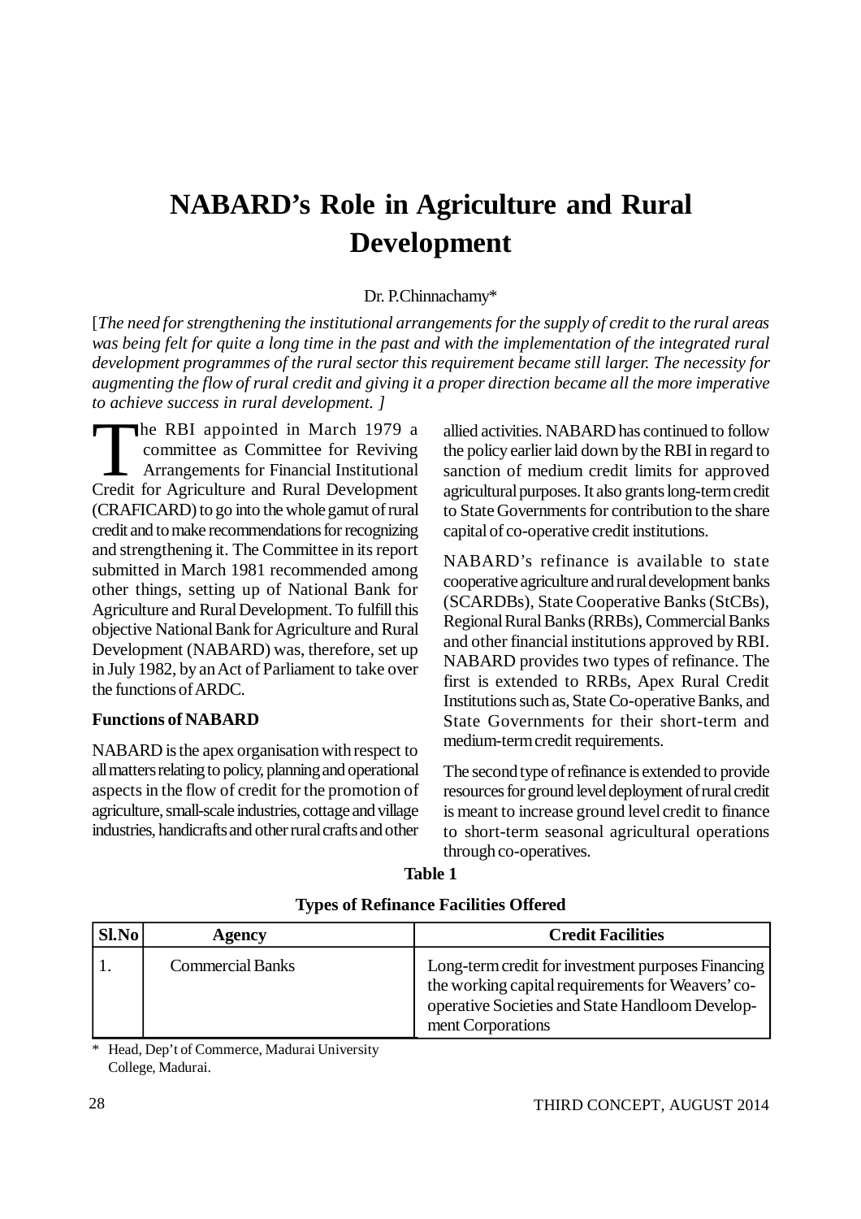# NABARD's Role in Agriculture and Rural Development

Dr. P.Chinnachamy*

[*The need for strengthening the institutional arrangements for the supply of credit to the rural areas was being felt for quite a long time in the past and with the implementation of the integrated rural development programmes of the rural sector this requirement became still larger. The necessity for augmenting the flow of rural credit and giving it a proper direction became all the more imperative to achieve success in rural development.* ]

The RBI appointed in March 1979 a committee as Committee for Reviving Arrangements for Financial Institutional Credit for Agriculture and Rural Development (CRAFICARD) to go into the whole gamut of rural credit and to make recommendations for recognizing and strengthening it. The Committee in its report submitted in March 1981 recommended among other things, setting up of National Bank for Agriculture and Rural Development. To fulfill this objective National Bank for Agriculture and Rural Development (NABARD) was, therefore, set up in July 1982, by an Act of Parliament to take over the functions of ARDC.

**Functions of NABARD**

NABARD is the apex organisation with respect to all matters relating to policy, planning and operational aspects in the flow of credit for the promotion of agriculture, small-scale industries, cottage and village industries, handicrafts and other rural crafts and other allied activities. NABARD has continued to follow the policy earlier laid down by the RBI in regard to sanction of medium credit limits for approved agricultural purposes. It also grants long-term credit to State Governments for contribution to the share capital of co-operative credit institutions.

NABARD's refinance is available to state cooperative agriculture and rural development banks (SCARDBs), State Cooperative Banks (StCBs), Regional Rural Banks (RRBs), Commercial Banks and other financial institutions approved by RBI. NABARD provides two types of refinance. The first is extended to RRBs, Apex Rural Credit Institutions such as, State Co-operative Banks, and State Governments for their short-term and medium-term credit requirements.

The second type of refinance is extended to provide resources for ground level deployment of rural credit is meant to increase ground level credit to finance to short-term seasonal agricultural operations through co-operatives.

**Table 1**

**Types of Refinance Facilities Offered**

| Sl.No | Agency | Credit Facilities |
|---|---|---|
| 1. | Commercial Banks | Long-term credit for investment purposes Financing the working capital requirements for Weavers' co-operative Societies and State Handloom Development Corporations |

\* Head, Dep't of Commerce, Madurai University College, Madurai.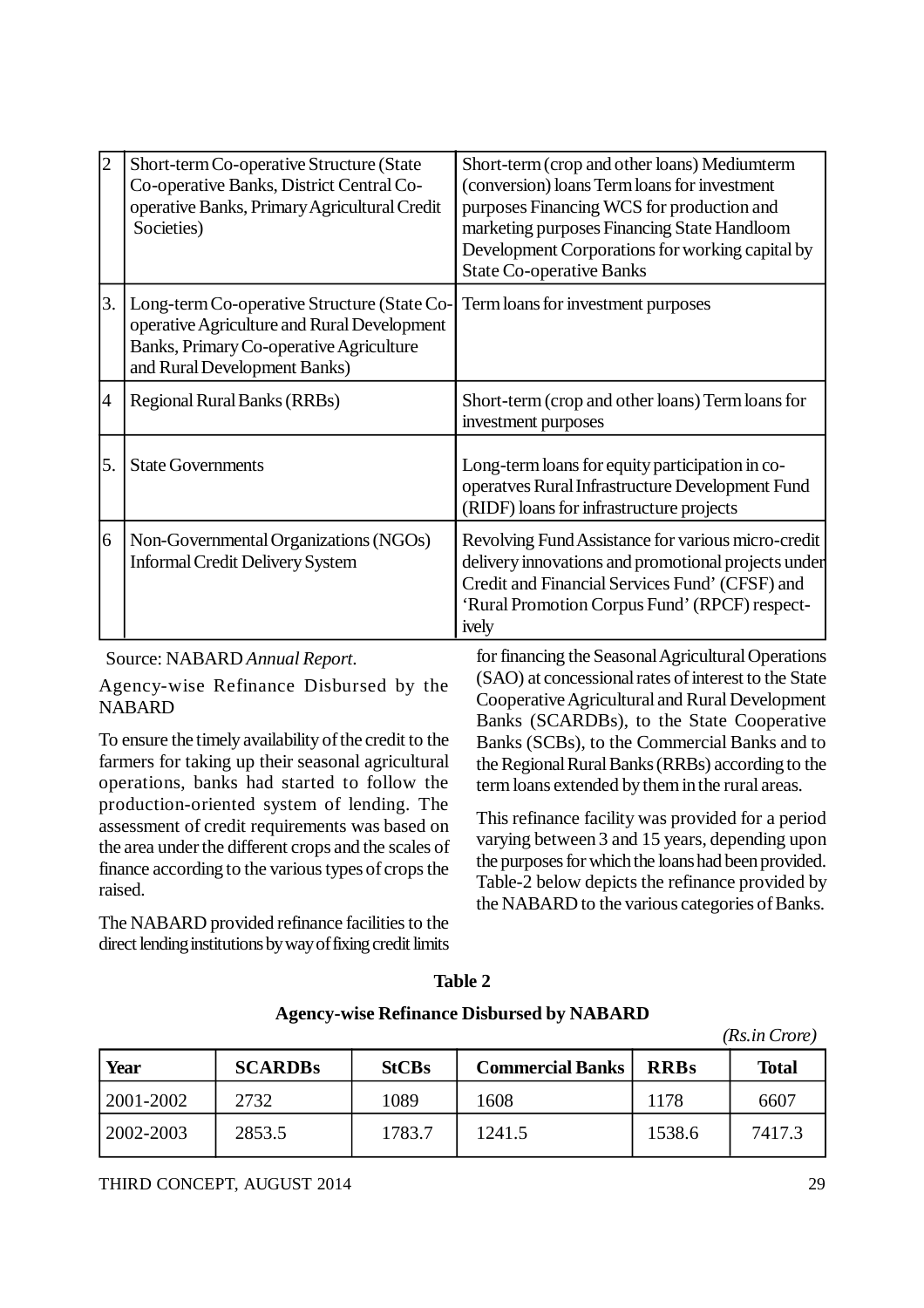| 2 | Short-term Co-operative Structure (State Co-operative Banks, District Central Co-operative Banks, Primary Agricultural Credit Societies) | Short-term (crop and other loans) Mediumterm (conversion) loans Term loans for investment purposes Financing WCS for production and marketing purposes Financing State Handloom Development Corporations for working capital by State Co-operative Banks |
|---|---|---|
| 3. | Long-term Co-operative Structure (State Co-operative Agriculture and Rural Development Banks, Primary Co-operative Agriculture and Rural Development Banks) | Term loans for investment purposes |
| 4 | Regional Rural Banks (RRBs) | Short-term (crop and other loans) Term loans for investment purposes |
| 5. | State Governments | Long-term loans for equity participation in co-operatves Rural Infrastructure Development Fund (RIDF) loans for infrastructure projects |
| 6 | Non-Governmental Organizations (NGOs) Informal Credit Delivery System | Revolving Fund Assistance for various micro-credit delivery innovations and promotional projects under Credit and Financial Services Fund' (CFSF) and 'Rural Promotion Corpus Fund' (RPCF) respectively |

Source: NABARD *Annual Report*.

Agency-wise Refinance Disbursed by the NABARD

To ensure the timely availability of the credit to the farmers for taking up their seasonal agricultural operations, banks had started to follow the production-oriented system of lending. The assessment of credit requirements was based on the area under the different crops and the scales of finance according to the various types of crops the raised.

The NABARD provided refinance facilities to the direct lending institutions by way of fixing credit limits for financing the Seasonal Agricultural Operations (SAO) at concessional rates of interest to the State Cooperative Agricultural and Rural Development Banks (SCARDBs), to the State Cooperative Banks (SCBs), to the Commercial Banks and to the Regional Rural Banks (RRBs) according to the term loans extended by them in the rural areas.

This refinance facility was provided for a period varying between 3 and 15 years, depending upon the purposes for which the loans had been provided. Table-2 below depicts the refinance provided by the NABARD to the various categories of Banks.

**Table 2**

**Agency-wise Refinance Disbursed by NABARD**

*(Rs.in Crore)*

| Year | SCARDBs | StCBs | Commercial Banks | RRBs | Total |
|---|---|---|---|---|---|
| 2001-2002 | 2732 | 1089 | 1608 | 1178 | 6607 |
| 2002-2003 | 2853.5 | 1783.7 | 1241.5 | 1538.6 | 7417.3 |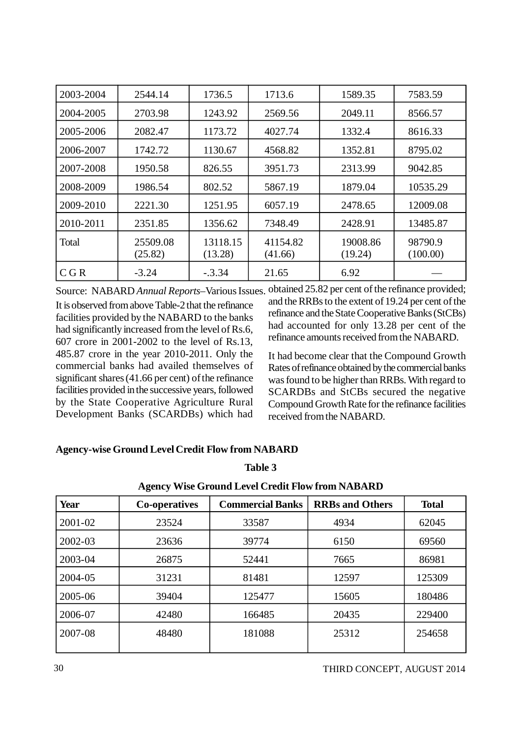| 2003-2004 | 2544.14 | 1736.5 | 1713.6 | 1589.35 | 7583.59 |
|---|---|---|---|---|---|
| 2004-2005 | 2703.98 | 1243.92 | 2569.56 | 2049.11 | 8566.57 |
| 2005-2006 | 2082.47 | 1173.72 | 4027.74 | 1332.4 | 8616.33 |
| 2006-2007 | 1742.72 | 1130.67 | 4568.82 | 1352.81 | 8795.02 |
| 2007-2008 | 1950.58 | 826.55 | 3951.73 | 2313.99 | 9042.85 |
| 2008-2009 | 1986.54 | 802.52 | 5867.19 | 1879.04 | 10535.29 |
| 2009-2010 | 2221.30 | 1251.95 | 6057.19 | 2478.65 | 12009.08 |
| 2010-2011 | 2351.85 | 1356.62 | 7348.49 | 2428.91 | 13485.87 |
| Total | 25509.08 (25.82) | 13118.15 (13.28) | 41154.82 (41.66) | 19008.86 (19.24) | 98790.9 (100.00) |
| C G R | -3.24 | -.3.34 | 21.65 | 6.92 | — |

Source: NABARD *Annual Reports*–Various Issues.

It is observed from above Table-2 that the refinance facilities provided by the NABARD to the banks had significantly increased from the level of Rs.6, 607 crore in 2001-2002 to the level of Rs.13, 485.87 crore in the year 2010-2011. Only the commercial banks had availed themselves of significant shares (41.66 per cent) of the refinance facilities provided in the successive years, followed by the State Cooperative Agriculture Rural Development Banks (SCARDBs) which had obtained 25.82 per cent of the refinance provided; and the RRBs to the extent of 19.24 per cent of the refinance and the State Cooperative Banks (StCBs) had accounted for only 13.28 per cent of the refinance amounts received from the NABARD.

It had become clear that the Compound Growth Rates of refinance obtained by the commercial banks was found to be higher than RRBs. With regard to SCARDBs and StCBs secured the negative Compound Growth Rate for the refinance facilities received from the NABARD.

**Agency-wise Ground Level Credit Flow from NABARD**

**Table 3**

**Agency Wise Ground Level Credit Flow from NABARD**

| Year | Co-operatives | Commercial Banks | RRBs and Others | Total |
|---|---|---|---|---|
| 2001-02 | 23524 | 33587 | 4934 | 62045 |
| 2002-03 | 23636 | 39774 | 6150 | 69560 |
| 2003-04 | 26875 | 52441 | 7665 | 86981 |
| 2004-05 | 31231 | 81481 | 12597 | 125309 |
| 2005-06 | 39404 | 125477 | 15605 | 180486 |
| 2006-07 | 42480 | 166485 | 20435 | 229400 |
| 2007-08 | 48480 | 181088 | 25312 | 254658 |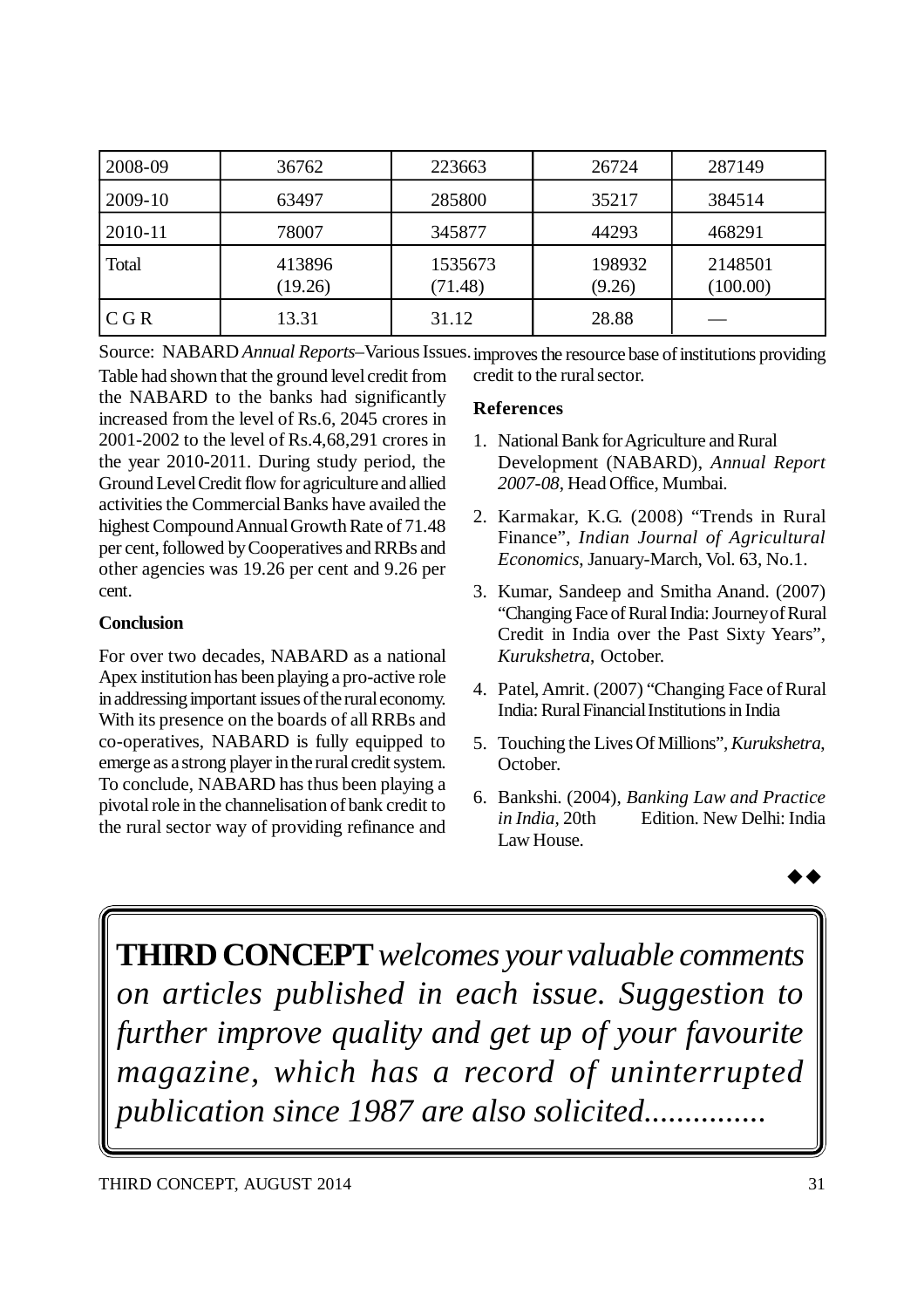| 2008-09 | 36762 | 223663 | 26724 | 287149 |
|---|---|---|---|---|
| 2009-10 | 63497 | 285800 | 35217 | 384514 |
| 2010-11 | 78007 | 345877 | 44293 | 468291 |
| Total | 413896 (19.26) | 1535673 (71.48) | 198932 (9.26) | 2148501 (100.00) |
| C G R | 13.31 | 31.12 | 28.88 | — |

Source: NABARD *Annual Reports*–Various Issues.

Table had shown that the ground level credit from the NABARD to the banks had significantly increased from the level of Rs.6, 2045 crores in 2001-2002 to the level of Rs.4,68,291 crores in the year 2010-2011. During study period, the Ground Level Credit flow for agriculture and allied activities the Commercial Banks have availed the highest Compound Annual Growth Rate of 71.48 per cent, followed by Cooperatives and RRBs and other agencies was 19.26 per cent and 9.26 per cent.

**Conclusion**

For over two decades, NABARD as a national Apex institution has been playing a pro-active role in addressing important issues of the rural economy. With its presence on the boards of all RRBs and co-operatives, NABARD is fully equipped to emerge as a strong player in the rural credit system. To conclude, NABARD has thus been playing a pivotal role in the channelisation of bank credit to the rural sector way of providing refinance and improves the resource base of institutions providing credit to the rural sector.

**References**

1. National Bank for Agriculture and Rural Development (NABARD), *Annual Report 2007-08*, Head Office, Mumbai.
2. Karmakar, K.G. (2008) "Trends in Rural Finance", *Indian Journal of Agricultural Economics*, January-March, Vol. 63, No.1.
3. Kumar, Sandeep and Smitha Anand. (2007) "Changing Face of Rural India: Journey of Rural Credit in India over the Past Sixty Years", *Kurukshetra*, October.
4. Patel, Amrit. (2007) "Changing Face of Rural India: Rural Financial Institutions in India
5. Touching the Lives Of Millions", *Kurukshetra*, October.
6. Bankshi. (2004), *Banking Law and Practice in India*, 20th Edition. New Delhi: India Law House.

◆◆

**THIRD CONCEPT** *welcomes your valuable comments on articles published in each issue. Suggestion to further improve quality and get up of your favourite magazine, which has a record of uninterrupted publication since 1987 are also solicited...............*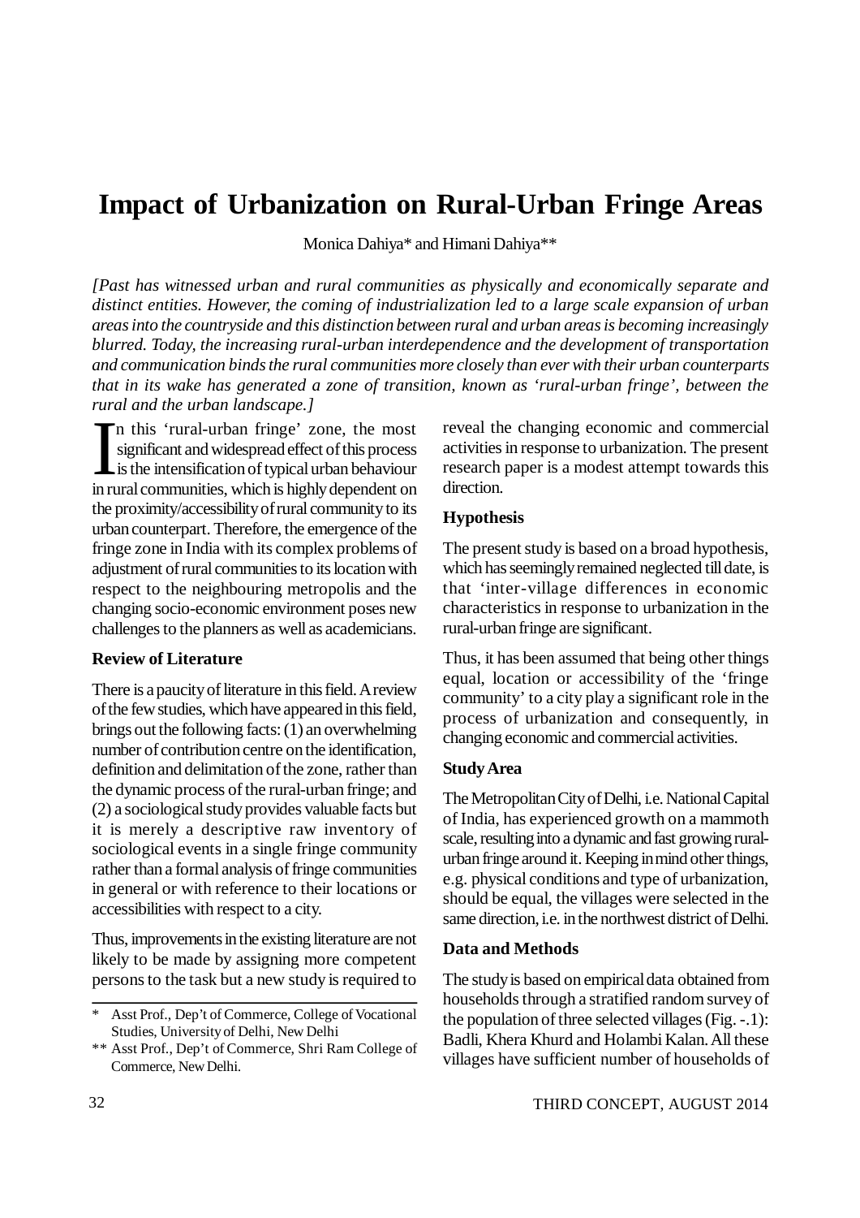# Impact of Urbanization on Rural-Urban Fringe Areas

Monica Dahiya* and Himani Dahiya**

*[Past has witnessed urban and rural communities as physically and economically separate and distinct entities. However, the coming of industrialization led to a large scale expansion of urban areas into the countryside and this distinction between rural and urban areas is becoming increasingly blurred. Today, the increasing rural-urban interdependence and the development of transportation and communication binds the rural communities more closely than ever with their urban counterparts that in its wake has generated a zone of transition, known as 'rural-urban fringe', between the rural and the urban landscape.]*

In this 'rural-urban fringe' zone, the most significant and widespread effect of this process is the intensification of typical urban behaviour in rural communities, which is highly dependent on the proximity/accessibility of rural community to its urban counterpart. Therefore, the emergence of the fringe zone in India with its complex problems of adjustment of rural communities to its location with respect to the neighbouring metropolis and the changing socio-economic environment poses new challenges to the planners as well as academicians.

### Review of Literature

There is a paucity of literature in this field. A review of the few studies, which have appeared in this field, brings out the following facts: (1) an overwhelming number of contribution centre on the identification, definition and delimitation of the zone, rather than the dynamic process of the rural-urban fringe; and (2) a sociological study provides valuable facts but it is merely a descriptive raw inventory of sociological events in a single fringe community rather than a formal analysis of fringe communities in general or with reference to their locations or accessibilities with respect to a city.

Thus, improvements in the existing literature are not likely to be made by assigning more competent persons to the task but a new study is required to reveal the changing economic and commercial activities in response to urbanization. The present research paper is a modest attempt towards this direction.

### Hypothesis

The present study is based on a broad hypothesis, which has seemingly remained neglected till date, is that 'inter-village differences in economic characteristics in response to urbanization in the rural-urban fringe are significant.

Thus, it has been assumed that being other things equal, location or accessibility of the 'fringe community' to a city play a significant role in the process of urbanization and consequently, in changing economic and commercial activities.

### Study Area

The Metropolitan City of Delhi, i.e. National Capital of India, has experienced growth on a mammoth scale, resulting into a dynamic and fast growing rural-urban fringe around it. Keeping in mind other things, e.g. physical conditions and type of urbanization, should be equal, the villages were selected in the same direction, i.e. in the northwest district of Delhi.

### Data and Methods

The study is based on empirical data obtained from households through a stratified random survey of the population of three selected villages (Fig. -.1): Badli, Khera Khurd and Holambi Kalan. All these villages have sufficient number of households of

---

\* Asst Prof., Dep't of Commerce, College of Vocational Studies, University of Delhi, New Delhi

\*\* Asst Prof., Dep't of Commerce, Shri Ram College of Commerce, New Delhi.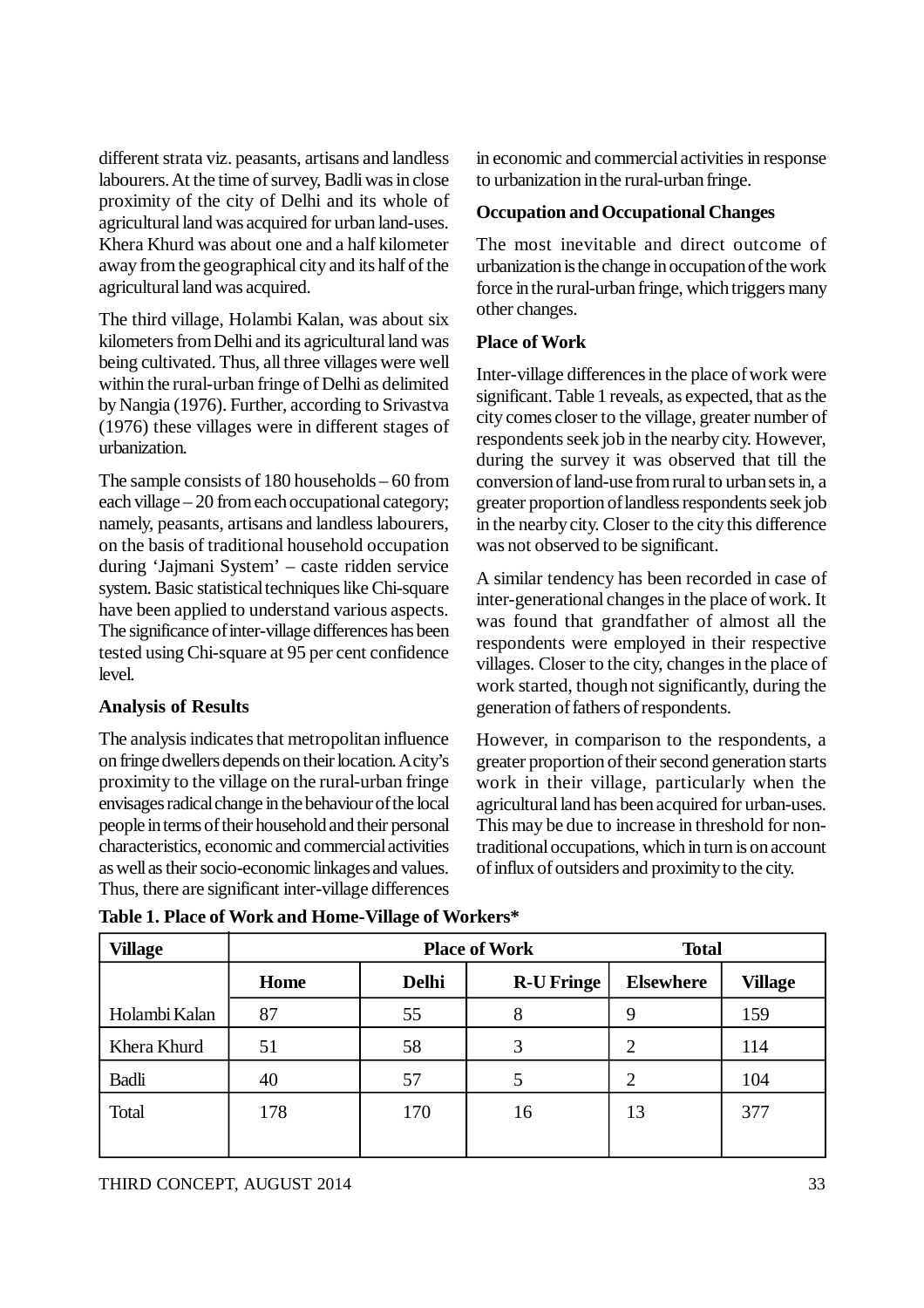different strata viz. peasants, artisans and landless labourers. At the time of survey, Badli was in close proximity of the city of Delhi and its whole of agricultural land was acquired for urban land-uses. Khera Khurd was about one and a half kilometer away from the geographical city and its half of the agricultural land was acquired.

The third village, Holambi Kalan, was about six kilometers from Delhi and its agricultural land was being cultivated. Thus, all three villages were well within the rural-urban fringe of Delhi as delimited by Nangia (1976). Further, according to Srivastva (1976) these villages were in different stages of urbanization.

The sample consists of 180 households – 60 from each village – 20 from each occupational category; namely, peasants, artisans and landless labourers, on the basis of traditional household occupation during 'Jajmani System' – caste ridden service system. Basic statistical techniques like Chi-square have been applied to understand various aspects. The significance of inter-village differences has been tested using Chi-square at 95 per cent confidence level.

**Analysis of Results**

The analysis indicates that metropolitan influence on fringe dwellers depends on their location. A city's proximity to the village on the rural-urban fringe envisages radical change in the behaviour of the local people in terms of their household and their personal characteristics, economic and commercial activities as well as their socio-economic linkages and values. Thus, there are significant inter-village differences in economic and commercial activities in response to urbanization in the rural-urban fringe.

**Occupation and Occupational Changes**

The most inevitable and direct outcome of urbanization is the change in occupation of the work force in the rural-urban fringe, which triggers many other changes.

**Place of Work**

Inter-village differences in the place of work were significant. Table 1 reveals, as expected, that as the city comes closer to the village, greater number of respondents seek job in the nearby city. However, during the survey it was observed that till the conversion of land-use from rural to urban sets in, a greater proportion of landless respondents seek job in the nearby city. Closer to the city this difference was not observed to be significant.

A similar tendency has been recorded in case of inter-generational changes in the place of work. It was found that grandfather of almost all the respondents were employed in their respective villages. Closer to the city, changes in the place of work started, though not significantly, during the generation of fathers of respondents.

However, in comparison to the respondents, a greater proportion of their second generation starts work in their village, particularly when the agricultural land has been acquired for urban-uses. This may be due to increase in threshold for non-traditional occupations, which in turn is on account of influx of outsiders and proximity to the city.

**Table 1. Place of Work and Home-Village of Workers***

| Village | Place of Work | | | | Total |
|---|---|---|---|---|---|
| | Home | Delhi | R-U Fringe | Elsewhere | Village |
| Holambi Kalan | 87 | 55 | 8 | 9 | 159 |
| Khera Khurd | 51 | 58 | 3 | 2 | 114 |
| Badli | 40 | 57 | 5 | 2 | 104 |
| Total | 178 | 170 | 16 | 13 | 377 |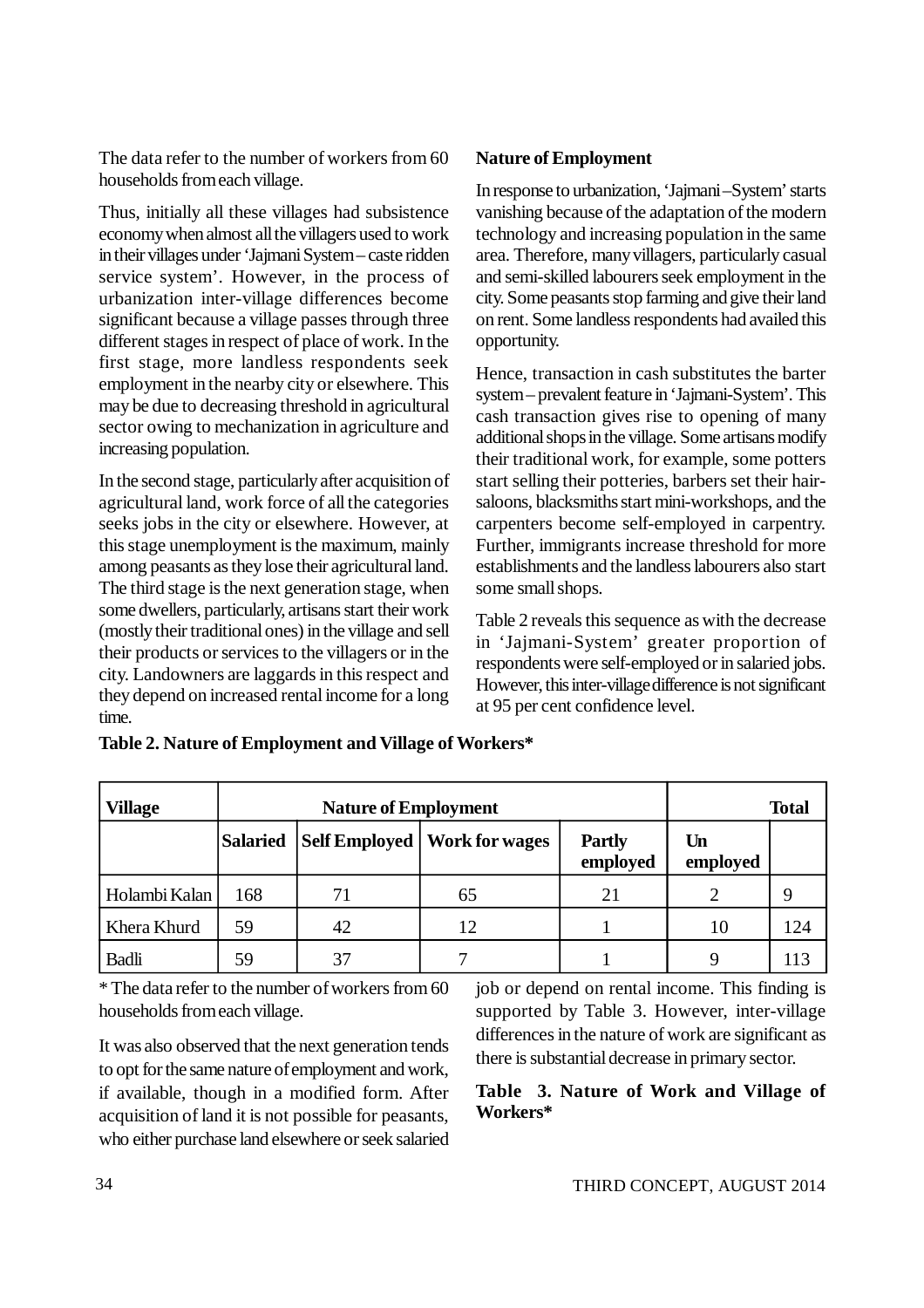The data refer to the number of workers from 60 households from each village.

Thus, initially all these villages had subsistence economy when almost all the villagers used to work in their villages under 'Jajmani System – caste ridden service system'. However, in the process of urbanization inter-village differences become significant because a village passes through three different stages in respect of place of work. In the first stage, more landless respondents seek employment in the nearby city or elsewhere. This may be due to decreasing threshold in agricultural sector owing to mechanization in agriculture and increasing population.

In the second stage, particularly after acquisition of agricultural land, work force of all the categories seeks jobs in the city or elsewhere. However, at this stage unemployment is the maximum, mainly among peasants as they lose their agricultural land. The third stage is the next generation stage, when some dwellers, particularly, artisans start their work (mostly their traditional ones) in the village and sell their products or services to the villagers or in the city. Landowners are laggards in this respect and they depend on increased rental income for a long time.

**Nature of Employment**

In response to urbanization, 'Jajmani –System' starts vanishing because of the adaptation of the modern technology and increasing population in the same area. Therefore, many villagers, particularly casual and semi-skilled labourers seek employment in the city. Some peasants stop farming and give their land on rent. Some landless respondents had availed this opportunity.

Hence, transaction in cash substitutes the barter system – prevalent feature in 'Jajmani-System'. This cash transaction gives rise to opening of many additional shops in the village. Some artisans modify their traditional work, for example, some potters start selling their potteries, barbers set their hair-saloons, blacksmiths start mini-workshops, and the carpenters become self-employed in carpentry. Further, immigrants increase threshold for more establishments and the landless labourers also start some small shops.

Table 2 reveals this sequence as with the decrease in 'Jajmani-System' greater proportion of respondents were self-employed or in salaried jobs. However, this inter-village difference is not significant at 95 per cent confidence level.

**Table 2. Nature of Employment and Village of Workers***

| Village | Nature of Employment | | | | | Total |
|---|---|---|---|---|---|---|
| | Salaried | Self Employed | Work for wages | Partly employed | Un employed | |
| Holambi Kalan | 168 | 71 | 65 | 21 | 2 | 9 |
| Khera Khurd | 59 | 42 | 12 | 1 | 10 | 124 |
| Badli | 59 | 37 | 7 | 1 | 9 | 113 |

\* The data refer to the number of workers from 60 households from each village.

It was also observed that the next generation tends to opt for the same nature of employment and work, if available, though in a modified form. After acquisition of land it is not possible for peasants, who either purchase land elsewhere or seek salaried job or depend on rental income. This finding is supported by Table 3. However, inter-village differences in the nature of work are significant as there is substantial decrease in primary sector.

**Table 3. Nature of Work and Village of Workers***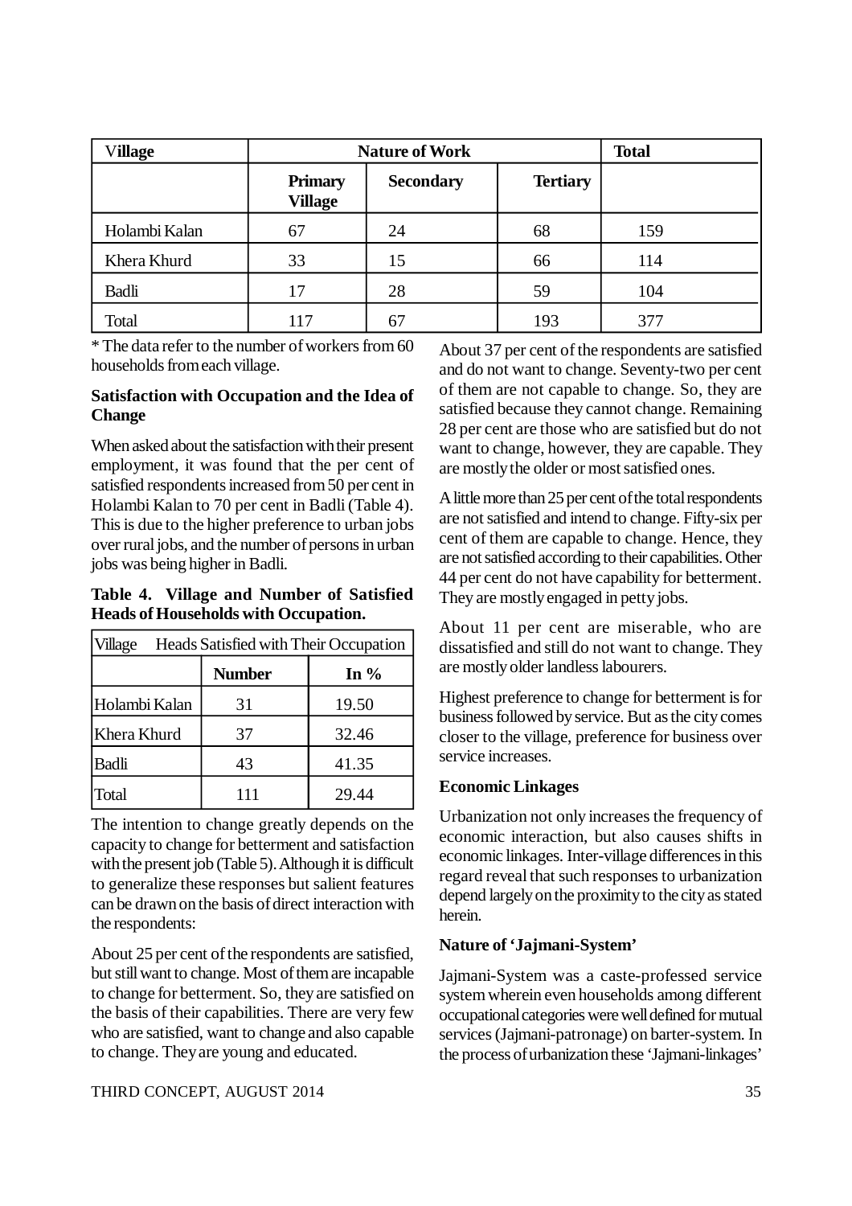| Village | Nature of Work | | | Total |
|---|---|---|---|---|
| | Primary Village | Secondary | Tertiary | |
| Holambi Kalan | 67 | 24 | 68 | 159 |
| Khera Khurd | 33 | 15 | 66 | 114 |
| Badli | 17 | 28 | 59 | 104 |
| Total | 117 | 67 | 193 | 377 |

* The data refer to the number of workers from 60 households from each village.

**Satisfaction with Occupation and the Idea of Change**

When asked about the satisfaction with their present employment, it was found that the per cent of satisfied respondents increased from 50 per cent in Holambi Kalan to 70 per cent in Badli (Table 4). This is due to the higher preference to urban jobs over rural jobs, and the number of persons in urban jobs was being higher in Badli.

**Table 4. Village and Number of Satisfied Heads of Households with Occupation.**

| Village | Heads Satisfied with Their Occupation | |
|---|---|---|
| | Number | In % |
| Holambi Kalan | 31 | 19.50 |
| Khera Khurd | 37 | 32.46 |
| Badli | 43 | 41.35 |
| Total | 111 | 29.44 |

The intention to change greatly depends on the capacity to change for betterment and satisfaction with the present job (Table 5). Although it is difficult to generalize these responses but salient features can be drawn on the basis of direct interaction with the respondents:

About 25 per cent of the respondents are satisfied, but still want to change. Most of them are incapable to change for betterment. So, they are satisfied on the basis of their capabilities. There are very few who are satisfied, want to change and also capable to change. They are young and educated.

About 37 per cent of the respondents are satisfied and do not want to change. Seventy-two per cent of them are not capable to change. So, they are satisfied because they cannot change. Remaining 28 per cent are those who are satisfied but do not want to change, however, they are capable. They are mostly the older or most satisfied ones.

A little more than 25 per cent of the total respondents are not satisfied and intend to change. Fifty-six per cent of them are capable to change. Hence, they are not satisfied according to their capabilities. Other 44 per cent do not have capability for betterment. They are mostly engaged in petty jobs.

About 11 per cent are miserable, who are dissatisfied and still do not want to change. They are mostly older landless labourers.

Highest preference to change for betterment is for business followed by service. But as the city comes closer to the village, preference for business over service increases.

**Economic Linkages**

Urbanization not only increases the frequency of economic interaction, but also causes shifts in economic linkages. Inter-village differences in this regard reveal that such responses to urbanization depend largely on the proximity to the city as stated herein.

**Nature of 'Jajmani-System'**

Jajmani-System was a caste-professed service system wherein even households among different occupational categories were well defined for mutual services (Jajmani-patronage) on barter-system. In the process of urbanization these 'Jajmani-linkages'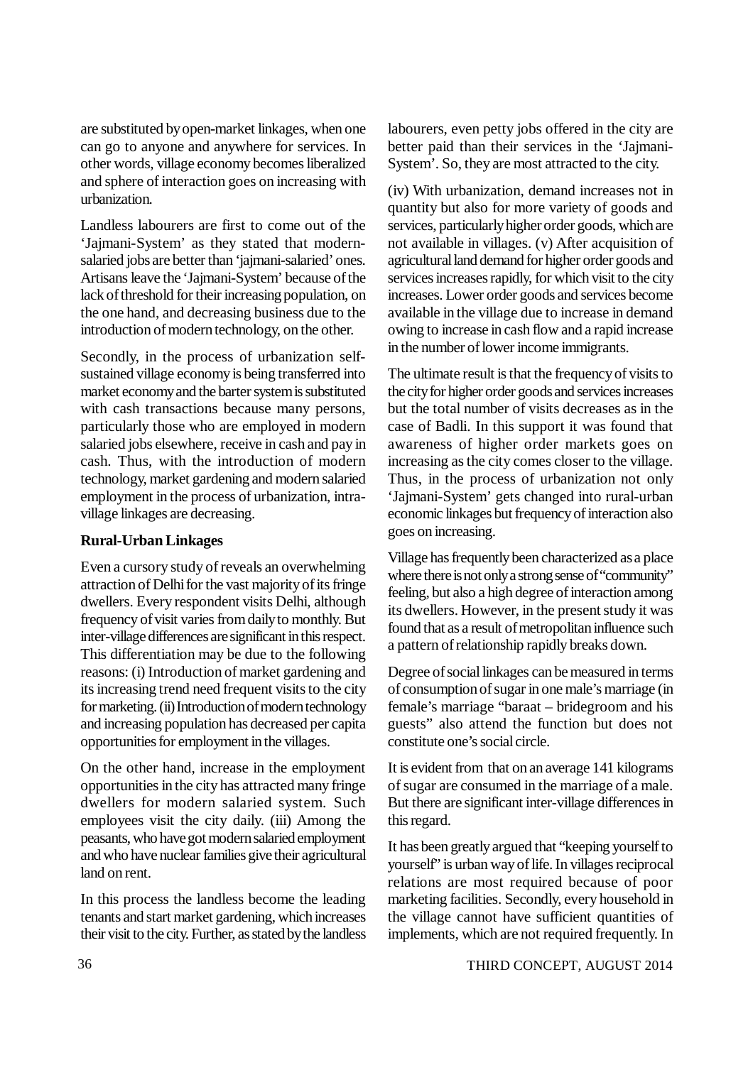are substituted by open-market linkages, when one can go to anyone and anywhere for services. In other words, village economy becomes liberalized and sphere of interaction goes on increasing with urbanization.

Landless labourers are first to come out of the 'Jajmani-System' as they stated that modern-salaried jobs are better than 'jajmani-salaried' ones. Artisans leave the 'Jajmani-System' because of the lack of threshold for their increasing population, on the one hand, and decreasing business due to the introduction of modern technology, on the other.

Secondly, in the process of urbanization self-sustained village economy is being transferred into market economy and the barter system is substituted with cash transactions because many persons, particularly those who are employed in modern salaried jobs elsewhere, receive in cash and pay in cash. Thus, with the introduction of modern technology, market gardening and modern salaried employment in the process of urbanization, intra-village linkages are decreasing.

**Rural-Urban Linkages**

Even a cursory study of reveals an overwhelming attraction of Delhi for the vast majority of its fringe dwellers. Every respondent visits Delhi, although frequency of visit varies from daily to monthly. But inter-village differences are significant in this respect. This differentiation may be due to the following reasons: (i) Introduction of market gardening and its increasing trend need frequent visits to the city for marketing. (ii) Introduction of modern technology and increasing population has decreased per capita opportunities for employment in the villages.

On the other hand, increase in the employment opportunities in the city has attracted many fringe dwellers for modern salaried system. Such employees visit the city daily. (iii) Among the peasants, who have got modern salaried employment and who have nuclear families give their agricultural land on rent.

In this process the landless become the leading tenants and start market gardening, which increases their visit to the city. Further, as stated by the landless labourers, even petty jobs offered in the city are better paid than their services in the 'Jajmani-System'. So, they are most attracted to the city.

(iv) With urbanization, demand increases not in quantity but also for more variety of goods and services, particularly higher order goods, which are not available in villages. (v) After acquisition of agricultural land demand for higher order goods and services increases rapidly, for which visit to the city increases. Lower order goods and services become available in the village due to increase in demand owing to increase in cash flow and a rapid increase in the number of lower income immigrants.

The ultimate result is that the frequency of visits to the city for higher order goods and services increases but the total number of visits decreases as in the case of Badli. In this support it was found that awareness of higher order markets goes on increasing as the city comes closer to the village. Thus, in the process of urbanization not only 'Jajmani-System' gets changed into rural-urban economic linkages but frequency of interaction also goes on increasing.

Village has frequently been characterized as a place where there is not only a strong sense of "community" feeling, but also a high degree of interaction among its dwellers. However, in the present study it was found that as a result of metropolitan influence such a pattern of relationship rapidly breaks down.

Degree of social linkages can be measured in terms of consumption of sugar in one male's marriage (in female's marriage "baraat – bridegroom and his guests" also attend the function but does not constitute one's social circle.

It is evident from that on an average 141 kilograms of sugar are consumed in the marriage of a male. But there are significant inter-village differences in this regard.

It has been greatly argued that "keeping yourself to yourself" is urban way of life. In villages reciprocal relations are most required because of poor marketing facilities. Secondly, every household in the village cannot have sufficient quantities of implements, which are not required frequently. In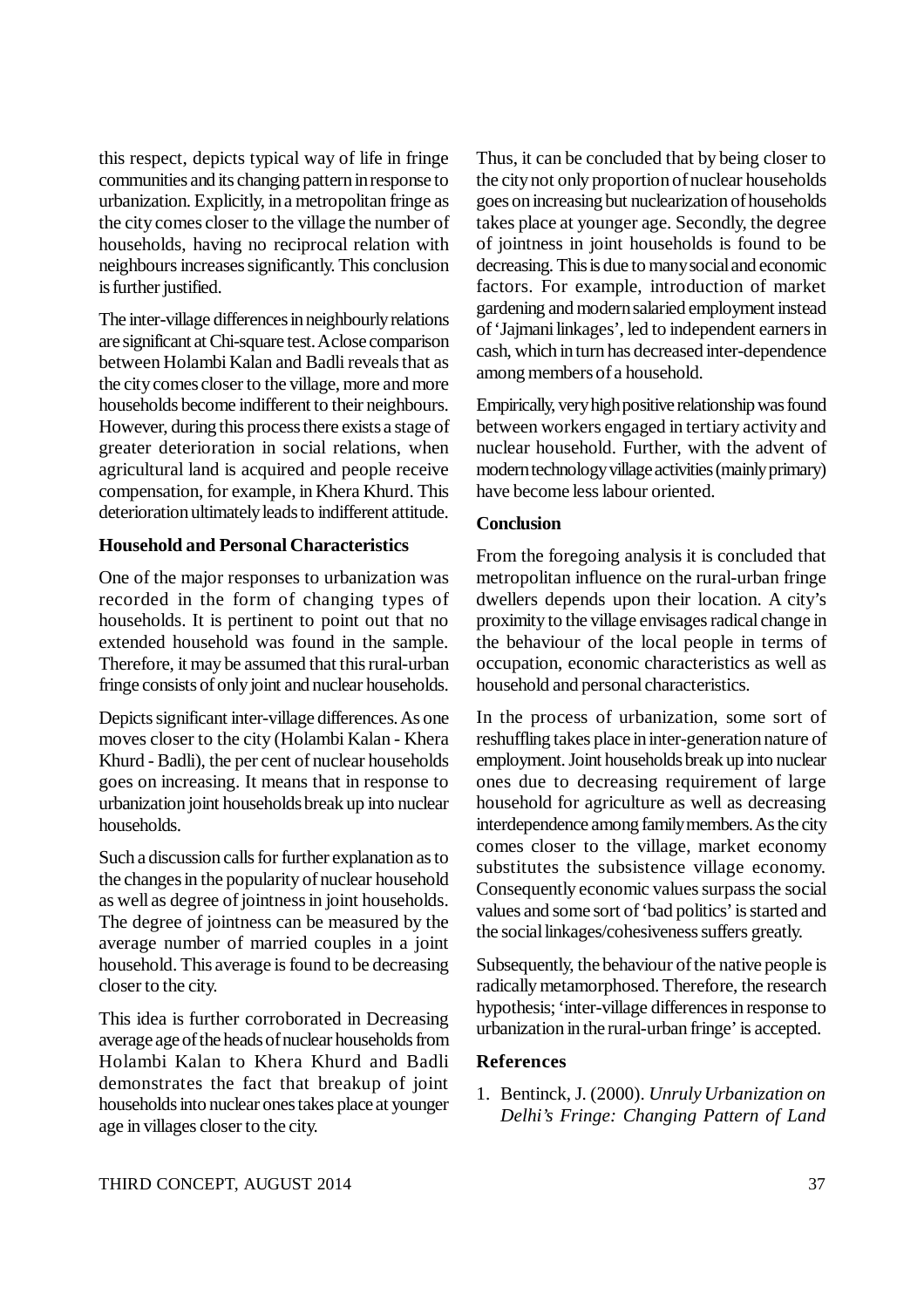this respect, depicts typical way of life in fringe communities and its changing pattern in response to urbanization. Explicitly, in a metropolitan fringe as the city comes closer to the village the number of households, having no reciprocal relation with neighbours increases significantly. This conclusion is further justified.

The inter-village differences in neighbourly relations are significant at Chi-square test. A close comparison between Holambi Kalan and Badli reveals that as the city comes closer to the village, more and more households become indifferent to their neighbours. However, during this process there exists a stage of greater deterioration in social relations, when agricultural land is acquired and people receive compensation, for example, in Khera Khurd. This deterioration ultimately leads to indifferent attitude.

**Household and Personal Characteristics**

One of the major responses to urbanization was recorded in the form of changing types of households. It is pertinent to point out that no extended household was found in the sample. Therefore, it may be assumed that this rural-urban fringe consists of only joint and nuclear households.

Depicts significant inter-village differences. As one moves closer to the city (Holambi Kalan - Khera Khurd - Badli), the per cent of nuclear households goes on increasing. It means that in response to urbanization joint households break up into nuclear households.

Such a discussion calls for further explanation as to the changes in the popularity of nuclear household as well as degree of jointness in joint households. The degree of jointness can be measured by the average number of married couples in a joint household. This average is found to be decreasing closer to the city.

This idea is further corroborated in Decreasing average age of the heads of nuclear households from Holambi Kalan to Khera Khurd and Badli demonstrates the fact that breakup of joint households into nuclear ones takes place at younger age in villages closer to the city.

Thus, it can be concluded that by being closer to the city not only proportion of nuclear households goes on increasing but nuclearization of households takes place at younger age. Secondly, the degree of jointness in joint households is found to be decreasing. This is due to many social and economic factors. For example, introduction of market gardening and modern salaried employment instead of 'Jajmani linkages', led to independent earners in cash, which in turn has decreased inter-dependence among members of a household.

Empirically, very high positive relationship was found between workers engaged in tertiary activity and nuclear household. Further, with the advent of modern technology village activities (mainly primary) have become less labour oriented.

**Conclusion**

From the foregoing analysis it is concluded that metropolitan influence on the rural-urban fringe dwellers depends upon their location. A city's proximity to the village envisages radical change in the behaviour of the local people in terms of occupation, economic characteristics as well as household and personal characteristics.

In the process of urbanization, some sort of reshuffling takes place in inter-generation nature of employment. Joint households break up into nuclear ones due to decreasing requirement of large household for agriculture as well as decreasing interdependence among family members. As the city comes closer to the village, market economy substitutes the subsistence village economy. Consequently economic values surpass the social values and some sort of 'bad politics' is started and the social linkages/cohesiveness suffers greatly.

Subsequently, the behaviour of the native people is radically metamorphosed. Therefore, the research hypothesis; 'inter-village differences in response to urbanization in the rural-urban fringe' is accepted.

**References**

1. Bentinck, J. (2000). *Unruly Urbanization on Delhi's Fringe: Changing Pattern of Land*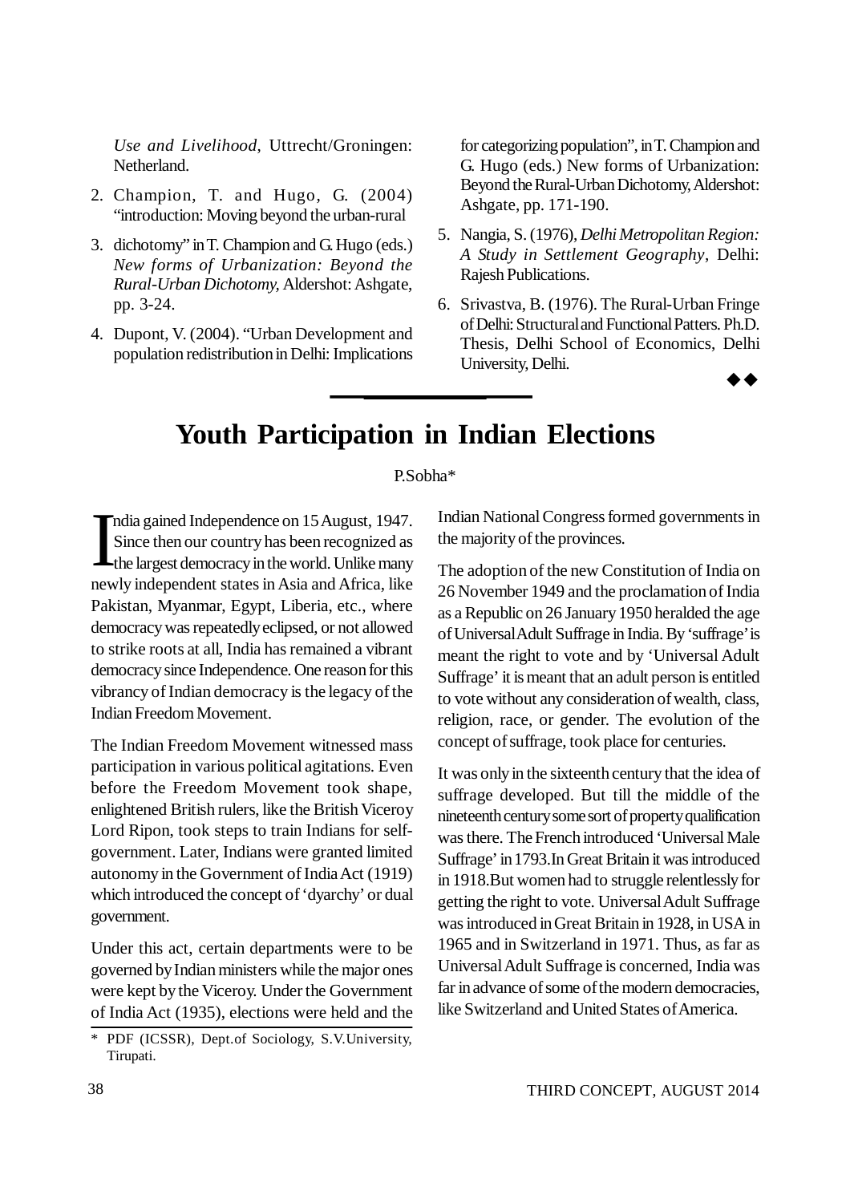*Use and Livelihood*, Uttrecht/Groningen: Netherland.

2. Champion, T. and Hugo, G. (2004) "introduction: Moving beyond the urban-rural
3. dichotomy" in T. Champion and G. Hugo (eds.) *New forms of Urbanization: Beyond the Rural-Urban Dichotomy*, Aldershot: Ashgate, pp. 3-24.
4. Dupont, V. (2004). "Urban Development and population redistribution in Delhi: Implications for categorizing population", in T. Champion and G. Hugo (eds.) New forms of Urbanization: Beyond the Rural-Urban Dichotomy, Aldershot: Ashgate, pp. 171-190.
5. Nangia, S. (1976), *Delhi Metropolitan Region: A Study in Settlement Geography*, Delhi: Rajesh Publications.
6. Srivastva, B. (1976). The Rural-Urban Fringe of Delhi: Structural and Functional Patters. Ph.D. Thesis, Delhi School of Economics, Delhi University, Delhi.

◆◆

# Youth Participation in Indian Elections

P.Sobha*

India gained Independence on 15 August, 1947. Since then our country has been recognized as the largest democracy in the world. Unlike many newly independent states in Asia and Africa, like Pakistan, Myanmar, Egypt, Liberia, etc., where democracy was repeatedly eclipsed, or not allowed to strike roots at all, India has remained a vibrant democracy since Independence. One reason for this vibrancy of Indian democracy is the legacy of the Indian Freedom Movement.

The Indian Freedom Movement witnessed mass participation in various political agitations. Even before the Freedom Movement took shape, enlightened British rulers, like the British Viceroy Lord Ripon, took steps to train Indians for self-government. Later, Indians were granted limited autonomy in the Government of India Act (1919) which introduced the concept of 'dyarchy' or dual government.

Under this act, certain departments were to be governed by Indian ministers while the major ones were kept by the Viceroy. Under the Government of India Act (1935), elections were held and the Indian National Congress formed governments in the majority of the provinces.

The adoption of the new Constitution of India on 26 November 1949 and the proclamation of India as a Republic on 26 January 1950 heralded the age of Universal Adult Suffrage in India. By 'suffrage' is meant the right to vote and by 'Universal Adult Suffrage' it is meant that an adult person is entitled to vote without any consideration of wealth, class, religion, race, or gender. The evolution of the concept of suffrage, took place for centuries.

It was only in the sixteenth century that the idea of suffrage developed. But till the middle of the nineteenth century some sort of property qualification was there. The French introduced 'Universal Male Suffrage' in 1793. In Great Britain it was introduced in 1918. But women had to struggle relentlessly for getting the right to vote. Universal Adult Suffrage was introduced in Great Britain in 1928, in USA in 1965 and in Switzerland in 1971. Thus, as far as Universal Adult Suffrage is concerned, India was far in advance of some of the modern democracies, like Switzerland and United States of America.

* PDF (ICSSR), Dept.of Sociology, S.V.University, Tirupati.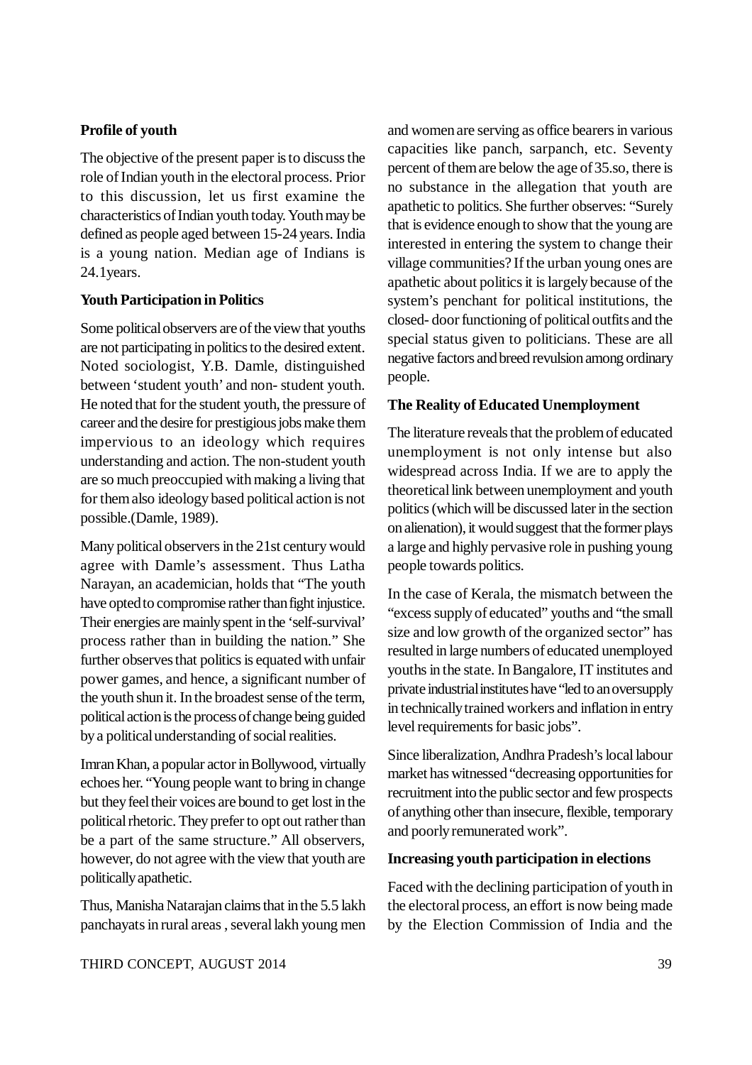**Profile of youth**

The objective of the present paper is to discuss the role of Indian youth in the electoral process. Prior to this discussion, let us first examine the characteristics of Indian youth today. Youth may be defined as people aged between 15-24 years. India is a young nation. Median age of Indians is 24.1years.

**Youth Participation in Politics**

Some political observers are of the view that youths are not participating in politics to the desired extent. Noted sociologist, Y.B. Damle, distinguished between 'student youth' and non- student youth. He noted that for the student youth, the pressure of career and the desire for prestigious jobs make them impervious to an ideology which requires understanding and action. The non-student youth are so much preoccupied with making a living that for them also ideology based political action is not possible.(Damle, 1989).

Many political observers in the 21st century would agree with Damle's assessment. Thus Latha Narayan, an academician, holds that "The youth have opted to compromise rather than fight injustice. Their energies are mainly spent in the 'self-survival' process rather than in building the nation." She further observes that politics is equated with unfair power games, and hence, a significant number of the youth shun it. In the broadest sense of the term, political action is the process of change being guided by a political understanding of social realities.

Imran Khan, a popular actor in Bollywood, virtually echoes her. "Young people want to bring in change but they feel their voices are bound to get lost in the political rhetoric. They prefer to opt out rather than be a part of the same structure." All observers, however, do not agree with the view that youth are politically apathetic.

Thus, Manisha Natarajan claims that in the 5.5 lakh panchayats in rural areas , several lakh young men and women are serving as office bearers in various capacities like panch, sarpanch, etc. Seventy percent of them are below the age of 35.so, there is no substance in the allegation that youth are apathetic to politics. She further observes: "Surely that is evidence enough to show that the young are interested in entering the system to change their village communities? If the urban young ones are apathetic about politics it is largely because of the system's penchant for political institutions, the closed- door functioning of political outfits and the special status given to politicians. These are all negative factors and breed revulsion among ordinary people.

**The Reality of Educated Unemployment**

The literature reveals that the problem of educated unemployment is not only intense but also widespread across India. If we are to apply the theoretical link between unemployment and youth politics (which will be discussed later in the section on alienation), it would suggest that the former plays a large and highly pervasive role in pushing young people towards politics.

In the case of Kerala, the mismatch between the "excess supply of educated" youths and "the small size and low growth of the organized sector" has resulted in large numbers of educated unemployed youths in the state. In Bangalore, IT institutes and private industrial institutes have "led to an oversupply in technically trained workers and inflation in entry level requirements for basic jobs".

Since liberalization, Andhra Pradesh's local labour market has witnessed "decreasing opportunities for recruitment into the public sector and few prospects of anything other than insecure, flexible, temporary and poorly remunerated work".

**Increasing youth participation in elections**

Faced with the declining participation of youth in the electoral process, an effort is now being made by the Election Commission of India and the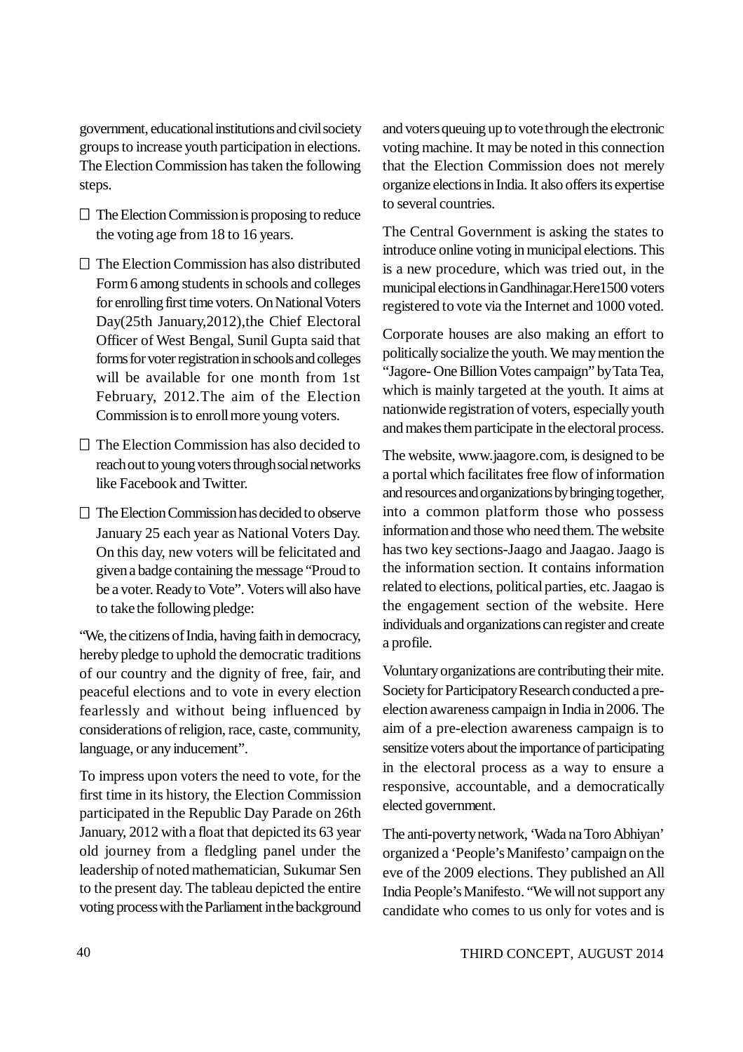government, educational institutions and civil society groups to increase youth participation in elections. The Election Commission has taken the following steps.

- The Election Commission is proposing to reduce the voting age from 18 to 16 years.
- The Election Commission has also distributed Form 6 among students in schools and colleges for enrolling first time voters. On National Voters Day(25th January,2012),the Chief Electoral Officer of West Bengal, Sunil Gupta said that forms for voter registration in schools and colleges will be available for one month from 1st February, 2012.The aim of the Election Commission is to enroll more young voters.
- The Election Commission has also decided to reach out to young voters through social networks like Facebook and Twitter.
- The Election Commission has decided to observe January 25 each year as National Voters Day. On this day, new voters will be felicitated and given a badge containing the message "Proud to be a voter. Ready to Vote". Voters will also have to take the following pledge:

"We, the citizens of India, having faith in democracy, hereby pledge to uphold the democratic traditions of our country and the dignity of free, fair, and peaceful elections and to vote in every election fearlessly and without being influenced by considerations of religion, race, caste, community, language, or any inducement".

To impress upon voters the need to vote, for the first time in its history, the Election Commission participated in the Republic Day Parade on 26th January, 2012 with a float that depicted its 63 year old journey from a fledgling panel under the leadership of noted mathematician, Sukumar Sen to the present day. The tableau depicted the entire voting process with the Parliament in the background and voters queuing up to vote through the electronic voting machine. It may be noted in this connection that the Election Commission does not merely organize elections in India. It also offers its expertise to several countries.

The Central Government is asking the states to introduce online voting in municipal elections. This is a new procedure, which was tried out, in the municipal elections in Gandhinagar.Here1500 voters registered to vote via the Internet and 1000 voted.

Corporate houses are also making an effort to politically socialize the youth. We may mention the "Jagore- One Billion Votes campaign" by Tata Tea, which is mainly targeted at the youth. It aims at nationwide registration of voters, especially youth and makes them participate in the electoral process.

The website, www.jaagore.com, is designed to be a portal which facilitates free flow of information and resources and organizations by bringing together, into a common platform those who possess information and those who need them. The website has two key sections-Jaago and Jaagao. Jaago is the information section. It contains information related to elections, political parties, etc. Jaagao is the engagement section of the website. Here individuals and organizations can register and create a profile.

Voluntary organizations are contributing their mite. Society for Participatory Research conducted a pre-election awareness campaign in India in 2006. The aim of a pre-election awareness campaign is to sensitize voters about the importance of participating in the electoral process as a way to ensure a responsive, accountable, and a democratically elected government.

The anti-poverty network, 'Wada na Toro Abhiyan' organized a 'People's Manifesto' campaign on the eve of the 2009 elections. They published an All India People's Manifesto. "We will not support any candidate who comes to us only for votes and is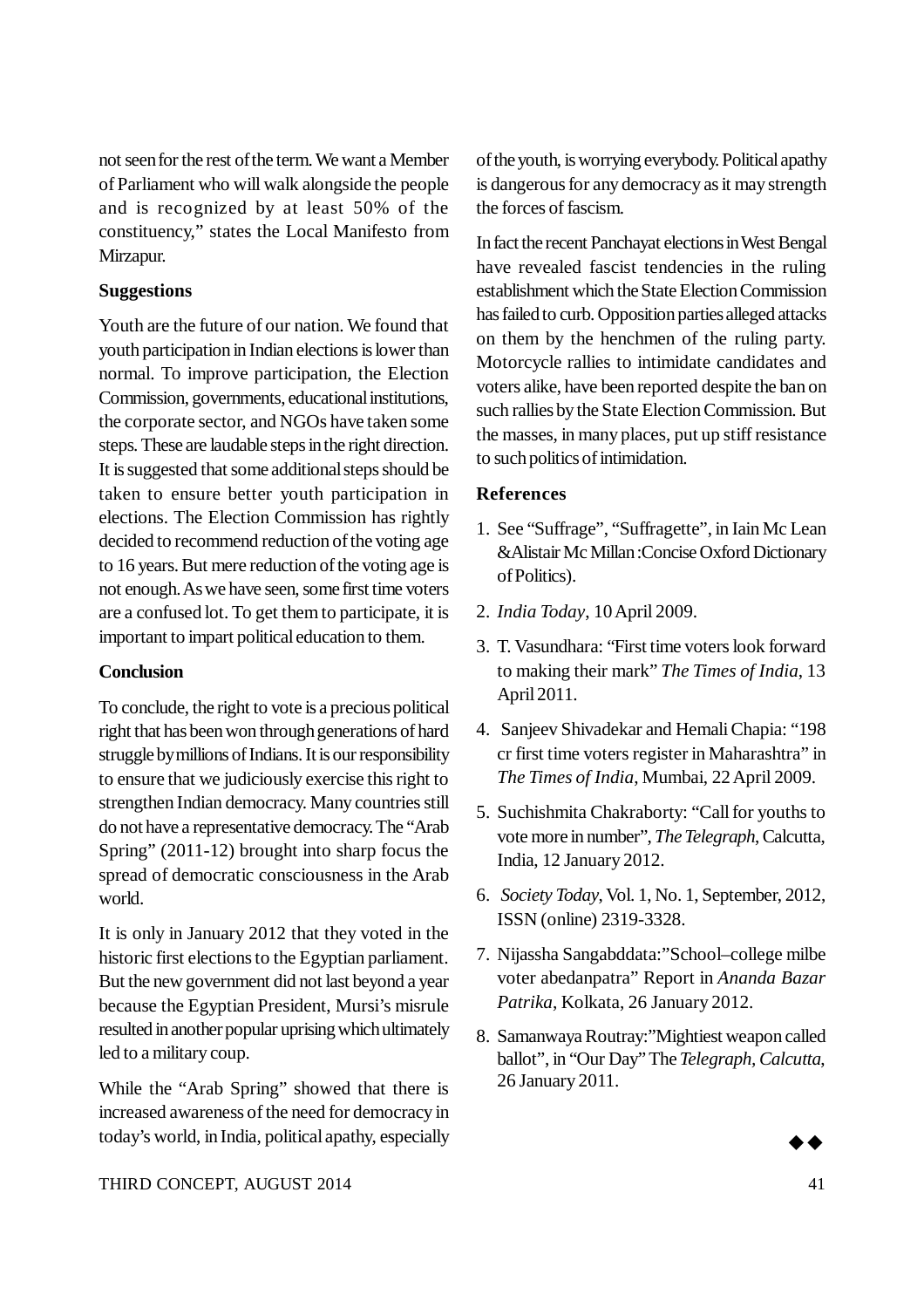not seen for the rest of the term. We want a Member of Parliament who will walk alongside the people and is recognized by at least 50% of the constituency," states the Local Manifesto from Mirzapur.

**Suggestions**

Youth are the future of our nation. We found that youth participation in Indian elections is lower than normal. To improve participation, the Election Commission, governments, educational institutions, the corporate sector, and NGOs have taken some steps. These are laudable steps in the right direction. It is suggested that some additional steps should be taken to ensure better youth participation in elections. The Election Commission has rightly decided to recommend reduction of the voting age to 16 years. But mere reduction of the voting age is not enough. As we have seen, some first time voters are a confused lot. To get them to participate, it is important to impart political education to them.

**Conclusion**

To conclude, the right to vote is a precious political right that has been won through generations of hard struggle by millions of Indians. It is our responsibility to ensure that we judiciously exercise this right to strengthen Indian democracy. Many countries still do not have a representative democracy. The "Arab Spring" (2011-12) brought into sharp focus the spread of democratic consciousness in the Arab world.

It is only in January 2012 that they voted in the historic first elections to the Egyptian parliament. But the new government did not last beyond a year because the Egyptian President, Mursi's misrule resulted in another popular uprising which ultimately led to a military coup.

While the "Arab Spring" showed that there is increased awareness of the need for democracy in today's world, in India, political apathy, especially of the youth, is worrying everybody. Political apathy is dangerous for any democracy as it may strength the forces of fascism.

In fact the recent Panchayat elections in West Bengal have revealed fascist tendencies in the ruling establishment which the State Election Commission has failed to curb. Opposition parties alleged attacks on them by the henchmen of the ruling party. Motorcycle rallies to intimidate candidates and voters alike, have been reported despite the ban on such rallies by the State Election Commission. But the masses, in many places, put up stiff resistance to such politics of intimidation.

**References**

1. See "Suffrage", "Suffragette", in Iain Mc Lean &Alistair Mc Millan :Concise Oxford Dictionary of Politics).
2. *India Today*, 10 April 2009.
3. T. Vasundhara: "First time voters look forward to making their mark" *The Times of India*, 13 April 2011.
4. Sanjeev Shivadekar and Hemali Chapia: "198 cr first time voters register in Maharashtra" in *The Times of India*, Mumbai, 22 April 2009.
5. Suchishmita Chakraborty: "Call for youths to vote more in number", *The Telegraph*, Calcutta, India, 12 January 2012.
6. *Society Today*, Vol. 1, No. 1, September, 2012, ISSN (online) 2319-3328.
7. Nijassha Sangabddata:"School–college milbe voter abedanpatra" Report in *Ananda Bazar Patrika*, Kolkata, 26 January 2012.
8. Samanwaya Routray:"Mightiest weapon called ballot", in "Our Day" The *Telegraph, Calcutta*, 26 January 2011.

◆◆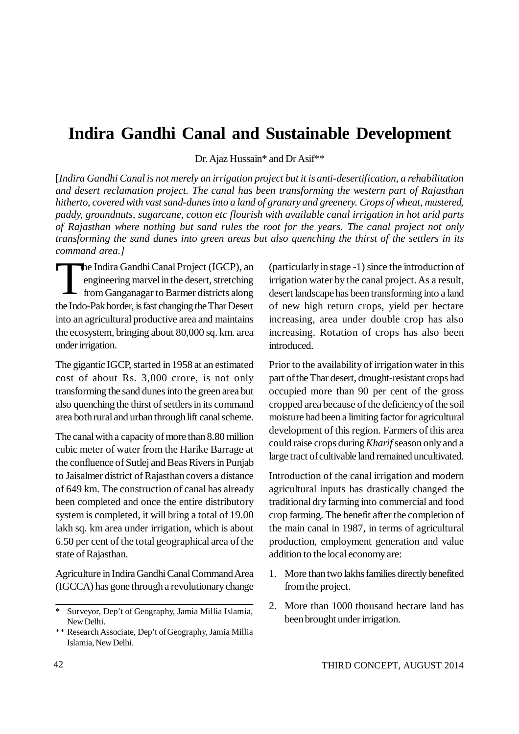// Indira Gandhi Canal and Sustainable Development

# Indira Gandhi Canal and Sustainable Development

Dr. Ajaz Hussain* and Dr Asif**

[*Indira Gandhi Canal is not merely an irrigation project but it is anti-desertification, a rehabilitation and desert reclamation project. The canal has been transforming the western part of Rajasthan hitherto, covered with vast sand-dunes into a land of granary and greenery. Crops of wheat, mustered, paddy, groundnuts, sugarcane, cotton etc flourish with available canal irrigation in hot arid parts of Rajasthan where nothing but sand rules the root for the years. The canal project not only transforming the sand dunes into green areas but also quenching the thirst of the settlers in its command area.*]

The Indira Gandhi Canal Project (IGCP), an engineering marvel in the desert, stretching from Ganganagar to Barmer districts along the Indo-Pak border, is fast changing the Thar Desert into an agricultural productive area and maintains the ecosystem, bringing about 80,000 sq. km. area under irrigation.

The gigantic IGCP, started in 1958 at an estimated cost of about Rs. 3,000 crore, is not only transforming the sand dunes into the green area but also quenching the thirst of settlers in its command area both rural and urban through lift canal scheme.

The canal with a capacity of more than 8.80 million cubic meter of water from the Harike Barrage at the confluence of Sutlej and Beas Rivers in Punjab to Jaisalmer district of Rajasthan covers a distance of 649 km. The construction of canal has already been completed and once the entire distributory system is completed, it will bring a total of 19.00 lakh sq. km area under irrigation, which is about 6.50 per cent of the total geographical area of the state of Rajasthan.

Agriculture in Indira Gandhi Canal Command Area (IGCCA) has gone through a revolutionary change (particularly in stage -1) since the introduction of irrigation water by the canal project. As a result, desert landscape has been transforming into a land of new high return crops, yield per hectare increasing, area under double crop has also increasing. Rotation of crops has also been introduced.

Prior to the availability of irrigation water in this part of the Thar desert, drought-resistant crops had occupied more than 90 per cent of the gross cropped area because of the deficiency of the soil moisture had been a limiting factor for agricultural development of this region. Farmers of this area could raise crops during *Kharif* season only and a large tract of cultivable land remained uncultivated.

Introduction of the canal irrigation and modern agricultural inputs has drastically changed the traditional dry farming into commercial and food crop farming. The benefit after the completion of the main canal in 1987, in terms of agricultural production, employment generation and value addition to the local economy are:

1. More than two lakhs families directly benefited from the project.
2. More than 1000 thousand hectare land has been brought under irrigation.

---

\* Surveyor, Dep't of Geography, Jamia Millia Islamia, New Delhi.

\** Research Associate, Dep't of Geography, Jamia Millia Islamia, New Delhi.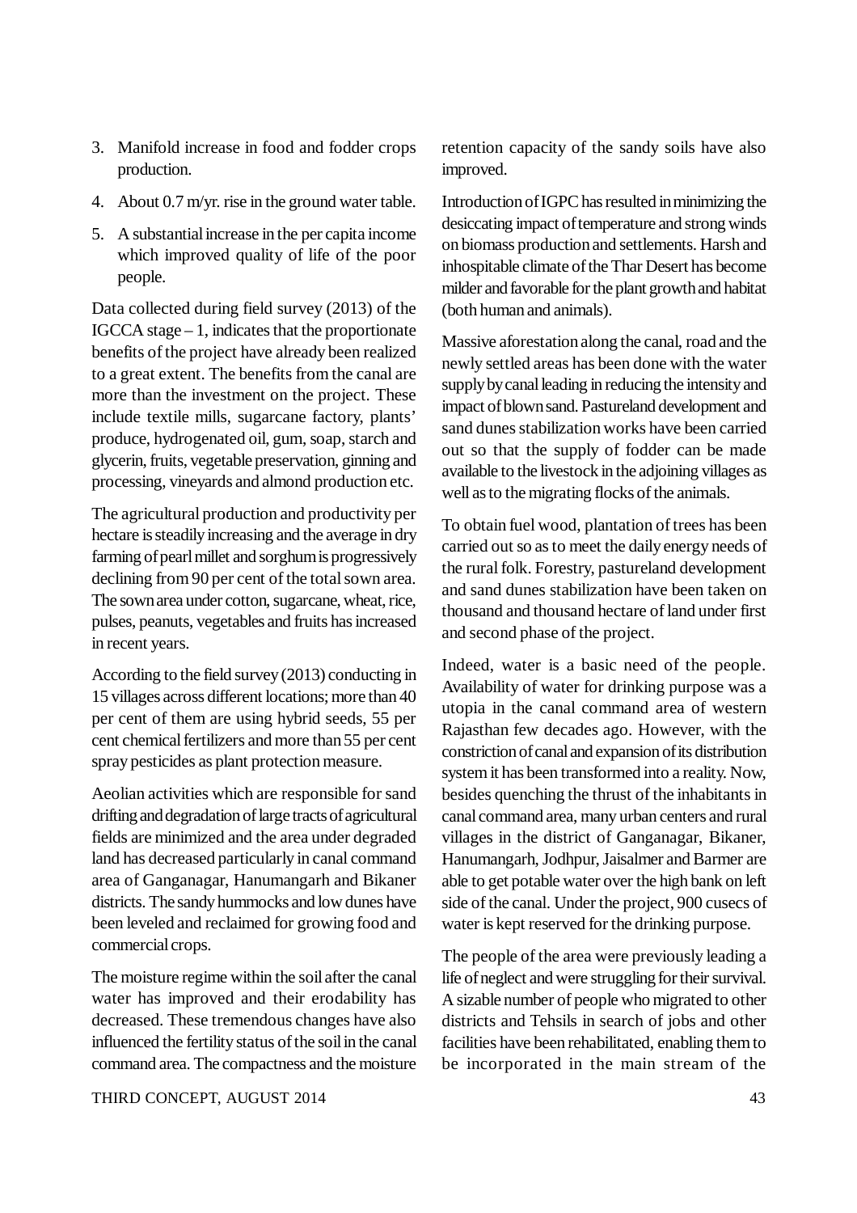3. Manifold increase in food and fodder crops production.
4. About 0.7 m/yr. rise in the ground water table.
5. A substantial increase in the per capita income which improved quality of life of the poor people.

Data collected during field survey (2013) of the IGCCA stage – 1, indicates that the proportionate benefits of the project have already been realized to a great extent. The benefits from the canal are more than the investment on the project. These include textile mills, sugarcane factory, plants' produce, hydrogenated oil, gum, soap, starch and glycerin, fruits, vegetable preservation, ginning and processing, vineyards and almond production etc.

The agricultural production and productivity per hectare is steadily increasing and the average in dry farming of pearl millet and sorghum is progressively declining from 90 per cent of the total sown area. The sown area under cotton, sugarcane, wheat, rice, pulses, peanuts, vegetables and fruits has increased in recent years.

According to the field survey (2013) conducting in 15 villages across different locations; more than 40 per cent of them are using hybrid seeds, 55 per cent chemical fertilizers and more than 55 per cent spray pesticides as plant protection measure.

Aeolian activities which are responsible for sand drifting and degradation of large tracts of agricultural fields are minimized and the area under degraded land has decreased particularly in canal command area of Ganganagar, Hanumangarh and Bikaner districts. The sandy hummocks and low dunes have been leveled and reclaimed for growing food and commercial crops.

The moisture regime within the soil after the canal water has improved and their erodability has decreased. These tremendous changes have also influenced the fertility status of the soil in the canal command area. The compactness and the moisture retention capacity of the sandy soils have also improved.

Introduction of IGPC has resulted in minimizing the desiccating impact of temperature and strong winds on biomass production and settlements. Harsh and inhospitable climate of the Thar Desert has become milder and favorable for the plant growth and habitat (both human and animals).

Massive aforestation along the canal, road and the newly settled areas has been done with the water supply by canal leading in reducing the intensity and impact of blown sand. Pastureland development and sand dunes stabilization works have been carried out so that the supply of fodder can be made available to the livestock in the adjoining villages as well as to the migrating flocks of the animals.

To obtain fuel wood, plantation of trees has been carried out so as to meet the daily energy needs of the rural folk. Forestry, pastureland development and sand dunes stabilization have been taken on thousand and thousand hectare of land under first and second phase of the project.

Indeed, water is a basic need of the people. Availability of water for drinking purpose was a utopia in the canal command area of western Rajasthan few decades ago. However, with the constriction of canal and expansion of its distribution system it has been transformed into a reality. Now, besides quenching the thrust of the inhabitants in canal command area, many urban centers and rural villages in the district of Ganganagar, Bikaner, Hanumangarh, Jodhpur, Jaisalmer and Barmer are able to get potable water over the high bank on left side of the canal. Under the project, 900 cusecs of water is kept reserved for the drinking purpose.

The people of the area were previously leading a life of neglect and were struggling for their survival. A sizable number of people who migrated to other districts and Tehsils in search of jobs and other facilities have been rehabilitated, enabling them to be incorporated in the main stream of the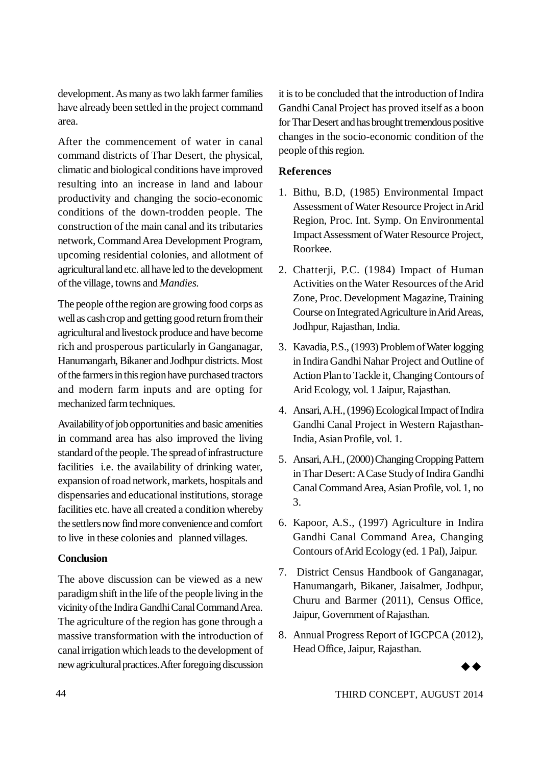development. As many as two lakh farmer families have already been settled in the project command area.

After the commencement of water in canal command districts of Thar Desert, the physical, climatic and biological conditions have improved resulting into an increase in land and labour productivity and changing the socio-economic conditions of the down-trodden people. The construction of the main canal and its tributaries network, Command Area Development Program, upcoming residential colonies, and allotment of agricultural land etc. all have led to the development of the village, towns and *Mandies*.

The people of the region are growing food corps as well as cash crop and getting good return from their agricultural and livestock produce and have become rich and prosperous particularly in Ganganagar, Hanumangarh, Bikaner and Jodhpur districts. Most of the farmers in this region have purchased tractors and modern farm inputs and are opting for mechanized farm techniques.

Availability of job opportunities and basic amenities in command area has also improved the living standard of the people. The spread of infrastructure facilities i.e. the availability of drinking water, expansion of road network, markets, hospitals and dispensaries and educational institutions, storage facilities etc. have all created a condition whereby the settlers now find more convenience and comfort to live in these colonies and planned villages.

**Conclusion**

The above discussion can be viewed as a new paradigm shift in the life of the people living in the vicinity of the Indira Gandhi Canal Command Area. The agriculture of the region has gone through a massive transformation with the introduction of canal irrigation which leads to the development of new agricultural practices. After foregoing discussion it is to be concluded that the introduction of Indira Gandhi Canal Project has proved itself as a boon for Thar Desert and has brought tremendous positive changes in the socio-economic condition of the people of this region.

**References**

1. Bithu, B.D, (1985) Environmental Impact Assessment of Water Resource Project in Arid Region, Proc. Int. Symp. On Environmental Impact Assessment of Water Resource Project, Roorkee.
2. Chatterji, P.C. (1984) Impact of Human Activities on the Water Resources of the Arid Zone, Proc. Development Magazine, Training Course on Integrated Agriculture in Arid Areas, Jodhpur, Rajasthan, India.
3. Kavadia, P.S., (1993) Problem of Water logging in Indira Gandhi Nahar Project and Outline of Action Plan to Tackle it, Changing Contours of Arid Ecology, vol. 1 Jaipur, Rajasthan.
4. Ansari, A.H., (1996) Ecological Impact of Indira Gandhi Canal Project in Western Rajasthan-India, Asian Profile, vol. 1.
5. Ansari, A.H., (2000) Changing Cropping Pattern in Thar Desert: A Case Study of Indira Gandhi Canal Command Area, Asian Profile, vol. 1, no 3.
6. Kapoor, A.S., (1997) Agriculture in Indira Gandhi Canal Command Area, Changing Contours of Arid Ecology (ed. 1 Pal), Jaipur.
7. District Census Handbook of Ganganagar, Hanumangarh, Bikaner, Jaisalmer, Jodhpur, Churu and Barmer (2011), Census Office, Jaipur, Government of Rajasthan.
8. Annual Progress Report of IGCPCA (2012), Head Office, Jaipur, Rajasthan.

◆◆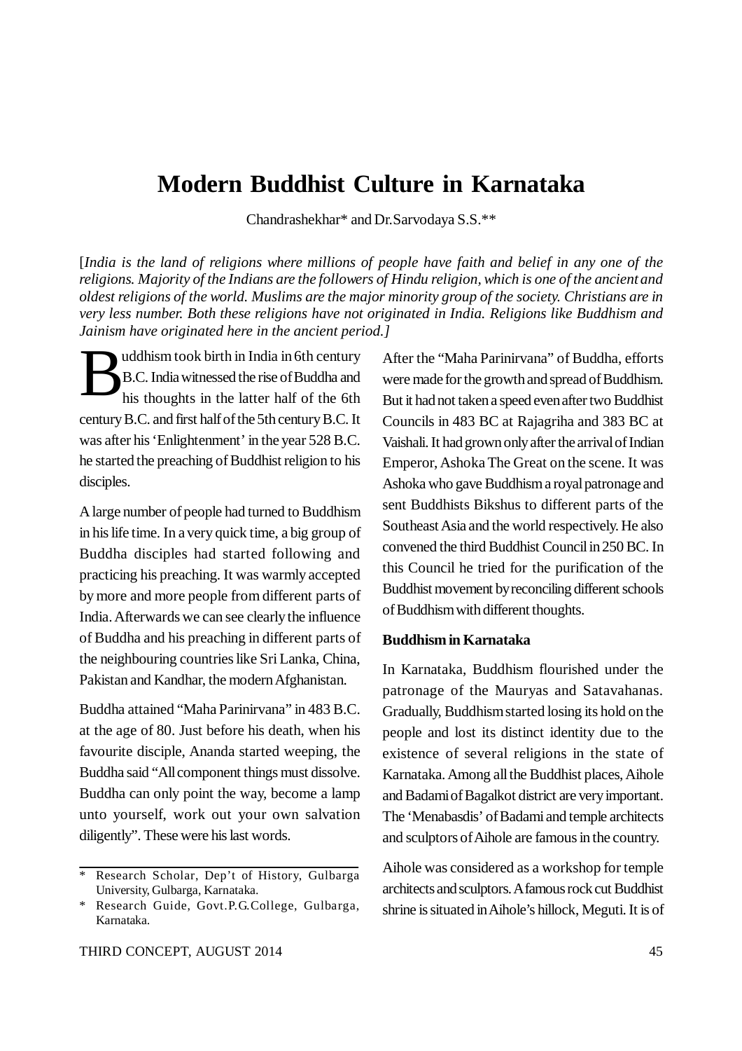# Modern Buddhist Culture in Karnataka

Chandrashekhar* and Dr.Sarvodaya S.S.**

[*India is the land of religions where millions of people have faith and belief in any one of the religions. Majority of the Indians are the followers of Hindu religion, which is one of the ancient and oldest religions of the world. Muslims are the major minority group of the society. Christians are in very less number. Both these religions have not originated in India. Religions like Buddhism and Jainism have originated here in the ancient period.*]

Buddhism took birth in India in 6th century B.C. India witnessed the rise of Buddha and his thoughts in the latter half of the 6th century B.C. and first half of the 5th century B.C. It was after his 'Enlightenment' in the year 528 B.C. he started the preaching of Buddhist religion to his disciples.

A large number of people had turned to Buddhism in his life time. In a very quick time, a big group of Buddha disciples had started following and practicing his preaching. It was warmly accepted by more and more people from different parts of India. Afterwards we can see clearly the influence of Buddha and his preaching in different parts of the neighbouring countries like Sri Lanka, China, Pakistan and Kandhar, the modern Afghanistan.

Buddha attained "Maha Parinirvana" in 483 B.C. at the age of 80. Just before his death, when his favourite disciple, Ananda started weeping, the Buddha said "All component things must dissolve. Buddha can only point the way, become a lamp unto yourself, work out your own salvation diligently". These were his last words.

After the "Maha Parinirvana" of Buddha, efforts were made for the growth and spread of Buddhism. But it had not taken a speed even after two Buddhist Councils in 483 BC at Rajagriha and 383 BC at Vaishali. It had grown only after the arrival of Indian Emperor, Ashoka The Great on the scene. It was Ashoka who gave Buddhism a royal patronage and sent Buddhists Bikshus to different parts of the Southeast Asia and the world respectively. He also convened the third Buddhist Council in 250 BC. In this Council he tried for the purification of the Buddhist movement by reconciling different schools of Buddhism with different thoughts.

**Buddhism in Karnataka**

In Karnataka, Buddhism flourished under the patronage of the Mauryas and Satavahanas. Gradually, Buddhism started losing its hold on the people and lost its distinct identity due to the existence of several religions in the state of Karnataka. Among all the Buddhist places, Aihole and Badami of Bagalkot district are very important. The 'Menabasdis' of Badami and temple architects and sculptors of Aihole are famous in the country.

Aihole was considered as a workshop for temple architects and sculptors. A famous rock cut Buddhist shrine is situated in Aihole's hillock, Meguti. It is of

---

\* Research Scholar, Dep't of History, Gulbarga University, Gulbarga, Karnataka.

\* Research Guide, Govt.P.G.College, Gulbarga, Karnataka.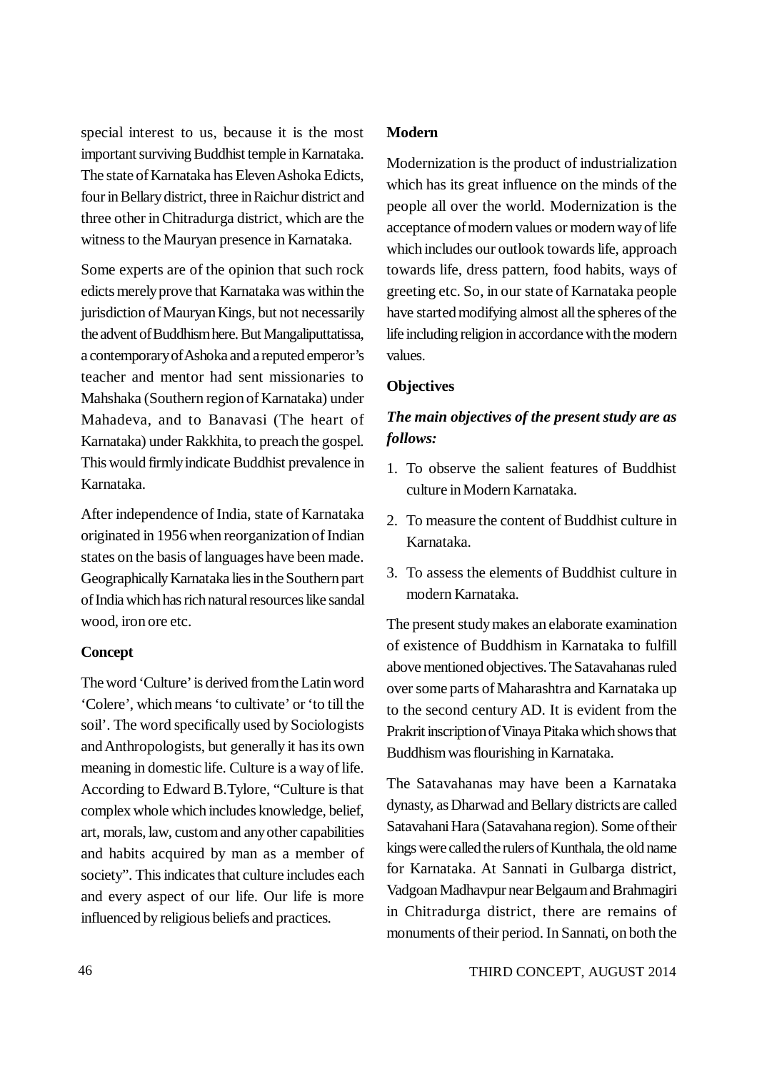special interest to us, because it is the most important surviving Buddhist temple in Karnataka. The state of Karnataka has Eleven Ashoka Edicts, four in Bellary district, three in Raichur district and three other in Chitradurga district, which are the witness to the Mauryan presence in Karnataka.

Some experts are of the opinion that such rock edicts merely prove that Karnataka was within the jurisdiction of Mauryan Kings, but not necessarily the advent of Buddhism here. But Mangaliputtatissa, a contemporary of Ashoka and a reputed emperor's teacher and mentor had sent missionaries to Mahshaka (Southern region of Karnataka) under Mahadeva, and to Banavasi (The heart of Karnataka) under Rakkhita, to preach the gospel. This would firmly indicate Buddhist prevalence in Karnataka.

After independence of India, state of Karnataka originated in 1956 when reorganization of Indian states on the basis of languages have been made. Geographically Karnataka lies in the Southern part of India which has rich natural resources like sandal wood, iron ore etc.

**Concept**

The word 'Culture' is derived from the Latin word 'Colere', which means 'to cultivate' or 'to till the soil'. The word specifically used by Sociologists and Anthropologists, but generally it has its own meaning in domestic life. Culture is a way of life. According to Edward B.Tylore, "Culture is that complex whole which includes knowledge, belief, art, morals, law, custom and any other capabilities and habits acquired by man as a member of society". This indicates that culture includes each and every aspect of our life. Our life is more influenced by religious beliefs and practices.

**Modern**

Modernization is the product of industrialization which has its great influence on the minds of the people all over the world. Modernization is the acceptance of modern values or modern way of life which includes our outlook towards life, approach towards life, dress pattern, food habits, ways of greeting etc. So, in our state of Karnataka people have started modifying almost all the spheres of the life including religion in accordance with the modern values.

**Objectives**

***The main objectives of the present study are as follows:***

1. To observe the salient features of Buddhist culture in Modern Karnataka.
2. To measure the content of Buddhist culture in Karnataka.
3. To assess the elements of Buddhist culture in modern Karnataka.

The present study makes an elaborate examination of existence of Buddhism in Karnataka to fulfill above mentioned objectives. The Satavahanas ruled over some parts of Maharashtra and Karnataka up to the second century AD. It is evident from the Prakrit inscription of Vinaya Pitaka which shows that Buddhism was flourishing in Karnataka.

The Satavahanas may have been a Karnataka dynasty, as Dharwad and Bellary districts are called Satavahani Hara (Satavahana region). Some of their kings were called the rulers of Kunthala, the old name for Karnataka. At Sannati in Gulbarga district, Vadgoan Madhavpur near Belgaum and Brahmagiri in Chitradurga district, there are remains of monuments of their period. In Sannati, on both the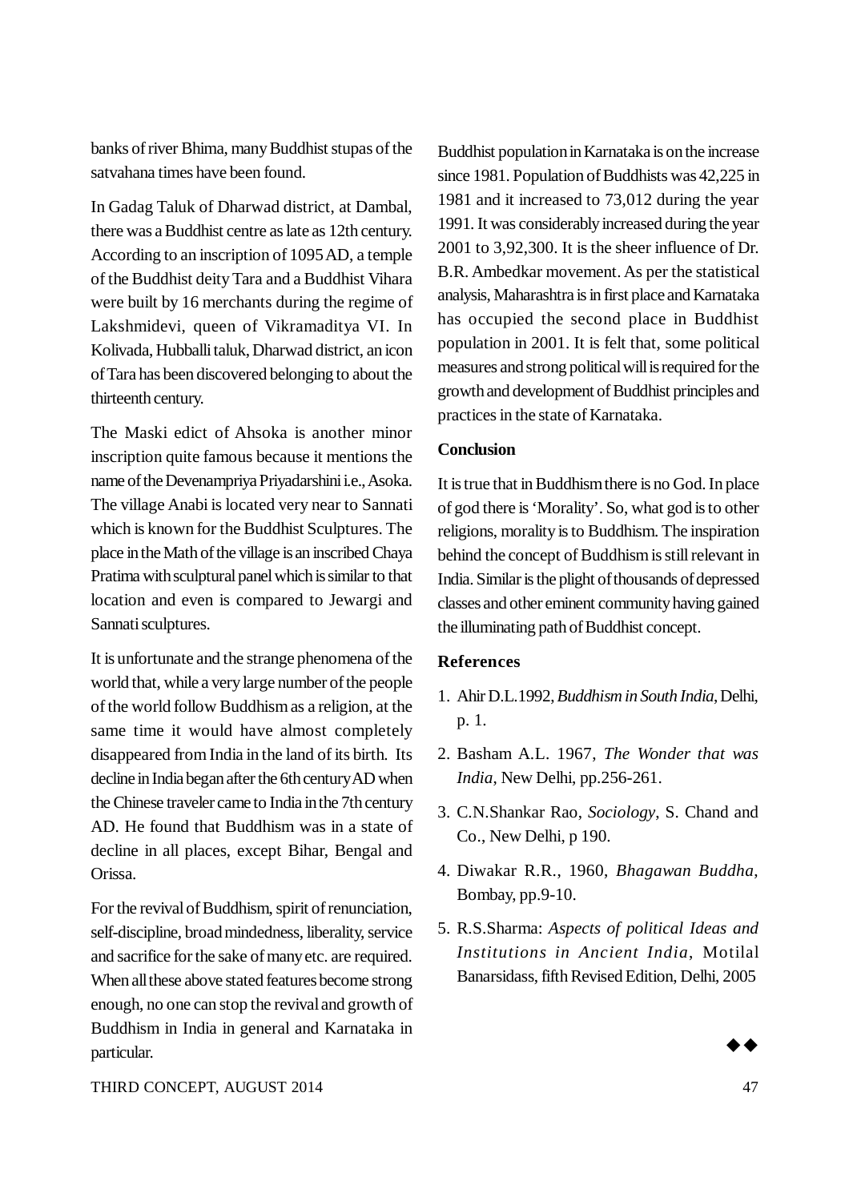banks of river Bhima, many Buddhist stupas of the satvahana times have been found.

In Gadag Taluk of Dharwad district, at Dambal, there was a Buddhist centre as late as 12th century. According to an inscription of 1095 AD, a temple of the Buddhist deity Tara and a Buddhist Vihara were built by 16 merchants during the regime of Lakshmidevi, queen of Vikramaditya VI. In Kolivada, Hubballi taluk, Dharwad district, an icon of Tara has been discovered belonging to about the thirteenth century.

The Maski edict of Ahsoka is another minor inscription quite famous because it mentions the name of the Devenampriya Priyadarshini i.e., Asoka. The village Anabi is located very near to Sannati which is known for the Buddhist Sculptures. The place in the Math of the village is an inscribed Chaya Pratima with sculptural panel which is similar to that location and even is compared to Jewargi and Sannati sculptures.

It is unfortunate and the strange phenomena of the world that, while a very large number of the people of the world follow Buddhism as a religion, at the same time it would have almost completely disappeared from India in the land of its birth. Its decline in India began after the 6th century AD when the Chinese traveler came to India in the 7th century AD. He found that Buddhism was in a state of decline in all places, except Bihar, Bengal and Orissa.

For the revival of Buddhism, spirit of renunciation, self-discipline, broad mindedness, liberality, service and sacrifice for the sake of many etc. are required. When all these above stated features become strong enough, no one can stop the revival and growth of Buddhism in India in general and Karnataka in particular.

Buddhist population in Karnataka is on the increase since 1981. Population of Buddhists was 42,225 in 1981 and it increased to 73,012 during the year 1991. It was considerably increased during the year 2001 to 3,92,300. It is the sheer influence of Dr. B.R. Ambedkar movement. As per the statistical analysis, Maharashtra is in first place and Karnataka has occupied the second place in Buddhist population in 2001. It is felt that, some political measures and strong political will is required for the growth and development of Buddhist principles and practices in the state of Karnataka.

### Conclusion

It is true that in Buddhism there is no God. In place of god there is 'Morality'. So, what god is to other religions, morality is to Buddhism. The inspiration behind the concept of Buddhism is still relevant in India. Similar is the plight of thousands of depressed classes and other eminent community having gained the illuminating path of Buddhist concept.

### References

1. Ahir D.L.1992, *Buddhism in South India*, Delhi, p. 1.
2. Basham A.L. 1967, *The Wonder that was India*, New Delhi, pp.256-261.
3. C.N.Shankar Rao, *Sociology*, S. Chand and Co., New Delhi, p 190.
4. Diwakar R.R., 1960, *Bhagawan Buddha*, Bombay, pp.9-10.
5. R.S.Sharma: *Aspects of political Ideas and Institutions in Ancient India*, Motilal Banarsidass, fifth Revised Edition, Delhi, 2005

◆◆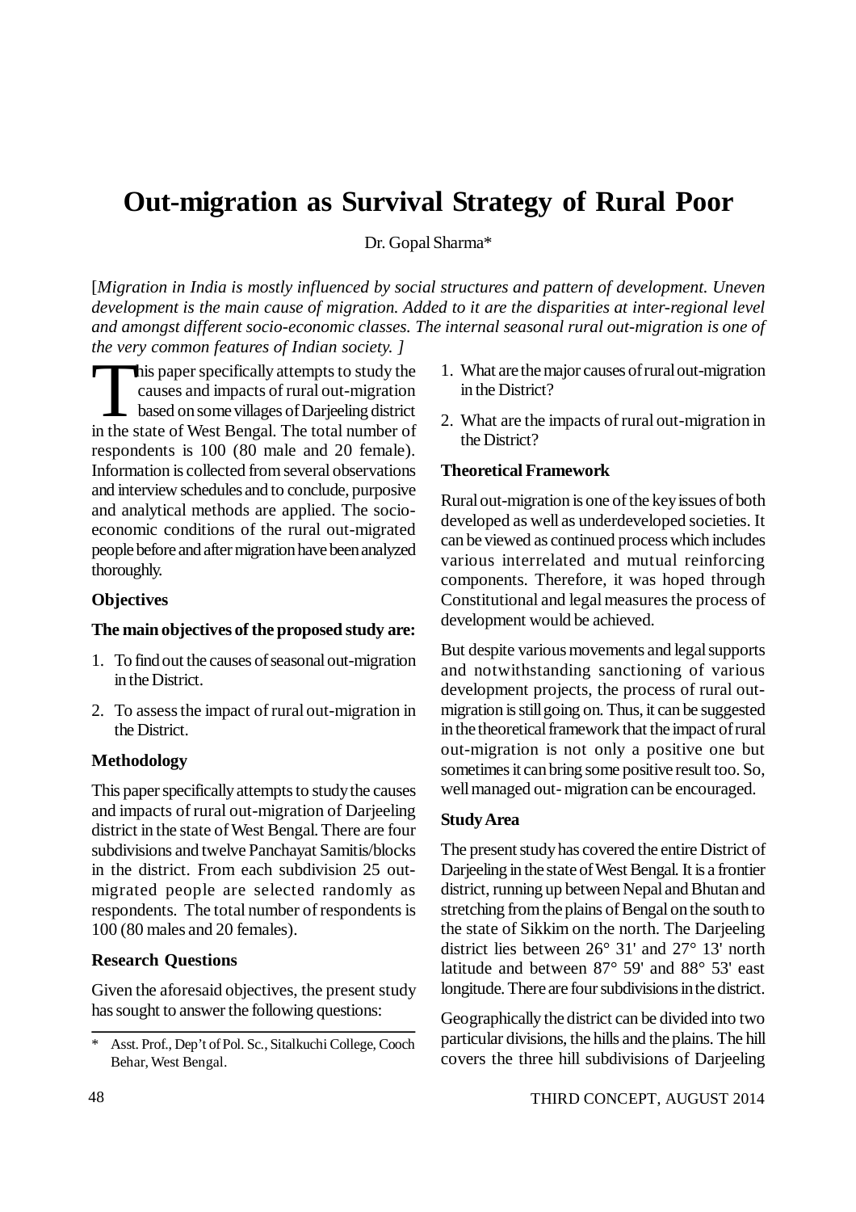# Out-migration as Survival Strategy of Rural Poor

Dr. Gopal Sharma*

[*Migration in India is mostly influenced by social structures and pattern of development. Uneven development is the main cause of migration. Added to it are the disparities at inter-regional level and amongst different socio-economic classes. The internal seasonal rural out-migration is one of the very common features of Indian society. ]*

This paper specifically attempts to study the causes and impacts of rural out-migration based on some villages of Darjeeling district in the state of West Bengal. The total number of respondents is 100 (80 male and 20 female). Information is collected from several observations and interview schedules and to conclude, purposive and analytical methods are applied. The socio-economic conditions of the rural out-migrated people before and after migration have been analyzed thoroughly.

### Objectives

**The main objectives of the proposed study are:**

1. To find out the causes of seasonal out-migration in the District.
2. To assess the impact of rural out-migration in the District.

### Methodology

This paper specifically attempts to study the causes and impacts of rural out-migration of Darjeeling district in the state of West Bengal. There are four subdivisions and twelve Panchayat Samitis/blocks in the district. From each subdivision 25 out-migrated people are selected randomly as respondents. The total number of respondents is 100 (80 males and 20 females).

### Research Questions

Given the aforesaid objectives, the present study has sought to answer the following questions:

1. What are the major causes of rural out-migration in the District?
2. What are the impacts of rural out-migration in the District?

### Theoretical Framework

Rural out-migration is one of the key issues of both developed as well as underdeveloped societies. It can be viewed as continued process which includes various interrelated and mutual reinforcing components. Therefore, it was hoped through Constitutional and legal measures the process of development would be achieved.

But despite various movements and legal supports and notwithstanding sanctioning of various development projects, the process of rural out-migration is still going on. Thus, it can be suggested in the theoretical framework that the impact of rural out-migration is not only a positive one but sometimes it can bring some positive result too. So, well managed out- migration can be encouraged.

### Study Area

The present study has covered the entire District of Darjeeling in the state of West Bengal. It is a frontier district, running up between Nepal and Bhutan and stretching from the plains of Bengal on the south to the state of Sikkim on the north. The Darjeeling district lies between 26° 31' and 27° 13' north latitude and between 87° 59' and 88° 53' east longitude. There are four subdivisions in the district.

Geographically the district can be divided into two particular divisions, the hills and the plains. The hill covers the three hill subdivisions of Darjeeling

---

\* Asst. Prof., Dep't of Pol. Sc., Sitalkuchi College, Cooch Behar, West Bengal.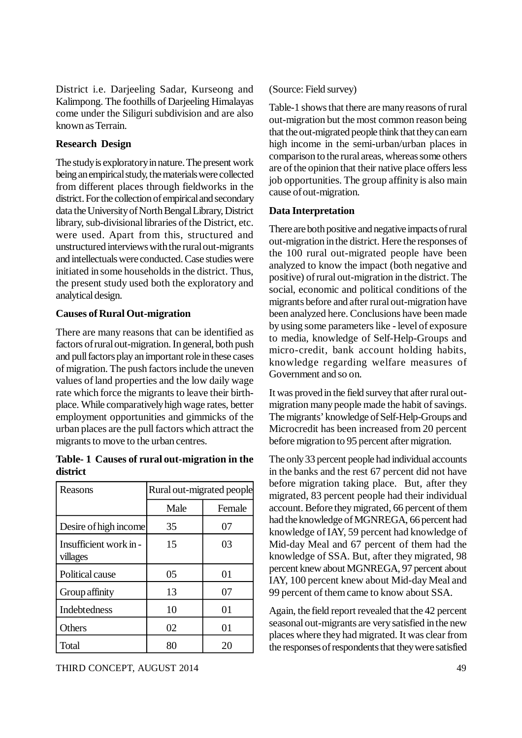District i.e. Darjeeling Sadar, Kurseong and Kalimpong. The foothills of Darjeeling Himalayas come under the Siliguri subdivision and are also known as Terrain.

### Research Design

The study is exploratory in nature. The present work being an empirical study, the materials were collected from different places through fieldworks in the district. For the collection of empirical and secondary data the University of North Bengal Library, District library, sub-divisional libraries of the District, etc. were used. Apart from this, structured and unstructured interviews with the rural out-migrants and intellectuals were conducted. Case studies were initiated in some households in the district. Thus, the present study used both the exploratory and analytical design.

### Causes of Rural Out-migration

There are many reasons that can be identified as factors of rural out-migration. In general, both push and pull factors play an important role in these cases of migration. The push factors include the uneven values of land properties and the low daily wage rate which force the migrants to leave their birth-place. While comparatively high wage rates, better employment opportunities and gimmicks of the urban places are the pull factors which attract the migrants to move to the urban centres.

**Table- 1 Causes of rural out-migration in the district**

| Reasons | Rural out-migrated people | |
|---|---|---|
| | Male | Female |
| Desire of high income | 35 | 07 |
| Insufficient work in - villages | 15 | 03 |
| Political cause | 05 | 01 |
| Group affinity | 13 | 07 |
| Indebtedness | 10 | 01 |
| Others | 02 | 01 |
| Total | 80 | 20 |

(Source: Field survey)

Table-1 shows that there are many reasons of rural out-migration but the most common reason being that the out-migrated people think that they can earn high income in the semi-urban/urban places in comparison to the rural areas, whereas some others are of the opinion that their native place offers less job opportunities. The group affinity is also main cause of out-migration.

### Data Interpretation

There are both positive and negative impacts of rural out-migration in the district. Here the responses of the 100 rural out-migrated people have been analyzed to know the impact (both negative and positive) of rural out-migration in the district. The social, economic and political conditions of the migrants before and after rural out-migration have been analyzed here. Conclusions have been made by using some parameters like - level of exposure to media, knowledge of Self-Help-Groups and micro-credit, bank account holding habits, knowledge regarding welfare measures of Government and so on.

It was proved in the field survey that after rural out-migration many people made the habit of savings. The migrants' knowledge of Self-Help-Groups and Microcredit has been increased from 20 percent before migration to 95 percent after migration.

The only 33 percent people had individual accounts in the banks and the rest 67 percent did not have before migration taking place. But, after they migrated, 83 percent people had their individual account. Before they migrated, 66 percent of them had the knowledge of MGNREGA, 66 percent had knowledge of IAY, 59 percent had knowledge of Mid-day Meal and 67 percent of them had the knowledge of SSA. But, after they migrated, 98 percent knew about MGNREGA, 97 percent about IAY, 100 percent knew about Mid-day Meal and 99 percent of them came to know about SSA.

Again, the field report revealed that the 42 percent seasonal out-migrants are very satisfied in the new places where they had migrated. It was clear from the responses of respondents that they were satisfied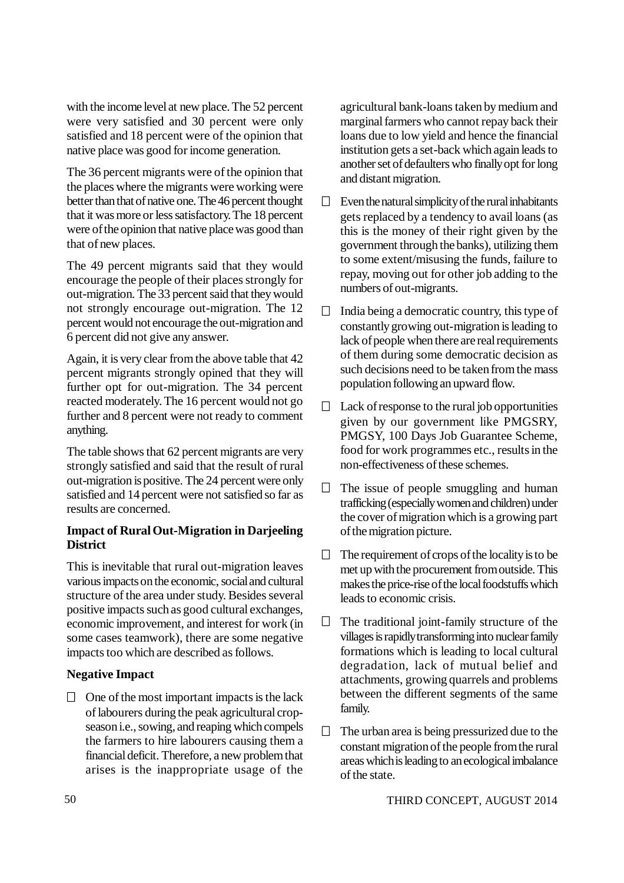with the income level at new place. The 52 percent were very satisfied and 30 percent were only satisfied and 18 percent were of the opinion that native place was good for income generation.

The 36 percent migrants were of the opinion that the places where the migrants were working were better than that of native one. The 46 percent thought that it was more or less satisfactory. The 18 percent were of the opinion that native place was good than that of new places.

The 49 percent migrants said that they would encourage the people of their places strongly for out-migration. The 33 percent said that they would not strongly encourage out-migration. The 12 percent would not encourage the out-migration and 6 percent did not give any answer.

Again, it is very clear from the above table that 42 percent migrants strongly opined that they will further opt for out-migration. The 34 percent reacted moderately. The 16 percent would not go further and 8 percent were not ready to comment anything.

The table shows that 62 percent migrants are very strongly satisfied and said that the result of rural out-migration is positive. The 24 percent were only satisfied and 14 percent were not satisfied so far as results are concerned.

**Impact of Rural Out-Migration in Darjeeling District**

This is inevitable that rural out-migration leaves various impacts on the economic, social and cultural structure of the area under study. Besides several positive impacts such as good cultural exchanges, economic improvement, and interest for work (in some cases teamwork), there are some negative impacts too which are described as follows.

**Negative Impact**

- One of the most important impacts is the lack of labourers during the peak agricultural crop-season i.e., sowing, and reaping which compels the farmers to hire labourers causing them a financial deficit. Therefore, a new problem that arises is the inappropriate usage of the agricultural bank-loans taken by medium and marginal farmers who cannot repay back their loans due to low yield and hence the financial institution gets a set-back which again leads to another set of defaulters who finally opt for long and distant migration.
- Even the natural simplicity of the rural inhabitants gets replaced by a tendency to avail loans (as this is the money of their right given by the government through the banks), utilizing them to some extent/misusing the funds, failure to repay, moving out for other job adding to the numbers of out-migrants.
- India being a democratic country, this type of constantly growing out-migration is leading to lack of people when there are real requirements of them during some democratic decision as such decisions need to be taken from the mass population following an upward flow.
- Lack of response to the rural job opportunities given by our government like PMGSRY, PMGSY, 100 Days Job Guarantee Scheme, food for work programmes etc., results in the non-effectiveness of these schemes.
- The issue of people smuggling and human trafficking (especially women and children) under the cover of migration which is a growing part of the migration picture.
- The requirement of crops of the locality is to be met up with the procurement from outside. This makes the price-rise of the local foodstuffs which leads to economic crisis.
- The traditional joint-family structure of the villages is rapidly transforming into nuclear family formations which is leading to local cultural degradation, lack of mutual belief and attachments, growing quarrels and problems between the different segments of the same family.
- The urban area is being pressurized due to the constant migration of the people from the rural areas which is leading to an ecological imbalance of the state.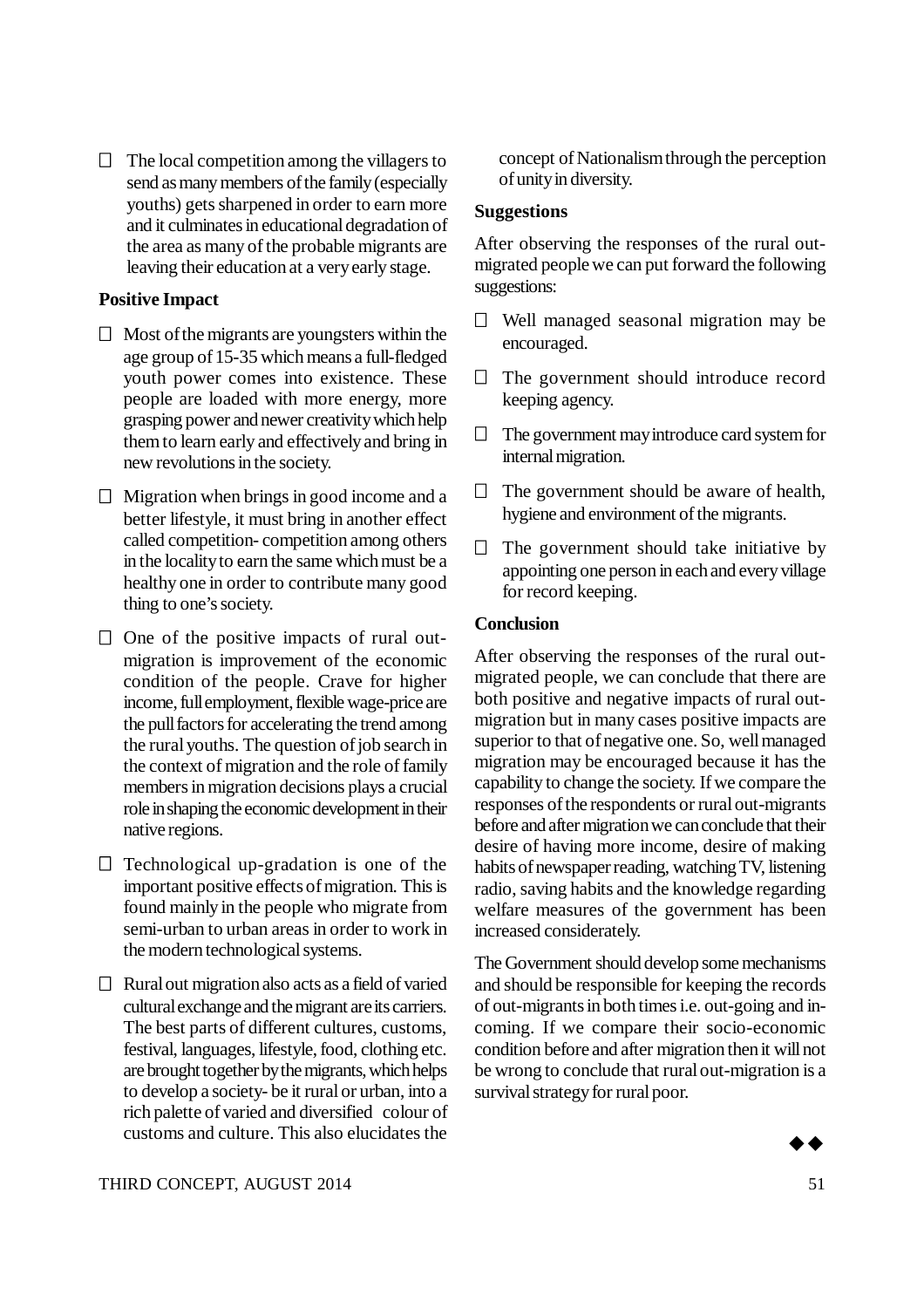- The local competition among the villagers to send as many members of the family (especially youths) gets sharpened in order to earn more and it culminates in educational degradation of the area as many of the probable migrants are leaving their education at a very early stage.

**Positive Impact**

- Most of the migrants are youngsters within the age group of 15-35 which means a full-fledged youth power comes into existence. These people are loaded with more energy, more grasping power and newer creativity which help them to learn early and effectively and bring in new revolutions in the society.
- Migration when brings in good income and a better lifestyle, it must bring in another effect called competition- competition among others in the locality to earn the same which must be a healthy one in order to contribute many good thing to one's society.
- One of the positive impacts of rural out-migration is improvement of the economic condition of the people. Crave for higher income, full employment, flexible wage-price are the pull factors for accelerating the trend among the rural youths. The question of job search in the context of migration and the role of family members in migration decisions plays a crucial role in shaping the economic development in their native regions.
- Technological up-gradation is one of the important positive effects of migration. This is found mainly in the people who migrate from semi-urban to urban areas in order to work in the modern technological systems.
- Rural out migration also acts as a field of varied cultural exchange and the migrant are its carriers. The best parts of different cultures, customs, festival, languages, lifestyle, food, clothing etc. are brought together by the migrants, which helps to develop a society- be it rural or urban, into a rich palette of varied and diversified colour of customs and culture. This also elucidates the concept of Nationalism through the perception of unity in diversity.

**Suggestions**

After observing the responses of the rural out-migrated people we can put forward the following suggestions:

- Well managed seasonal migration may be encouraged.
- The government should introduce record keeping agency.
- The government may introduce card system for internal migration.
- The government should be aware of health, hygiene and environment of the migrants.
- The government should take initiative by appointing one person in each and every village for record keeping.

**Conclusion**

After observing the responses of the rural out-migrated people, we can conclude that there are both positive and negative impacts of rural out-migration but in many cases positive impacts are superior to that of negative one. So, well managed migration may be encouraged because it has the capability to change the society. If we compare the responses of the respondents or rural out-migrants before and after migration we can conclude that their desire of having more income, desire of making habits of newspaper reading, watching TV, listening radio, saving habits and the knowledge regarding welfare measures of the government has been increased considerately.

The Government should develop some mechanisms and should be responsible for keeping the records of out-migrants in both times i.e. out-going and in-coming. If we compare their socio-economic condition before and after migration then it will not be wrong to conclude that rural out-migration is a survival strategy for rural poor.

◆◆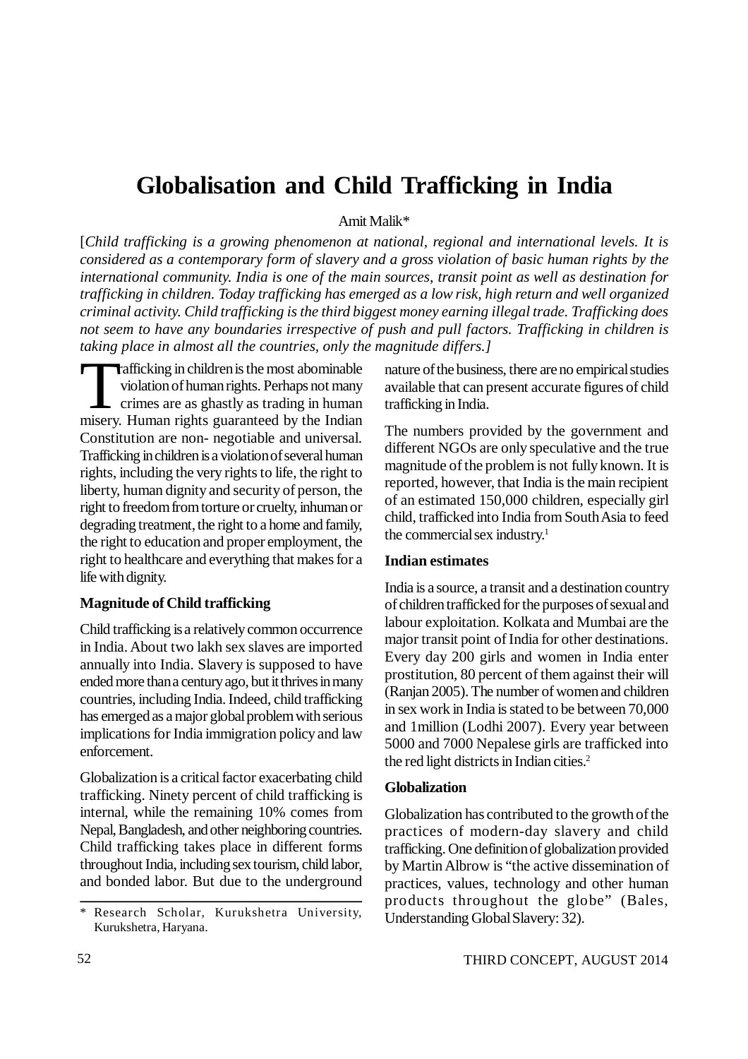# Globalisation and Child Trafficking in India

Amit Malik*

[*Child trafficking is a growing phenomenon at national, regional and international levels. It is considered as a contemporary form of slavery and a gross violation of basic human rights by the international community. India is one of the main sources, transit point as well as destination for trafficking in children. Today trafficking has emerged as a low risk, high return and well organized criminal activity. Child trafficking is the third biggest money earning illegal trade. Trafficking does not seem to have any boundaries irrespective of push and pull factors. Trafficking in children is taking place in almost all the countries, only the magnitude differs.*]

Trafficking in children is the most abominable violation of human rights. Perhaps not many crimes are as ghastly as trading in human misery. Human rights guaranteed by the Indian Constitution are non- negotiable and universal. Trafficking in children is a violation of several human rights, including the very rights to life, the right to liberty, human dignity and security of person, the right to freedom from torture or cruelty, inhuman or degrading treatment, the right to a home and family, the right to education and proper employment, the right to healthcare and everything that makes for a life with dignity.

**Magnitude of Child trafficking**

Child trafficking is a relatively common occurrence in India. About two lakh sex slaves are imported annually into India. Slavery is supposed to have ended more than a century ago, but it thrives in many countries, including India. Indeed, child trafficking has emerged as a major global problem with serious implications for India immigration policy and law enforcement.

Globalization is a critical factor exacerbating child trafficking. Ninety percent of child trafficking is internal, while the remaining 10% comes from Nepal, Bangladesh, and other neighboring countries. Child trafficking takes place in different forms throughout India, including sex tourism, child labor, and bonded labor. But due to the underground nature of the business, there are no empirical studies available that can present accurate figures of child trafficking in India.

The numbers provided by the government and different NGOs are only speculative and the true magnitude of the problem is not fully known. It is reported, however, that India is the main recipient of an estimated 150,000 children, especially girl child, trafficked into India from South Asia to feed the commercial sex industry.[1]

**Indian estimates**

India is a source, a transit and a destination country of children trafficked for the purposes of sexual and labour exploitation. Kolkata and Mumbai are the major transit point of India for other destinations. Every day 200 girls and women in India enter prostitution, 80 percent of them against their will (Ranjan 2005). The number of women and children in sex work in India is stated to be between 70,000 and 1million (Lodhi 2007). Every year between 5000 and 7000 Nepalese girls are trafficked into the red light districts in Indian cities.[2]

**Globalization**

Globalization has contributed to the growth of the practices of modern-day slavery and child trafficking. One definition of globalization provided by Martin Albrow is "the active dissemination of practices, values, technology and other human products throughout the globe" (Bales, Understanding Global Slavery: 32).

* Research Scholar, Kurukshetra University, Kurukshetra, Haryana.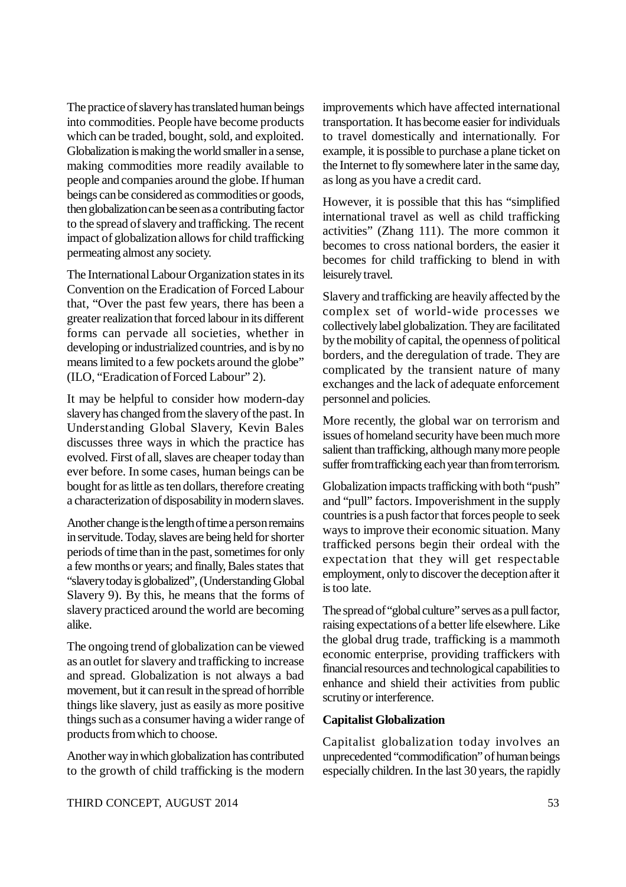The practice of slavery has translated human beings into commodities. People have become products which can be traded, bought, sold, and exploited. Globalization is making the world smaller in a sense, making commodities more readily available to people and companies around the globe. If human beings can be considered as commodities or goods, then globalization can be seen as a contributing factor to the spread of slavery and trafficking. The recent impact of globalization allows for child trafficking permeating almost any society.

The International Labour Organization states in its Convention on the Eradication of Forced Labour that, "Over the past few years, there has been a greater realization that forced labour in its different forms can pervade all societies, whether in developing or industrialized countries, and is by no means limited to a few pockets around the globe" (ILO, "Eradication of Forced Labour" 2).

It may be helpful to consider how modern-day slavery has changed from the slavery of the past. In Understanding Global Slavery, Kevin Bales discusses three ways in which the practice has evolved. First of all, slaves are cheaper today than ever before. In some cases, human beings can be bought for as little as ten dollars, therefore creating a characterization of disposability in modern slaves.

Another change is the length of time a person remains in servitude. Today, slaves are being held for shorter periods of time than in the past, sometimes for only a few months or years; and finally, Bales states that "slavery today is globalized", (Understanding Global Slavery 9). By this, he means that the forms of slavery practiced around the world are becoming alike.

The ongoing trend of globalization can be viewed as an outlet for slavery and trafficking to increase and spread. Globalization is not always a bad movement, but it can result in the spread of horrible things like slavery, just as easily as more positive things such as a consumer having a wider range of products from which to choose.

Another way in which globalization has contributed to the growth of child trafficking is the modern improvements which have affected international transportation. It has become easier for individuals to travel domestically and internationally. For example, it is possible to purchase a plane ticket on the Internet to fly somewhere later in the same day, as long as you have a credit card.

However, it is possible that this has "simplified international travel as well as child trafficking activities" (Zhang 111). The more common it becomes to cross national borders, the easier it becomes for child trafficking to blend in with leisurely travel.

Slavery and trafficking are heavily affected by the complex set of world-wide processes we collectively label globalization. They are facilitated by the mobility of capital, the openness of political borders, and the deregulation of trade. They are complicated by the transient nature of many exchanges and the lack of adequate enforcement personnel and policies.

More recently, the global war on terrorism and issues of homeland security have been much more salient than trafficking, although many more people suffer from trafficking each year than from terrorism.

Globalization impacts trafficking with both "push" and "pull" factors. Impoverishment in the supply countries is a push factor that forces people to seek ways to improve their economic situation. Many trafficked persons begin their ordeal with the expectation that they will get respectable employment, only to discover the deception after it is too late.

The spread of "global culture" serves as a pull factor, raising expectations of a better life elsewhere. Like the global drug trade, trafficking is a mammoth economic enterprise, providing traffickers with financial resources and technological capabilities to enhance and shield their activities from public scrutiny or interference.

**Capitalist Globalization**

Capitalist globalization today involves an unprecedented "commodification" of human beings especially children. In the last 30 years, the rapidly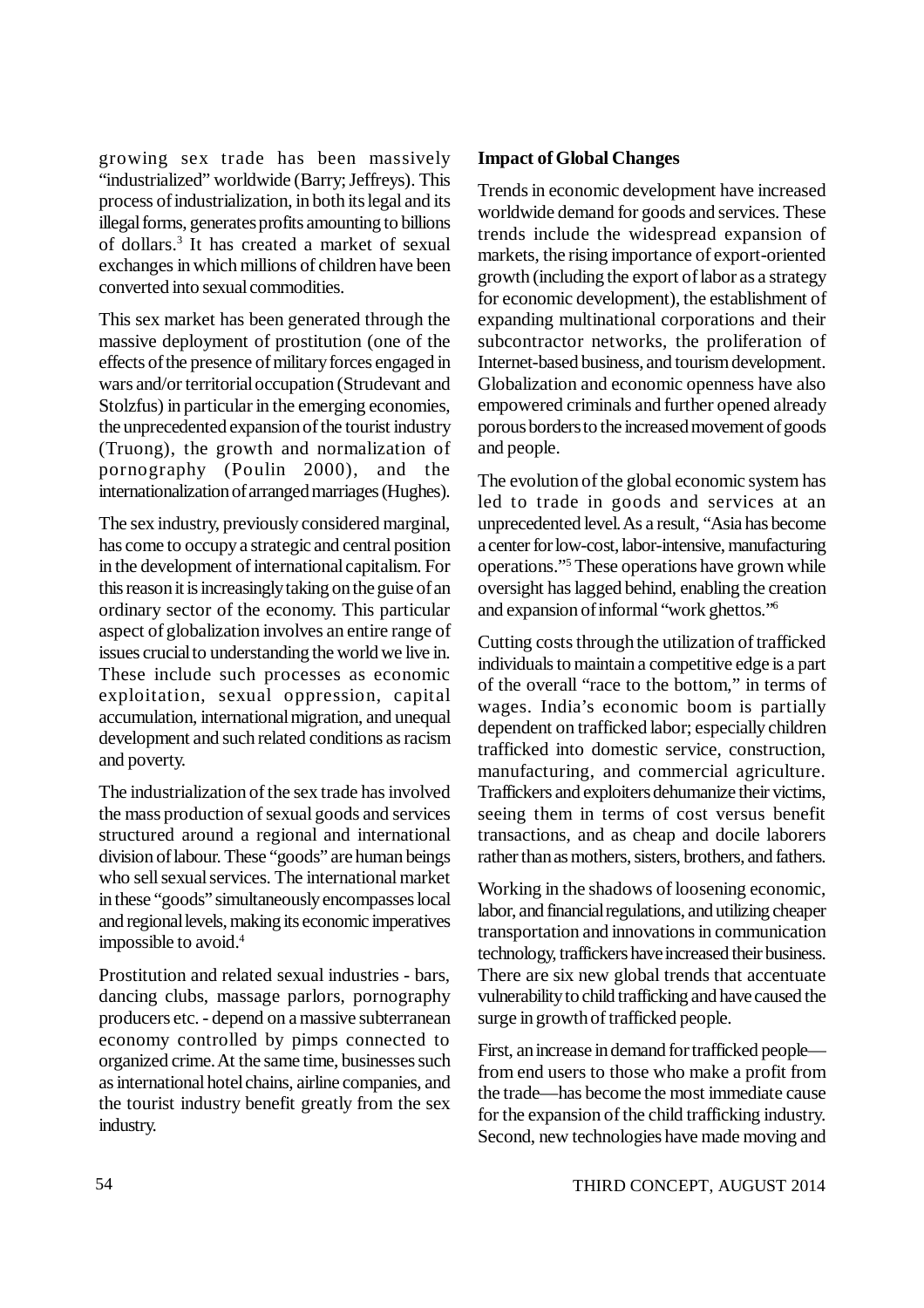growing sex trade has been massively "industrialized" worldwide (Barry; Jeffreys). This process of industrialization, in both its legal and its illegal forms, generates profits amounting to billions of dollars.[3] It has created a market of sexual exchanges in which millions of children have been converted into sexual commodities.

This sex market has been generated through the massive deployment of prostitution (one of the effects of the presence of military forces engaged in wars and/or territorial occupation (Strudevant and Stolzfus) in particular in the emerging economies, the unprecedented expansion of the tourist industry (Truong), the growth and normalization of pornography (Poulin 2000), and the internationalization of arranged marriages (Hughes).

The sex industry, previously considered marginal, has come to occupy a strategic and central position in the development of international capitalism. For this reason it is increasingly taking on the guise of an ordinary sector of the economy. This particular aspect of globalization involves an entire range of issues crucial to understanding the world we live in. These include such processes as economic exploitation, sexual oppression, capital accumulation, international migration, and unequal development and such related conditions as racism and poverty.

The industrialization of the sex trade has involved the mass production of sexual goods and services structured around a regional and international division of labour. These "goods" are human beings who sell sexual services. The international market in these "goods" simultaneously encompasses local and regional levels, making its economic imperatives impossible to avoid.[4]

Prostitution and related sexual industries - bars, dancing clubs, massage parlors, pornography producers etc. - depend on a massive subterranean economy controlled by pimps connected to organized crime. At the same time, businesses such as international hotel chains, airline companies, and the tourist industry benefit greatly from the sex industry.

**Impact of Global Changes**

Trends in economic development have increased worldwide demand for goods and services. These trends include the widespread expansion of markets, the rising importance of export-oriented growth (including the export of labor as a strategy for economic development), the establishment of expanding multinational corporations and their subcontractor networks, the proliferation of Internet-based business, and tourism development. Globalization and economic openness have also empowered criminals and further opened already porous borders to the increased movement of goods and people.

The evolution of the global economic system has led to trade in goods and services at an unprecedented level. As a result, "Asia has become a center for low-cost, labor-intensive, manufacturing operations."[5] These operations have grown while oversight has lagged behind, enabling the creation and expansion of informal "work ghettos."[6]

Cutting costs through the utilization of trafficked individuals to maintain a competitive edge is a part of the overall "race to the bottom," in terms of wages. India's economic boom is partially dependent on trafficked labor; especially children trafficked into domestic service, construction, manufacturing, and commercial agriculture. Traffickers and exploiters dehumanize their victims, seeing them in terms of cost versus benefit transactions, and as cheap and docile laborers rather than as mothers, sisters, brothers, and fathers.

Working in the shadows of loosening economic, labor, and financial regulations, and utilizing cheaper transportation and innovations in communication technology, traffickers have increased their business. There are six new global trends that accentuate vulnerability to child trafficking and have caused the surge in growth of trafficked people.

First, an increase in demand for trafficked people—from end users to those who make a profit from the trade—has become the most immediate cause for the expansion of the child trafficking industry. Second, new technologies have made moving and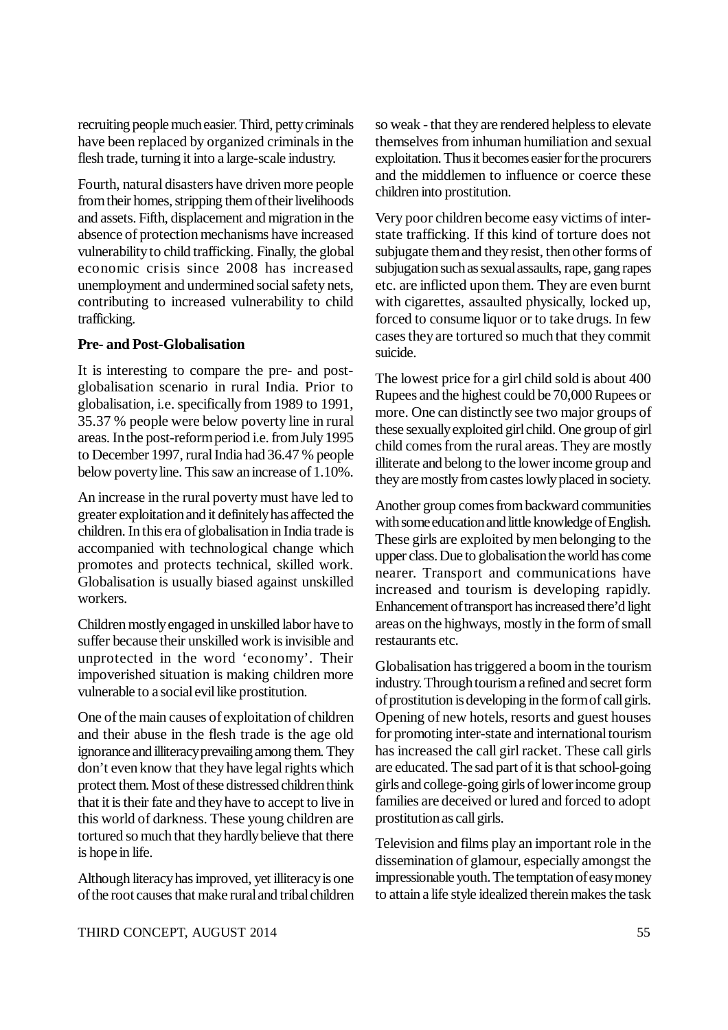recruiting people much easier. Third, petty criminals have been replaced by organized criminals in the flesh trade, turning it into a large-scale industry.

Fourth, natural disasters have driven more people from their homes, stripping them of their livelihoods and assets. Fifth, displacement and migration in the absence of protection mechanisms have increased vulnerability to child trafficking. Finally, the global economic crisis since 2008 has increased unemployment and undermined social safety nets, contributing to increased vulnerability to child trafficking.

**Pre- and Post-Globalisation**

It is interesting to compare the pre- and post-globalisation scenario in rural India. Prior to globalisation, i.e. specifically from 1989 to 1991, 35.37 % people were below poverty line in rural areas. In the post-reform period i.e. from July 1995 to December 1997, rural India had 36.47 % people below poverty line. This saw an increase of 1.10%.

An increase in the rural poverty must have led to greater exploitation and it definitely has affected the children. In this era of globalisation in India trade is accompanied with technological change which promotes and protects technical, skilled work. Globalisation is usually biased against unskilled workers.

Children mostly engaged in unskilled labor have to suffer because their unskilled work is invisible and unprotected in the word 'economy'. Their impoverished situation is making children more vulnerable to a social evil like prostitution.

One of the main causes of exploitation of children and their abuse in the flesh trade is the age old ignorance and illiteracy prevailing among them. They don't even know that they have legal rights which protect them. Most of these distressed children think that it is their fate and they have to accept to live in this world of darkness. These young children are tortured so much that they hardly believe that there is hope in life.

Although literacy has improved, yet illiteracy is one of the root causes that make rural and tribal children so weak - that they are rendered helpless to elevate themselves from inhuman humiliation and sexual exploitation. Thus it becomes easier for the procurers and the middlemen to influence or coerce these children into prostitution.

Very poor children become easy victims of inter-state trafficking. If this kind of torture does not subjugate them and they resist, then other forms of subjugation such as sexual assaults, rape, gang rapes etc. are inflicted upon them. They are even burnt with cigarettes, assaulted physically, locked up, forced to consume liquor or to take drugs. In few cases they are tortured so much that they commit suicide.

The lowest price for a girl child sold is about 400 Rupees and the highest could be 70,000 Rupees or more. One can distinctly see two major groups of these sexually exploited girl child. One group of girl child comes from the rural areas. They are mostly illiterate and belong to the lower income group and they are mostly from castes lowly placed in society.

Another group comes from backward communities with some education and little knowledge of English. These girls are exploited by men belonging to the upper class. Due to globalisation the world has come nearer. Transport and communications have increased and tourism is developing rapidly. Enhancement of transport has increased there'd light areas on the highways, mostly in the form of small restaurants etc.

Globalisation has triggered a boom in the tourism industry. Through tourism a refined and secret form of prostitution is developing in the form of call girls. Opening of new hotels, resorts and guest houses for promoting inter-state and international tourism has increased the call girl racket. These call girls are educated. The sad part of it is that school-going girls and college-going girls of lower income group families are deceived or lured and forced to adopt prostitution as call girls.

Television and films play an important role in the dissemination of glamour, especially amongst the impressionable youth. The temptation of easy money to attain a life style idealized therein makes the task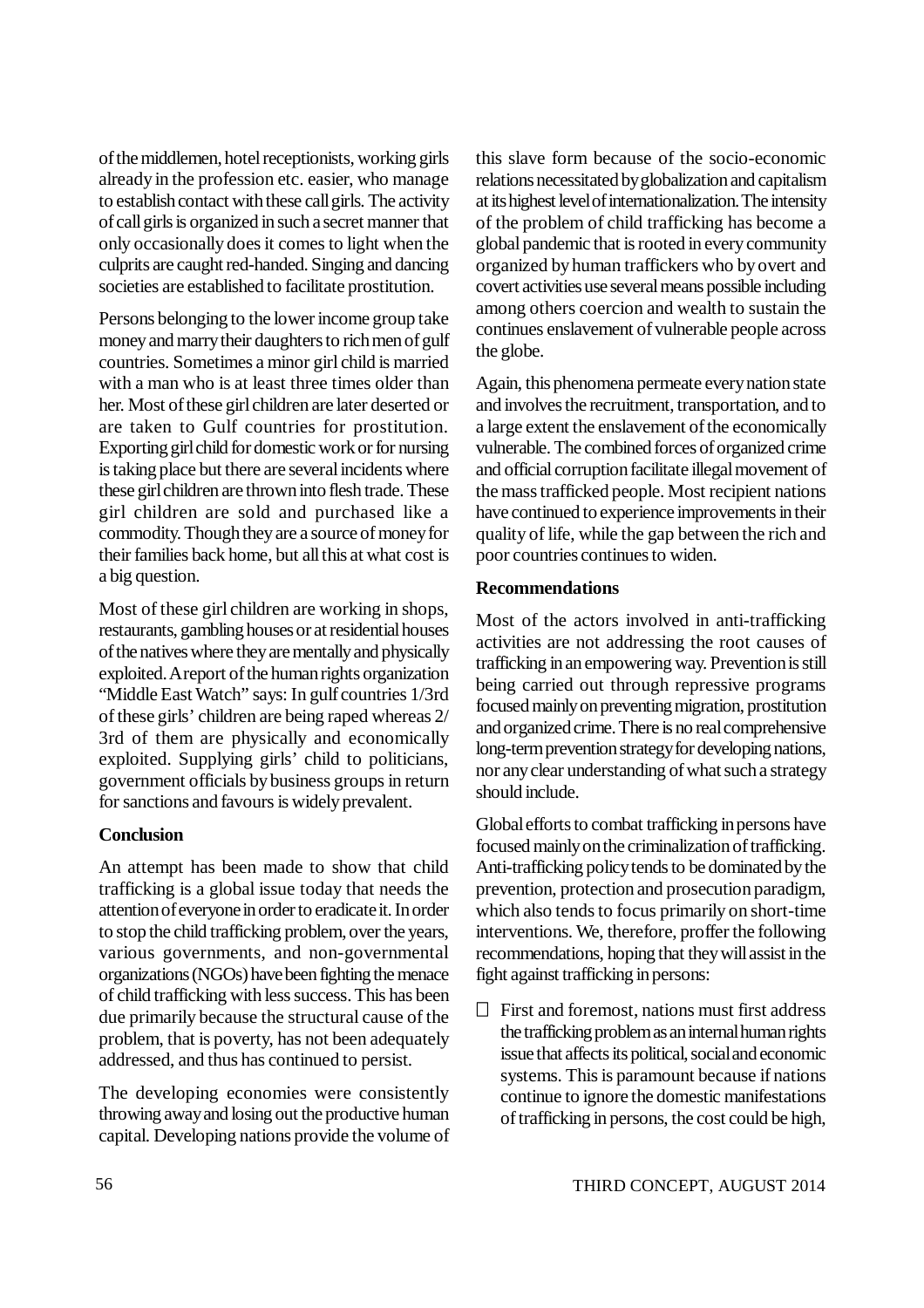of the middlemen, hotel receptionists, working girls already in the profession etc. easier, who manage to establish contact with these call girls. The activity of call girls is organized in such a secret manner that only occasionally does it comes to light when the culprits are caught red-handed. Singing and dancing societies are established to facilitate prostitution.

Persons belonging to the lower income group take money and marry their daughters to rich men of gulf countries. Sometimes a minor girl child is married with a man who is at least three times older than her. Most of these girl children are later deserted or are taken to Gulf countries for prostitution. Exporting girl child for domestic work or for nursing is taking place but there are several incidents where these girl children are thrown into flesh trade. These girl children are sold and purchased like a commodity. Though they are a source of money for their families back home, but all this at what cost is a big question.

Most of these girl children are working in shops, restaurants, gambling houses or at residential houses of the natives where they are mentally and physically exploited. A report of the human rights organization "Middle East Watch" says: In gulf countries 1/3rd of these girls' children are being raped whereas 2/3rd of them are physically and economically exploited. Supplying girls' child to politicians, government officials by business groups in return for sanctions and favours is widely prevalent.

**Conclusion**

An attempt has been made to show that child trafficking is a global issue today that needs the attention of everyone in order to eradicate it. In order to stop the child trafficking problem, over the years, various governments, and non-governmental organizations (NGOs) have been fighting the menace of child trafficking with less success. This has been due primarily because the structural cause of the problem, that is poverty, has not been adequately addressed, and thus has continued to persist.

The developing economies were consistently throwing away and losing out the productive human capital. Developing nations provide the volume of this slave form because of the socio-economic relations necessitated by globalization and capitalism at its highest level of internationalization. The intensity of the problem of child trafficking has become a global pandemic that is rooted in every community organized by human traffickers who by overt and covert activities use several means possible including among others coercion and wealth to sustain the continues enslavement of vulnerable people across the globe.

Again, this phenomena permeate every nation state and involves the recruitment, transportation, and to a large extent the enslavement of the economically vulnerable. The combined forces of organized crime and official corruption facilitate illegal movement of the mass trafficked people. Most recipient nations have continued to experience improvements in their quality of life, while the gap between the rich and poor countries continues to widen.

**Recommendations**

Most of the actors involved in anti-trafficking activities are not addressing the root causes of trafficking in an empowering way. Prevention is still being carried out through repressive programs focused mainly on preventing migration, prostitution and organized crime. There is no real comprehensive long-term prevention strategy for developing nations, nor any clear understanding of what such a strategy should include.

Global efforts to combat trafficking in persons have focused mainly on the criminalization of trafficking. Anti-trafficking policy tends to be dominated by the prevention, protection and prosecution paradigm, which also tends to focus primarily on short-time interventions. We, therefore, proffer the following recommendations, hoping that they will assist in the fight against trafficking in persons:

- First and foremost, nations must first address the trafficking problem as an internal human rights issue that affects its political, social and economic systems. This is paramount because if nations continue to ignore the domestic manifestations of trafficking in persons, the cost could be high,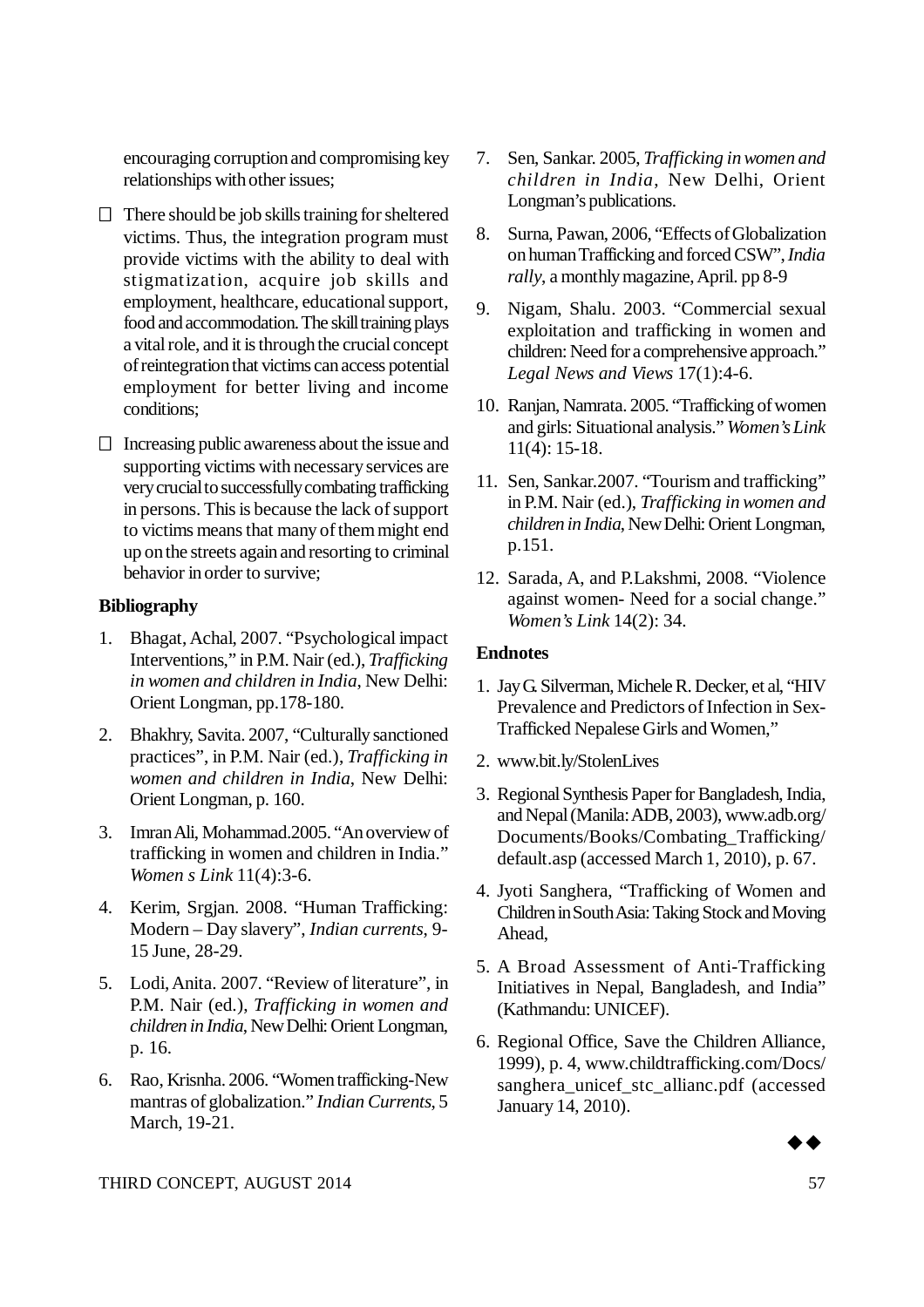encouraging corruption and compromising key relationships with other issues;

- There should be job skills training for sheltered victims. Thus, the integration program must provide victims with the ability to deal with stigmatization, acquire job skills and employment, healthcare, educational support, food and accommodation. The skill training plays a vital role, and it is through the crucial concept of reintegration that victims can access potential employment for better living and income conditions;
- Increasing public awareness about the issue and supporting victims with necessary services are very crucial to successfully combating trafficking in persons. This is because the lack of support to victims means that many of them might end up on the streets again and resorting to criminal behavior in order to survive;

**Bibliography**

1. Bhagat, Achal, 2007. "Psychological impact Interventions," in P.M. Nair (ed.), *Trafficking in women and children in India*, New Delhi: Orient Longman, pp.178-180.
2. Bhakhry, Savita. 2007, "Culturally sanctioned practices", in P.M. Nair (ed.), *Trafficking in women and children in India*, New Delhi: Orient Longman, p. 160.
3. Imran Ali, Mohammad.2005. "An overview of trafficking in women and children in India." *Women s Link* 11(4):3-6.
4. Kerim, Srgjan. 2008. "Human Trafficking: Modern – Day slavery", *Indian currents*, 9-15 June, 28-29.
5. Lodi, Anita. 2007. "Review of literature", in P.M. Nair (ed.), *Trafficking in women and children in India*, New Delhi: Orient Longman, p. 16.
6. Rao, Krisnha. 2006. "Women trafficking-New mantras of globalization." *Indian Currents*, 5 March, 19-21.
7. Sen, Sankar. 2005, *Trafficking in women and children in India*, New Delhi, Orient Longman's publications.
8. Surna, Pawan, 2006, "Effects of Globalization on human Trafficking and forced CSW", *India rally*, a monthly magazine, April. pp 8-9
9. Nigam, Shalu. 2003. "Commercial sexual exploitation and trafficking in women and children: Need for a comprehensive approach." *Legal News and Views* 17(1):4-6.
10. Ranjan, Namrata. 2005. "Trafficking of women and girls: Situational analysis." *Women's Link* 11(4): 15-18.
11. Sen, Sankar.2007. "Tourism and trafficking" in P.M. Nair (ed.), *Trafficking in women and children in India*, New Delhi: Orient Longman, p.151.
12. Sarada, A, and P.Lakshmi, 2008. "Violence against women- Need for a social change." *Women's Link* 14(2): 34.

**Endnotes**

1. Jay G. Silverman, Michele R. Decker, et al, "HIV Prevalence and Predictors of Infection in Sex-Trafficked Nepalese Girls and Women,"
2. www.bit.ly/StolenLives
3. Regional Synthesis Paper for Bangladesh, India, and Nepal (Manila: ADB, 2003), www.adb.org/Documents/Books/Combating_Trafficking/default.asp (accessed March 1, 2010), p. 67.
4. Jyoti Sanghera, "Trafficking of Women and Children in South Asia: Taking Stock and Moving Ahead,
5. A Broad Assessment of Anti-Trafficking Initiatives in Nepal, Bangladesh, and India" (Kathmandu: UNICEF).
6. Regional Office, Save the Children Alliance, 1999), p. 4, www.childtrafficking.com/Docs/sanghera_unicef_stc_allianc.pdf (accessed January 14, 2010).

◆◆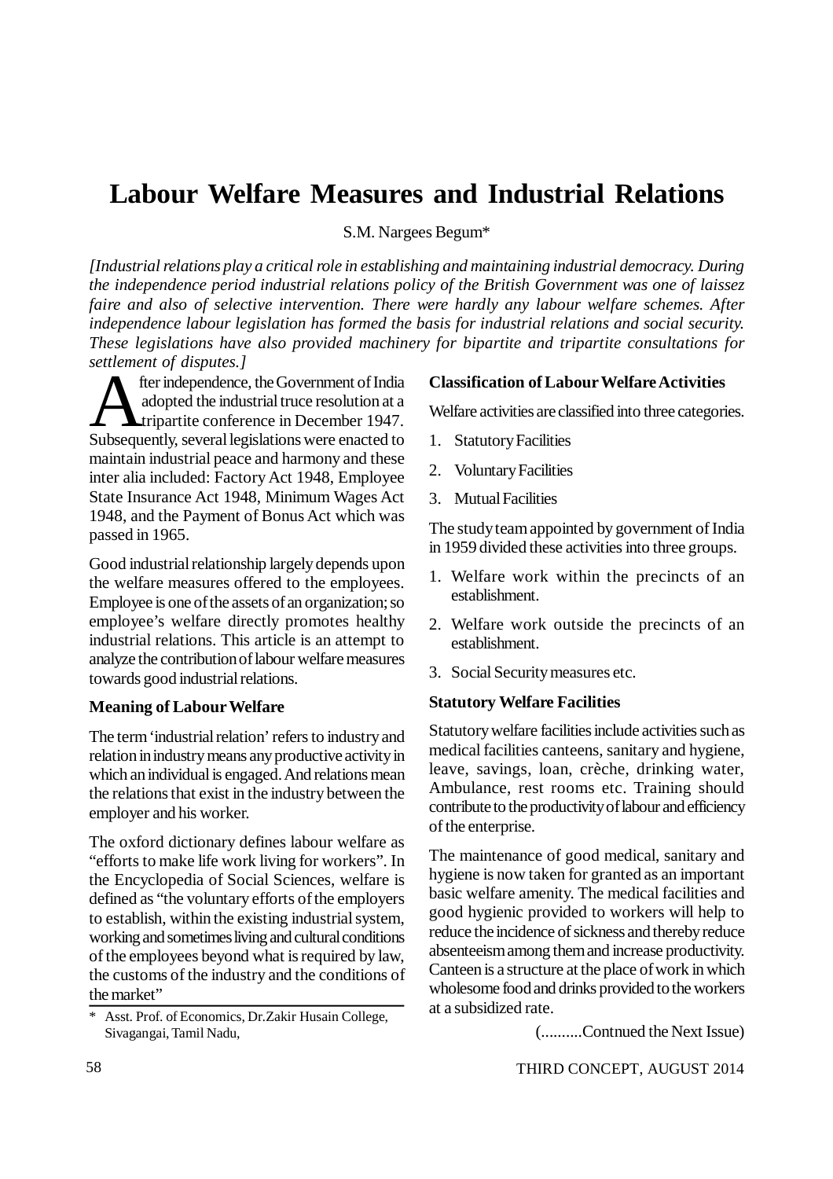# Labour Welfare Measures and Industrial Relations

S.M. Nargees Begum*

*[Industrial relations play a critical role in establishing and maintaining industrial democracy. During the independence period industrial relations policy of the British Government was one of laissez faire and also of selective intervention. There were hardly any labour welfare schemes. After independence labour legislation has formed the basis for industrial relations and social security. These legislations have also provided machinery for bipartite and tripartite consultations for settlement of disputes.]*

After independence, the Government of India adopted the industrial truce resolution at a tripartite conference in December 1947. Subsequently, several legislations were enacted to maintain industrial peace and harmony and these inter alia included: Factory Act 1948, Employee State Insurance Act 1948, Minimum Wages Act 1948, and the Payment of Bonus Act which was passed in 1965.

Good industrial relationship largely depends upon the welfare measures offered to the employees. Employee is one of the assets of an organization; so employee's welfare directly promotes healthy industrial relations. This article is an attempt to analyze the contribution of labour welfare measures towards good industrial relations.

### Meaning of Labour Welfare

The term 'industrial relation' refers to industry and relation in industry means any productive activity in which an individual is engaged. And relations mean the relations that exist in the industry between the employer and his worker.

The oxford dictionary defines labour welfare as "efforts to make life work living for workers". In the Encyclopedia of Social Sciences, welfare is defined as "the voluntary efforts of the employers to establish, within the existing industrial system, working and sometimes living and cultural conditions of the employees beyond what is required by law, the customs of the industry and the conditions of the market"

### Classification of Labour Welfare Activities

Welfare activities are classified into three categories.

1. Statutory Facilities
2. Voluntary Facilities
3. Mutual Facilities

The study team appointed by government of India in 1959 divided these activities into three groups.

1. Welfare work within the precincts of an establishment.
2. Welfare work outside the precincts of an establishment.
3. Social Security measures etc.

### Statutory Welfare Facilities

Statutory welfare facilities include activities such as medical facilities canteens, sanitary and hygiene, leave, savings, loan, crèche, drinking water, Ambulance, rest rooms etc. Training should contribute to the productivity of labour and efficiency of the enterprise.

The maintenance of good medical, sanitary and hygiene is now taken for granted as an important basic welfare amenity. The medical facilities and good hygienic provided to workers will help to reduce the incidence of sickness and thereby reduce absenteeism among them and increase productivity. Canteen is a structure at the place of work in which wholesome food and drinks provided to the workers at a subsidized rate.

(..........Contnued the Next Issue)

---

\* Asst. Prof. of Economics, Dr.Zakir Husain College, Sivagangai, Tamil Nadu,